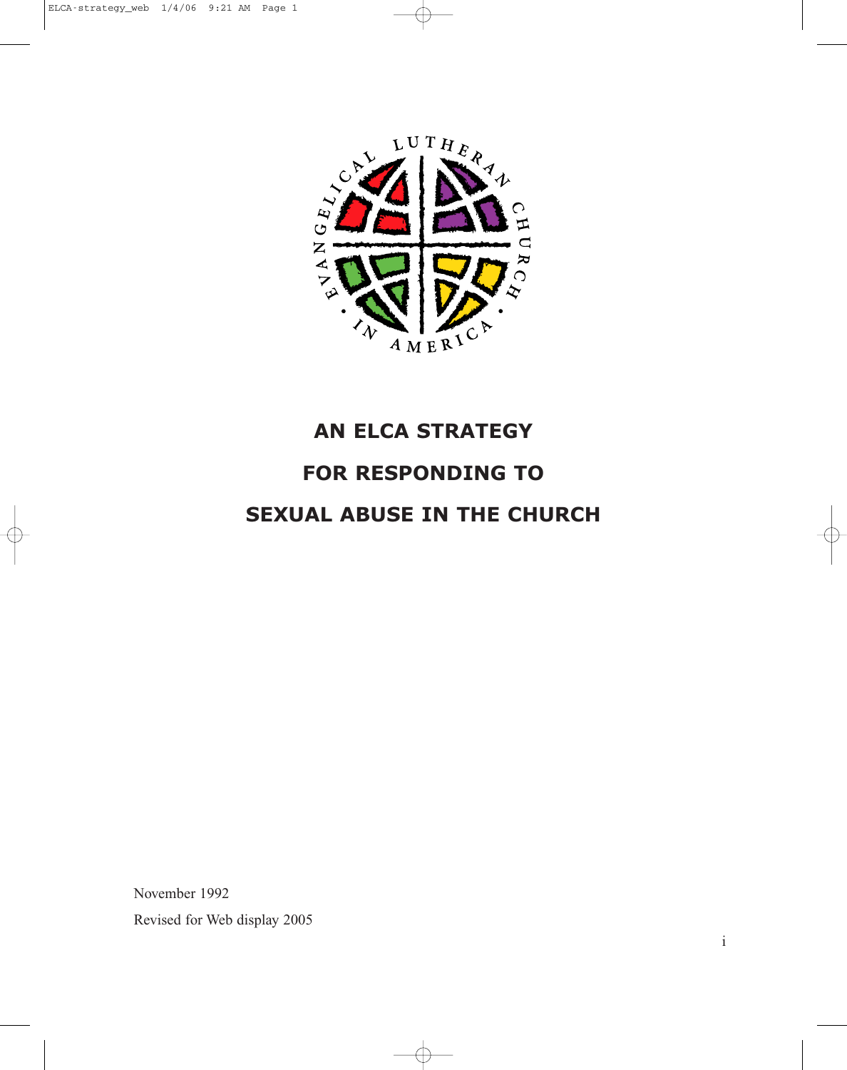# AN ELCA STRATEGY

# FOR RESPONDING TO

# SEXUAL ABUSE IN THE CHURCH

November 1992

Revised for Web display 2005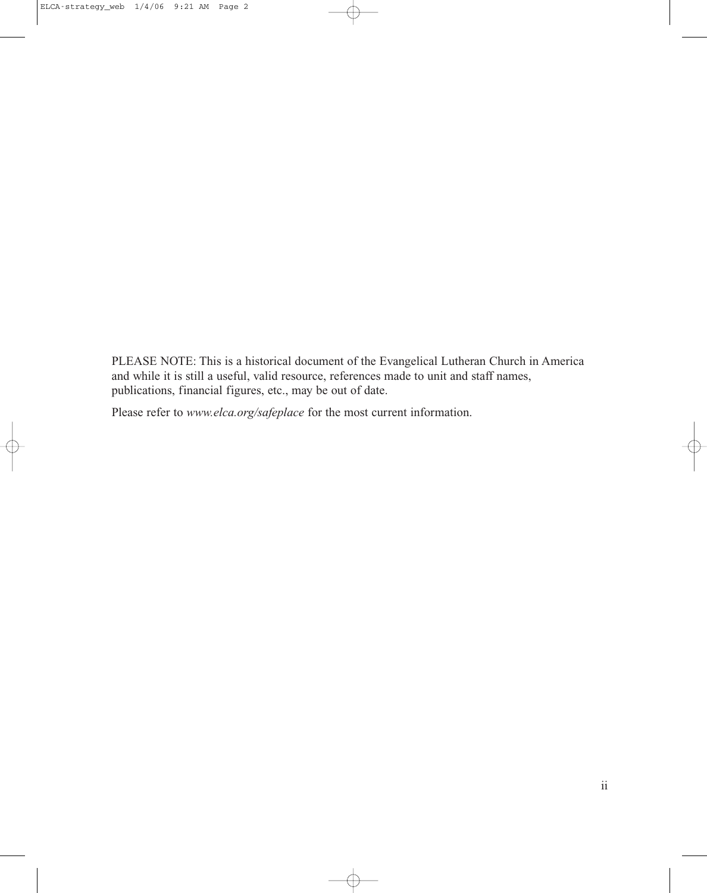PLEASE NOTE: This is a historical document of the Evangelical Lutheran Church in America and while it is still a useful, valid resource, references made to unit and staff names, publications, financial figures, etc., may be out of date.

Please refer to *www.elca.org/safeplace* for the most current information.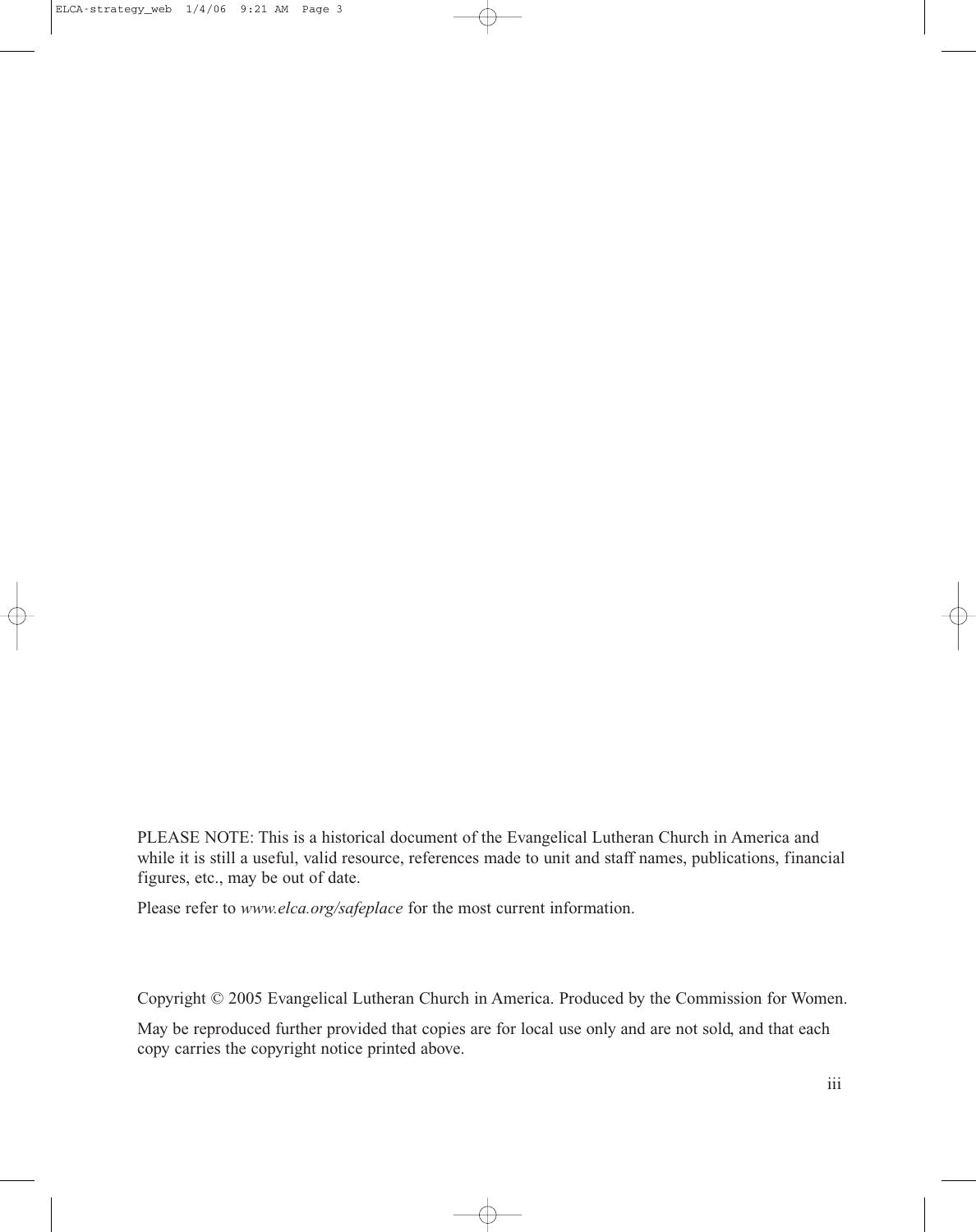PLEASE NOTE: This is a historical document of the Evangelical Lutheran Church in America and while it is still a useful, valid resource, references made to unit and staff names, publications, financial figures, etc., may be out of date.

Please refer to *www.elca.org/safeplace* for the most current information.

Copyright © 2005 Evangelical Lutheran Church in America. Produced by the Commission for Women.

May be reproduced further provided that copies are for local use only and are not sold, and that each copy carries the copyright notice printed above.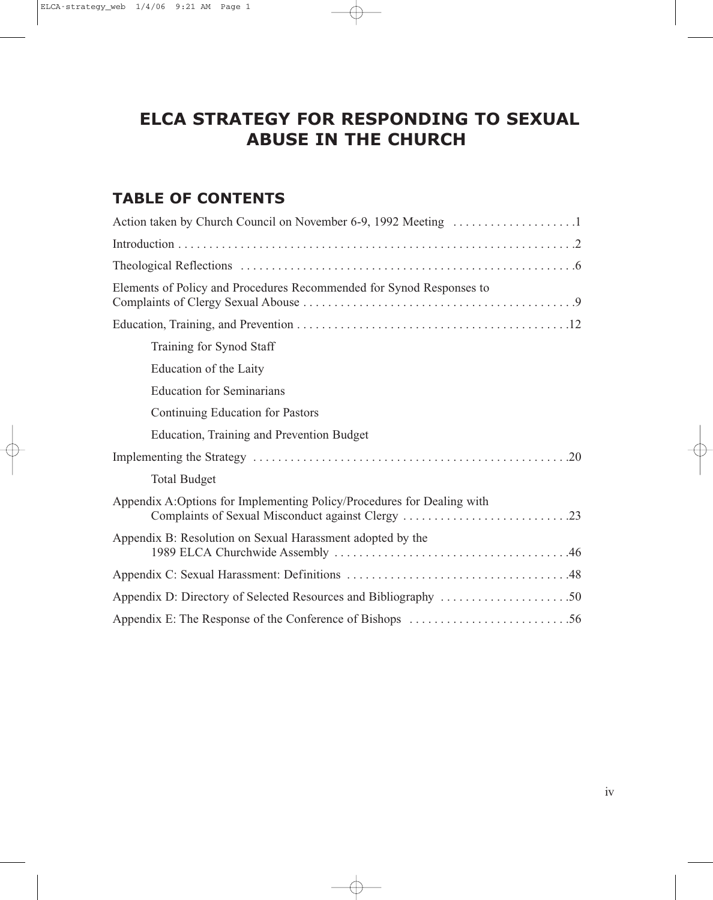# ELCA STRATEGY FOR RESPONDING TO SEXUAL ABUSE IN THE CHURCH

## TABLE OF CONTENTS

Action taken by Church Council on November 6-9, 1992 Meeting . . . . . . . . . . . . . . . . . . . .1

Introduction . . . . . . . . . . . . . . . . . . . . . . . . . . . . . . . . . . . . . . . . . . . . . . . . . . . . . . . . . . . . . . .2

Theological Reflections . . . . . . . . . . . . . . . . . . . . . . . . . . . . . . . . . . . . . . . . . . . . . . . . . . . . .6

Elements of Policy and Procedures Recommended for Synod Responses to Complaints of Clergy Sexual Abouse . . . . . . . . . . . . . . . . . . . . . . . . . . . . . . . . . . . . . . . . . . .9

Education, Training, and Prevention . . . . . . . . . . . . . . . . . . . . . . . . . . . . . . . . . . . . . . . . . . .12

- Training for Synod Staff
- Education of the Laity
- Education for Seminarians
- Continuing Education for Pastors
- Education, Training and Prevention Budget

Implementing the Strategy . . . . . . . . . . . . . . . . . . . . . . . . . . . . . . . . . . . . . . . . . . . . . . . . . .20

- Total Budget

Appendix A:Options for Implementing Policy/Procedures for Dealing with Complaints of Sexual Misconduct against Clergy . . . . . . . . . . . . . . . . . . . . . . . . . . .23

Appendix B: Resolution on Sexual Harassment adopted by the 1989 ELCA Churchwide Assembly . . . . . . . . . . . . . . . . . . . . . . . . . . . . . . . . . . . . . .46

Appendix C: Sexual Harassment: Definitions . . . . . . . . . . . . . . . . . . . . . . . . . . . . . . . . . . .48

Appendix D: Directory of Selected Resources and Bibliography . . . . . . . . . . . . . . . . . . . . .50

Appendix E: The Response of the Conference of Bishops . . . . . . . . . . . . . . . . . . . . . . . . . .56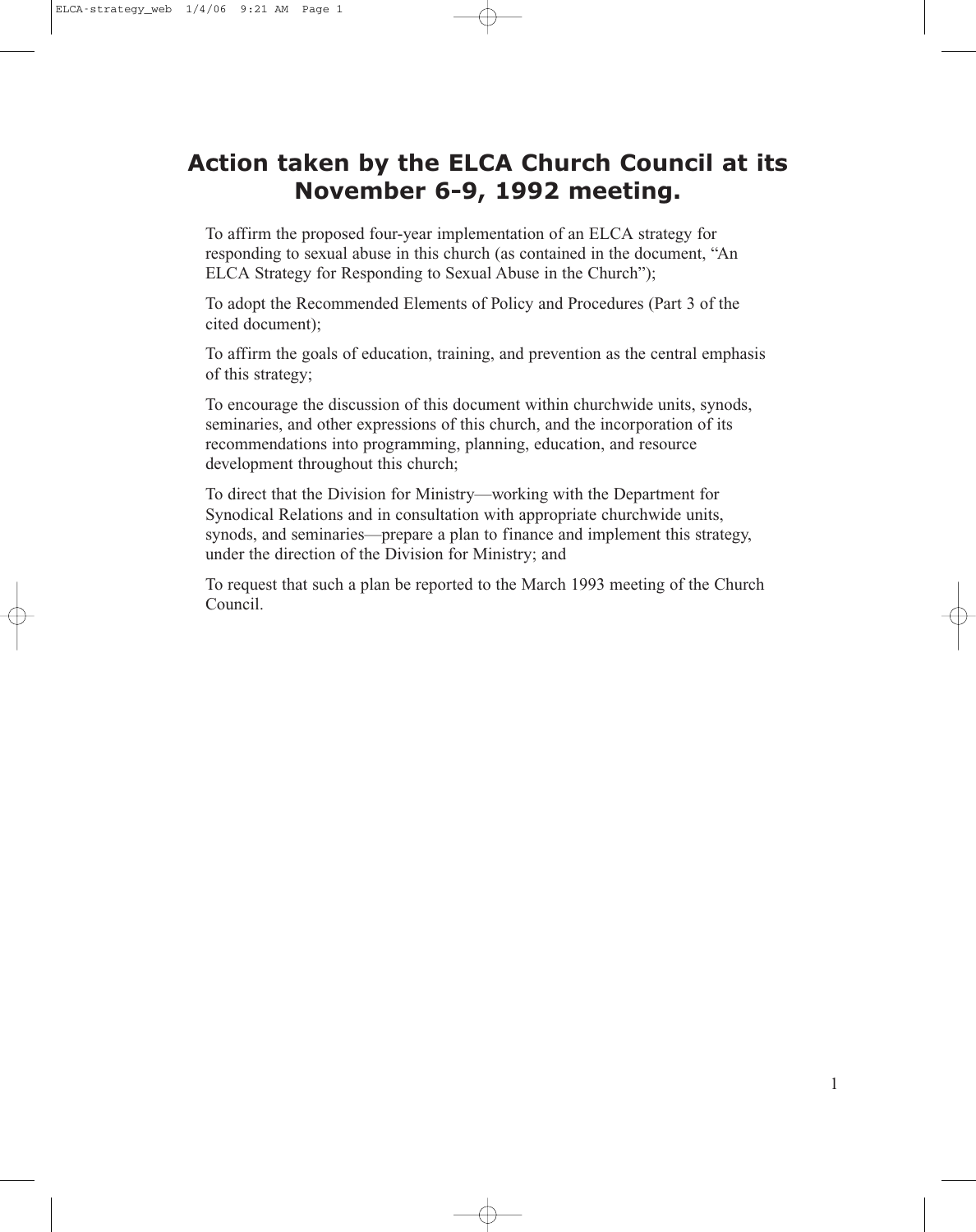# Action taken by the ELCA Church Council at its November 6-9, 1992 meeting.

To affirm the proposed four-year implementation of an ELCA strategy for responding to sexual abuse in this church (as contained in the document, "An ELCA Strategy for Responding to Sexual Abuse in the Church");

To adopt the Recommended Elements of Policy and Procedures (Part 3 of the cited document);

To affirm the goals of education, training, and prevention as the central emphasis of this strategy;

To encourage the discussion of this document within churchwide units, synods, seminaries, and other expressions of this church, and the incorporation of its recommendations into programming, planning, education, and resource development throughout this church;

To direct that the Division for Ministry—working with the Department for Synodical Relations and in consultation with appropriate churchwide units, synods, and seminaries—prepare a plan to finance and implement this strategy, under the direction of the Division for Ministry; and

To request that such a plan be reported to the March 1993 meeting of the Church Council.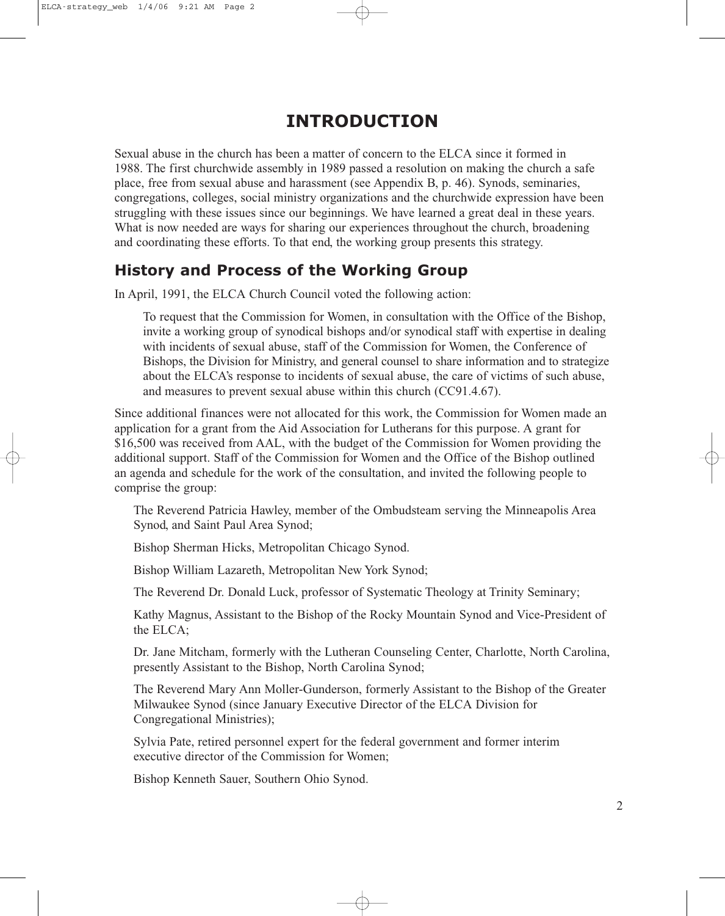# INTRODUCTION

Sexual abuse in the church has been a matter of concern to the ELCA since it formed in 1988. The first churchwide assembly in 1989 passed a resolution on making the church a safe place, free from sexual abuse and harassment (see Appendix B, p. 46). Synods, seminaries, congregations, colleges, social ministry organizations and the churchwide expression have been struggling with these issues since our beginnings. We have learned a great deal in these years. What is now needed are ways for sharing our experiences throughout the church, broadening and coordinating these efforts. To that end, the working group presents this strategy.

## History and Process of the Working Group

In April, 1991, the ELCA Church Council voted the following action:

> To request that the Commission for Women, in consultation with the Office of the Bishop, invite a working group of synodical bishops and/or synodical staff with expertise in dealing with incidents of sexual abuse, staff of the Commission for Women, the Conference of Bishops, the Division for Ministry, and general counsel to share information and to strategize about the ELCA's response to incidents of sexual abuse, the care of victims of such abuse, and measures to prevent sexual abuse within this church (CC91.4.67).

Since additional finances were not allocated for this work, the Commission for Women made an application for a grant from the Aid Association for Lutherans for this purpose. A grant for $16,500 was received from AAL, with the budget of the Commission for Women providing the additional support. Staff of the Commission for Women and the Office of the Bishop outlined an agenda and schedule for the work of the consultation, and invited the following people to comprise the group:

The Reverend Patricia Hawley, member of the Ombudsteam serving the Minneapolis Area Synod, and Saint Paul Area Synod;

Bishop Sherman Hicks, Metropolitan Chicago Synod.

Bishop William Lazareth, Metropolitan New York Synod;

The Reverend Dr. Donald Luck, professor of Systematic Theology at Trinity Seminary;

Kathy Magnus, Assistant to the Bishop of the Rocky Mountain Synod and Vice-President of the ELCA;

Dr. Jane Mitcham, formerly with the Lutheran Counseling Center, Charlotte, North Carolina, presently Assistant to the Bishop, North Carolina Synod;

The Reverend Mary Ann Moller-Gunderson, formerly Assistant to the Bishop of the Greater Milwaukee Synod (since January Executive Director of the ELCA Division for Congregational Ministries);

Sylvia Pate, retired personnel expert for the federal government and former interim executive director of the Commission for Women;

Bishop Kenneth Sauer, Southern Ohio Synod.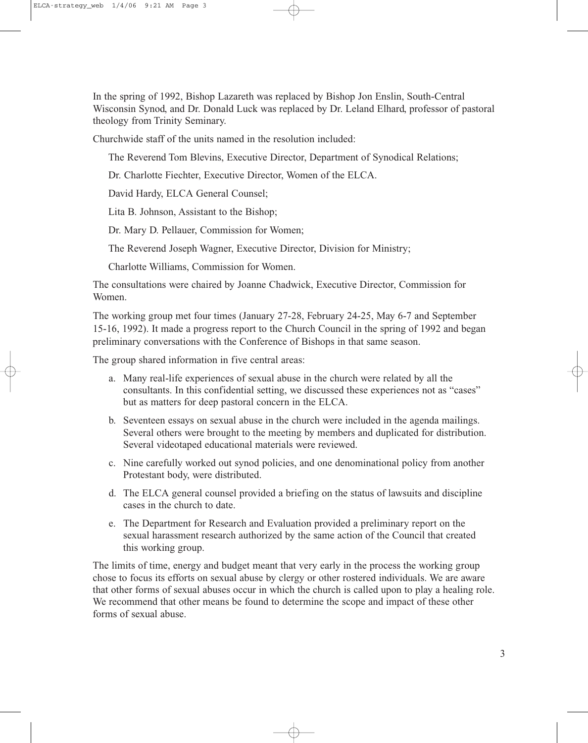In the spring of 1992, Bishop Lazareth was replaced by Bishop Jon Enslin, South-Central Wisconsin Synod, and Dr. Donald Luck was replaced by Dr. Leland Elhard, professor of pastoral theology from Trinity Seminary.

Churchwide staff of the units named in the resolution included:

The Reverend Tom Blevins, Executive Director, Department of Synodical Relations;

Dr. Charlotte Fiechter, Executive Director, Women of the ELCA.

David Hardy, ELCA General Counsel;

Lita B. Johnson, Assistant to the Bishop;

Dr. Mary D. Pellauer, Commission for Women;

The Reverend Joseph Wagner, Executive Director, Division for Ministry;

Charlotte Williams, Commission for Women.

The consultations were chaired by Joanne Chadwick, Executive Director, Commission for Women.

The working group met four times (January 27-28, February 24-25, May 6-7 and September 15-16, 1992). It made a progress report to the Church Council in the spring of 1992 and began preliminary conversations with the Conference of Bishops in that same season.

The group shared information in five central areas:

a. Many real-life experiences of sexual abuse in the church were related by all the consultants. In this confidential setting, we discussed these experiences not as "cases" but as matters for deep pastoral concern in the ELCA.

b. Seventeen essays on sexual abuse in the church were included in the agenda mailings. Several others were brought to the meeting by members and duplicated for distribution. Several videotaped educational materials were reviewed.

c. Nine carefully worked out synod policies, and one denominational policy from another Protestant body, were distributed.

d. The ELCA general counsel provided a briefing on the status of lawsuits and discipline cases in the church to date.

e. The Department for Research and Evaluation provided a preliminary report on the sexual harassment research authorized by the same action of the Council that created this working group.

The limits of time, energy and budget meant that very early in the process the working group chose to focus its efforts on sexual abuse by clergy or other rostered individuals. We are aware that other forms of sexual abuses occur in which the church is called upon to play a healing role. We recommend that other means be found to determine the scope and impact of these other forms of sexual abuse.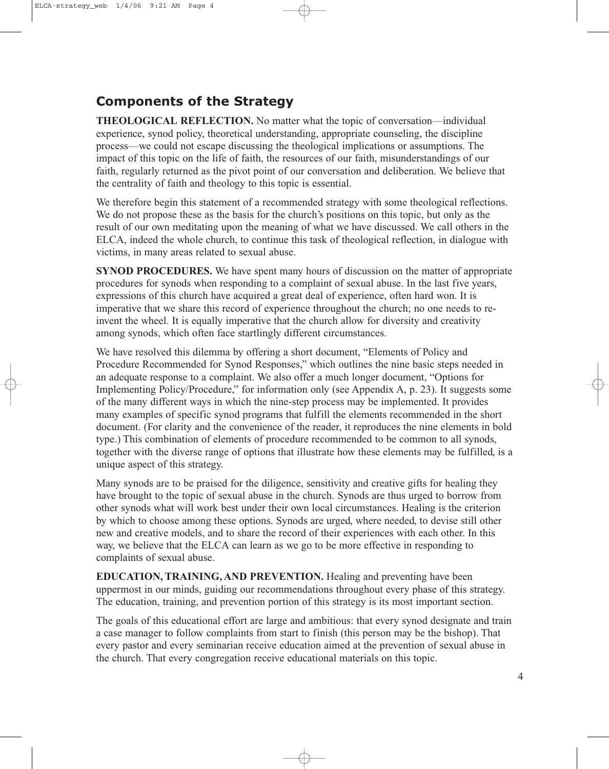## Components of the Strategy

**THEOLOGICAL REFLECTION.** No matter what the topic of conversation—individual experience, synod policy, theoretical understanding, appropriate counseling, the discipline process—we could not escape discussing the theological implications or assumptions. The impact of this topic on the life of faith, the resources of our faith, misunderstandings of our faith, regularly returned as the pivot point of our conversation and deliberation. We believe that the centrality of faith and theology to this topic is essential.

We therefore begin this statement of a recommended strategy with some theological reflections. We do not propose these as the basis for the church's positions on this topic, but only as the result of our own meditating upon the meaning of what we have discussed. We call others in the ELCA, indeed the whole church, to continue this task of theological reflection, in dialogue with victims, in many areas related to sexual abuse.

**SYNOD PROCEDURES.** We have spent many hours of discussion on the matter of appropriate procedures for synods when responding to a complaint of sexual abuse. In the last five years, expressions of this church have acquired a great deal of experience, often hard won. It is imperative that we share this record of experience throughout the church; no one needs to re-invent the wheel. It is equally imperative that the church allow for diversity and creativity among synods, which often face startlingly different circumstances.

We have resolved this dilemma by offering a short document, "Elements of Policy and Procedure Recommended for Synod Responses," which outlines the nine basic steps needed in an adequate response to a complaint. We also offer a much longer document, "Options for Implementing Policy/Procedure," for information only (see Appendix A, p. 23). It suggests some of the many different ways in which the nine-step process may be implemented. It provides many examples of specific synod programs that fulfill the elements recommended in the short document. (For clarity and the convenience of the reader, it reproduces the nine elements in bold type.) This combination of elements of procedure recommended to be common to all synods, together with the diverse range of options that illustrate how these elements may be fulfilled, is a unique aspect of this strategy.

Many synods are to be praised for the diligence, sensitivity and creative gifts for healing they have brought to the topic of sexual abuse in the church. Synods are thus urged to borrow from other synods what will work best under their own local circumstances. Healing is the criterion by which to choose among these options. Synods are urged, where needed, to devise still other new and creative models, and to share the record of their experiences with each other. In this way, we believe that the ELCA can learn as we go to be more effective in responding to complaints of sexual abuse.

**EDUCATION, TRAINING, AND PREVENTION.** Healing and preventing have been uppermost in our minds, guiding our recommendations throughout every phase of this strategy. The education, training, and prevention portion of this strategy is its most important section.

The goals of this educational effort are large and ambitious: that every synod designate and train a case manager to follow complaints from start to finish (this person may be the bishop). That every pastor and every seminarian receive education aimed at the prevention of sexual abuse in the church. That every congregation receive educational materials on this topic.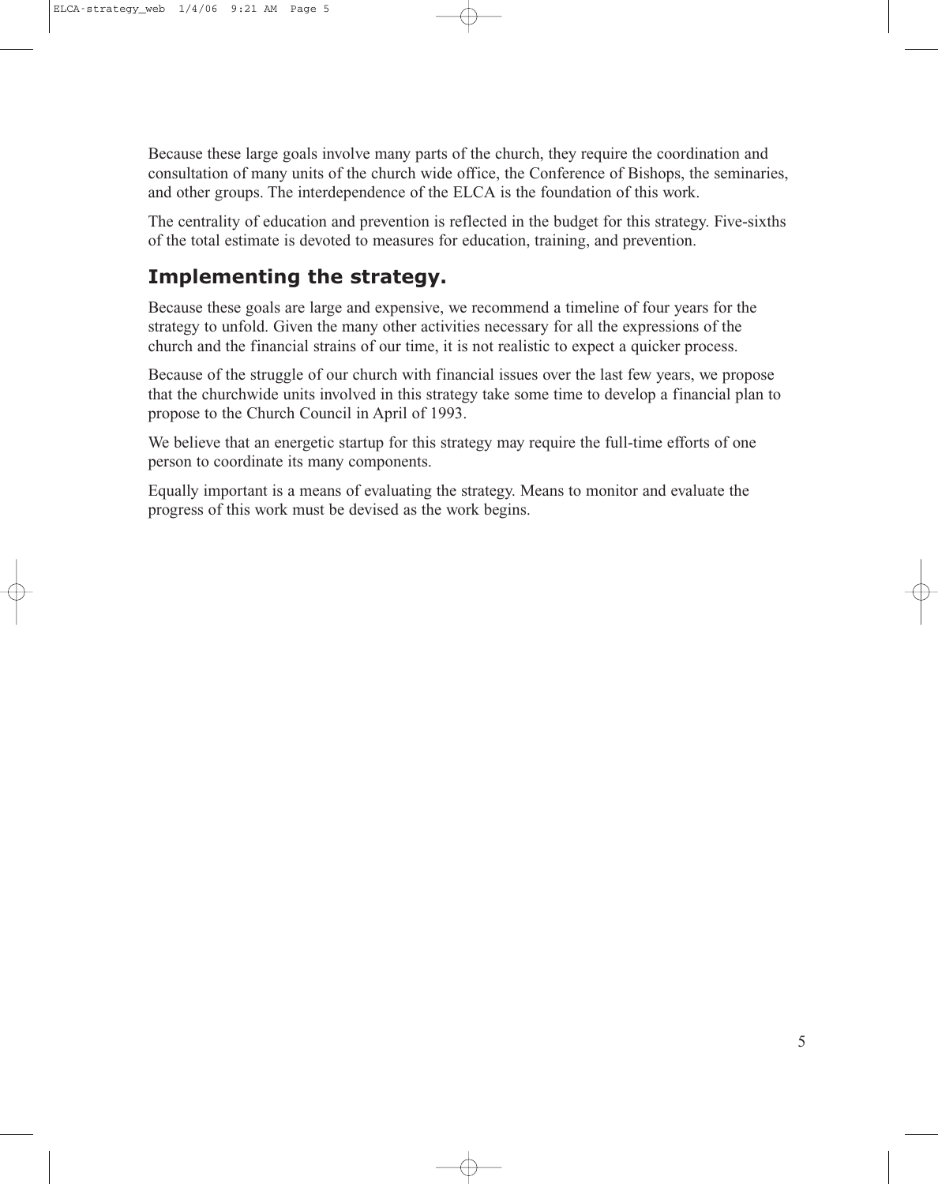Because these large goals involve many parts of the church, they require the coordination and consultation of many units of the church wide office, the Conference of Bishops, the seminaries, and other groups. The interdependence of the ELCA is the foundation of this work.

The centrality of education and prevention is reflected in the budget for this strategy. Five-sixths of the total estimate is devoted to measures for education, training, and prevention.

## Implementing the strategy.

Because these goals are large and expensive, we recommend a timeline of four years for the strategy to unfold. Given the many other activities necessary for all the expressions of the church and the financial strains of our time, it is not realistic to expect a quicker process.

Because of the struggle of our church with financial issues over the last few years, we propose that the churchwide units involved in this strategy take some time to develop a financial plan to propose to the Church Council in April of 1993.

We believe that an energetic startup for this strategy may require the full-time efforts of one person to coordinate its many components.

Equally important is a means of evaluating the strategy. Means to monitor and evaluate the progress of this work must be devised as the work begins.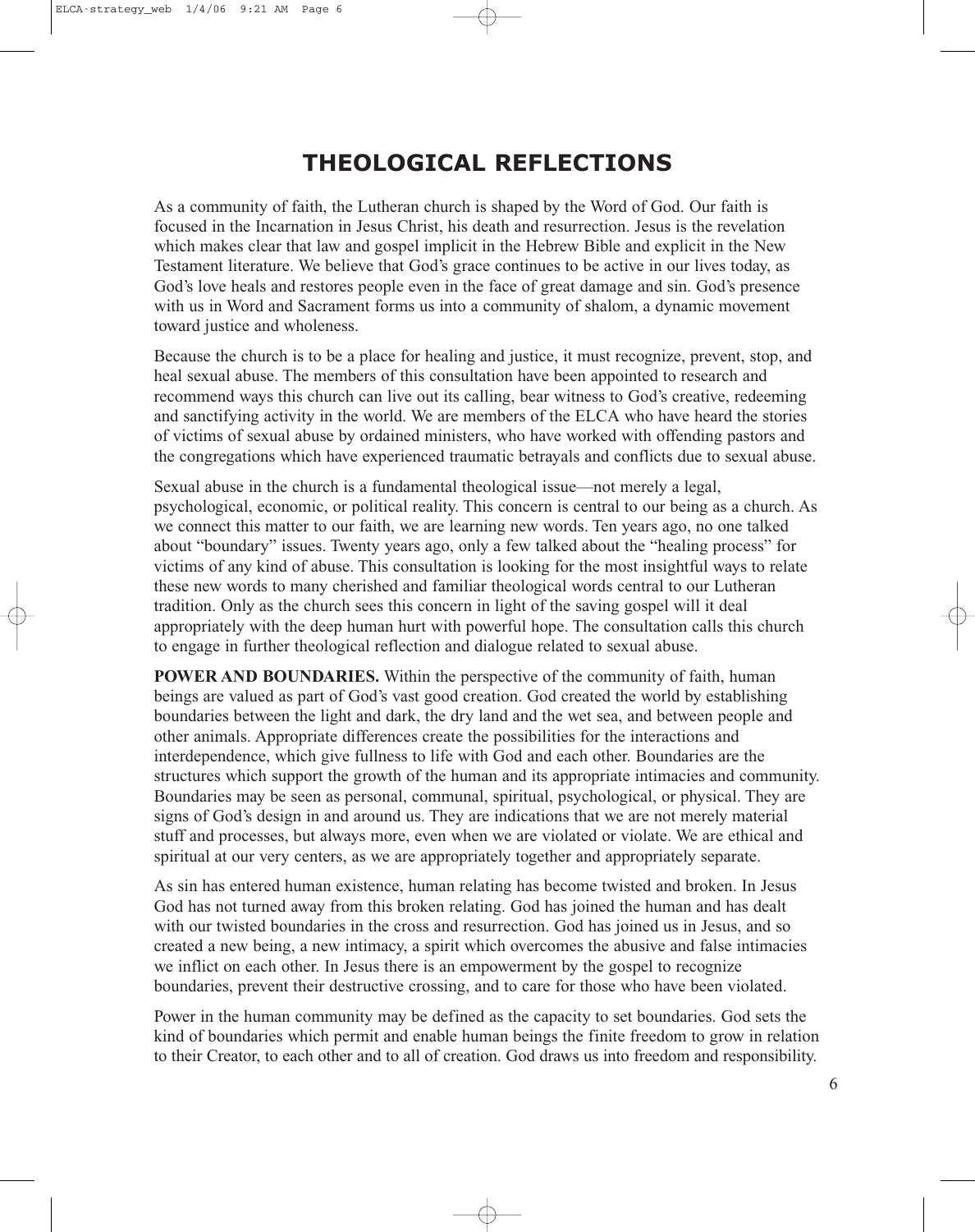# THEOLOGICAL REFLECTIONS

As a community of faith, the Lutheran church is shaped by the Word of God. Our faith is focused in the Incarnation in Jesus Christ, his death and resurrection. Jesus is the revelation which makes clear that law and gospel implicit in the Hebrew Bible and explicit in the New Testament literature. We believe that God's grace continues to be active in our lives today, as God's love heals and restores people even in the face of great damage and sin. God's presence with us in Word and Sacrament forms us into a community of shalom, a dynamic movement toward justice and wholeness.

Because the church is to be a place for healing and justice, it must recognize, prevent, stop, and heal sexual abuse. The members of this consultation have been appointed to research and recommend ways this church can live out its calling, bear witness to God's creative, redeeming and sanctifying activity in the world. We are members of the ELCA who have heard the stories of victims of sexual abuse by ordained ministers, who have worked with offending pastors and the congregations which have experienced traumatic betrayals and conflicts due to sexual abuse.

Sexual abuse in the church is a fundamental theological issue—not merely a legal, psychological, economic, or political reality. This concern is central to our being as a church. As we connect this matter to our faith, we are learning new words. Ten years ago, no one talked about "boundary" issues. Twenty years ago, only a few talked about the "healing process" for victims of any kind of abuse. This consultation is looking for the most insightful ways to relate these new words to many cherished and familiar theological words central to our Lutheran tradition. Only as the church sees this concern in light of the saving gospel will it deal appropriately with the deep human hurt with powerful hope. The consultation calls this church to engage in further theological reflection and dialogue related to sexual abuse.

**POWER AND BOUNDARIES.** Within the perspective of the community of faith, human beings are valued as part of God's vast good creation. God created the world by establishing boundaries between the light and dark, the dry land and the wet sea, and between people and other animals. Appropriate differences create the possibilities for the interactions and interdependence, which give fullness to life with God and each other. Boundaries are the structures which support the growth of the human and its appropriate intimacies and community. Boundaries may be seen as personal, communal, spiritual, psychological, or physical. They are signs of God's design in and around us. They are indications that we are not merely material stuff and processes, but always more, even when we are violated or violate. We are ethical and spiritual at our very centers, as we are appropriately together and appropriately separate.

As sin has entered human existence, human relating has become twisted and broken. In Jesus God has not turned away from this broken relating. God has joined the human and has dealt with our twisted boundaries in the cross and resurrection. God has joined us in Jesus, and so created a new being, a new intimacy, a spirit which overcomes the abusive and false intimacies we inflict on each other. In Jesus there is an empowerment by the gospel to recognize boundaries, prevent their destructive crossing, and to care for those who have been violated.

Power in the human community may be defined as the capacity to set boundaries. God sets the kind of boundaries which permit and enable human beings the finite freedom to grow in relation to their Creator, to each other and to all of creation. God draws us into freedom and responsibility.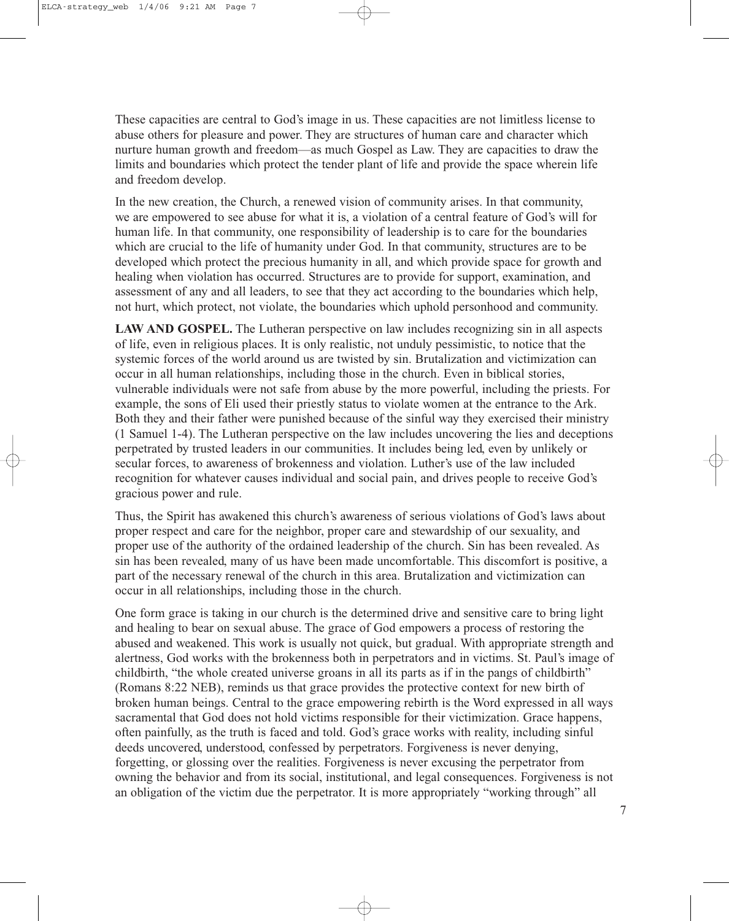These capacities are central to God's image in us. These capacities are not limitless license to abuse others for pleasure and power. They are structures of human care and character which nurture human growth and freedom—as much Gospel as Law. They are capacities to draw the limits and boundaries which protect the tender plant of life and provide the space wherein life and freedom develop.

In the new creation, the Church, a renewed vision of community arises. In that community, we are empowered to see abuse for what it is, a violation of a central feature of God's will for human life. In that community, one responsibility of leadership is to care for the boundaries which are crucial to the life of humanity under God. In that community, structures are to be developed which protect the precious humanity in all, and which provide space for growth and healing when violation has occurred. Structures are to provide for support, examination, and assessment of any and all leaders, to see that they act according to the boundaries which help, not hurt, which protect, not violate, the boundaries which uphold personhood and community.

**LAW AND GOSPEL.** The Lutheran perspective on law includes recognizing sin in all aspects of life, even in religious places. It is only realistic, not unduly pessimistic, to notice that the systemic forces of the world around us are twisted by sin. Brutalization and victimization can occur in all human relationships, including those in the church. Even in biblical stories, vulnerable individuals were not safe from abuse by the more powerful, including the priests. For example, the sons of Eli used their priestly status to violate women at the entrance to the Ark. Both they and their father were punished because of the sinful way they exercised their ministry (1 Samuel 1-4). The Lutheran perspective on the law includes uncovering the lies and deceptions perpetrated by trusted leaders in our communities. It includes being led, even by unlikely or secular forces, to awareness of brokenness and violation. Luther's use of the law included recognition for whatever causes individual and social pain, and drives people to receive God's gracious power and rule.

Thus, the Spirit has awakened this church's awareness of serious violations of God's laws about proper respect and care for the neighbor, proper care and stewardship of our sexuality, and proper use of the authority of the ordained leadership of the church. Sin has been revealed. As sin has been revealed, many of us have been made uncomfortable. This discomfort is positive, a part of the necessary renewal of the church in this area. Brutalization and victimization can occur in all relationships, including those in the church.

One form grace is taking in our church is the determined drive and sensitive care to bring light and healing to bear on sexual abuse. The grace of God empowers a process of restoring the abused and weakened. This work is usually not quick, but gradual. With appropriate strength and alertness, God works with the brokenness both in perpetrators and in victims. St. Paul's image of childbirth, "the whole created universe groans in all its parts as if in the pangs of childbirth" (Romans 8:22 NEB), reminds us that grace provides the protective context for new birth of broken human beings. Central to the grace empowering rebirth is the Word expressed in all ways sacramental that God does not hold victims responsible for their victimization. Grace happens, often painfully, as the truth is faced and told. God's grace works with reality, including sinful deeds uncovered, understood, confessed by perpetrators. Forgiveness is never denying, forgetting, or glossing over the realities. Forgiveness is never excusing the perpetrator from owning the behavior and from its social, institutional, and legal consequences. Forgiveness is not an obligation of the victim due the perpetrator. It is more appropriately "working through" all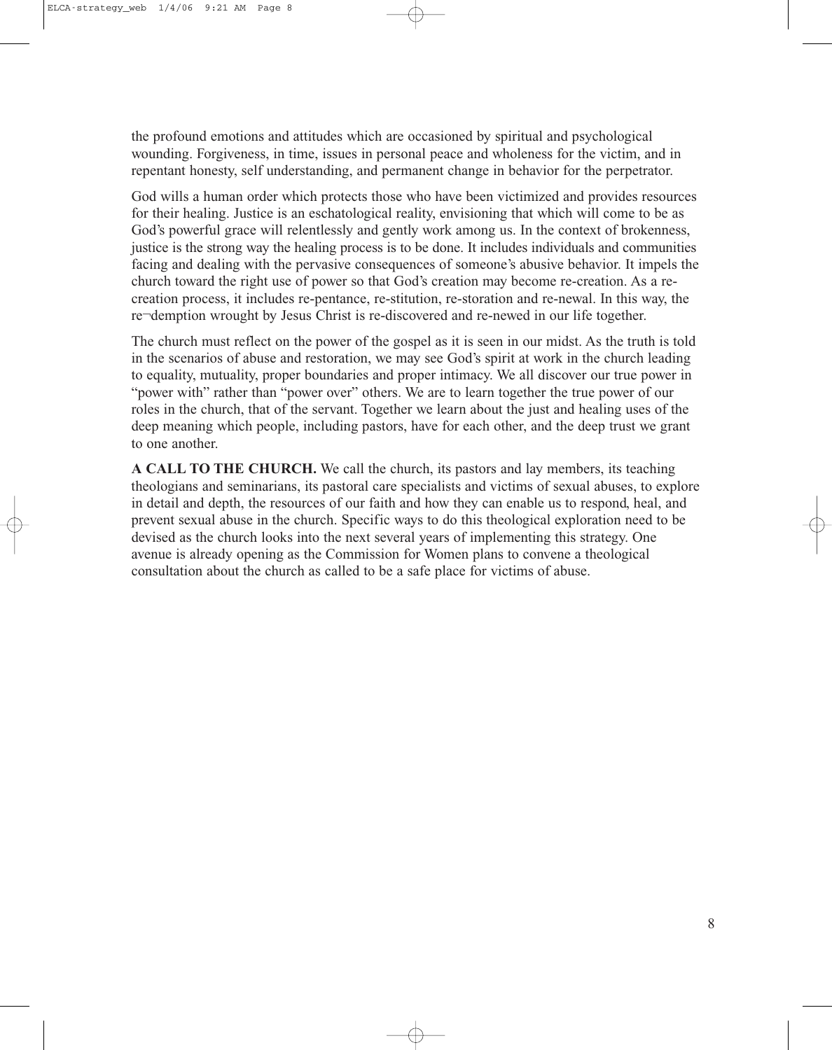the profound emotions and attitudes which are occasioned by spiritual and psychological wounding. Forgiveness, in time, issues in personal peace and wholeness for the victim, and in repentant honesty, self understanding, and permanent change in behavior for the perpetrator.

God wills a human order which protects those who have been victimized and provides resources for their healing. Justice is an eschatological reality, envisioning that which will come to be as God's powerful grace will relentlessly and gently work among us. In the context of brokenness, justice is the strong way the healing process is to be done. It includes individuals and communities facing and dealing with the pervasive consequences of someone's abusive behavior. It impels the church toward the right use of power so that God's creation may become re-creation. As a re-creation process, it includes re-pentance, re-stitution, re-storation and re-newal. In this way, the re¬demption wrought by Jesus Christ is re-discovered and re-newed in our life together.

The church must reflect on the power of the gospel as it is seen in our midst. As the truth is told in the scenarios of abuse and restoration, we may see God's spirit at work in the church leading to equality, mutuality, proper boundaries and proper intimacy. We all discover our true power in "power with" rather than "power over" others. We are to learn together the true power of our roles in the church, that of the servant. Together we learn about the just and healing uses of the deep meaning which people, including pastors, have for each other, and the deep trust we grant to one another.

**A CALL TO THE CHURCH.** We call the church, its pastors and lay members, its teaching theologians and seminarians, its pastoral care specialists and victims of sexual abuses, to explore in detail and depth, the resources of our faith and how they can enable us to respond, heal, and prevent sexual abuse in the church. Specific ways to do this theological exploration need to be devised as the church looks into the next several years of implementing this strategy. One avenue is already opening as the Commission for Women plans to convene a theological consultation about the church as called to be a safe place for victims of abuse.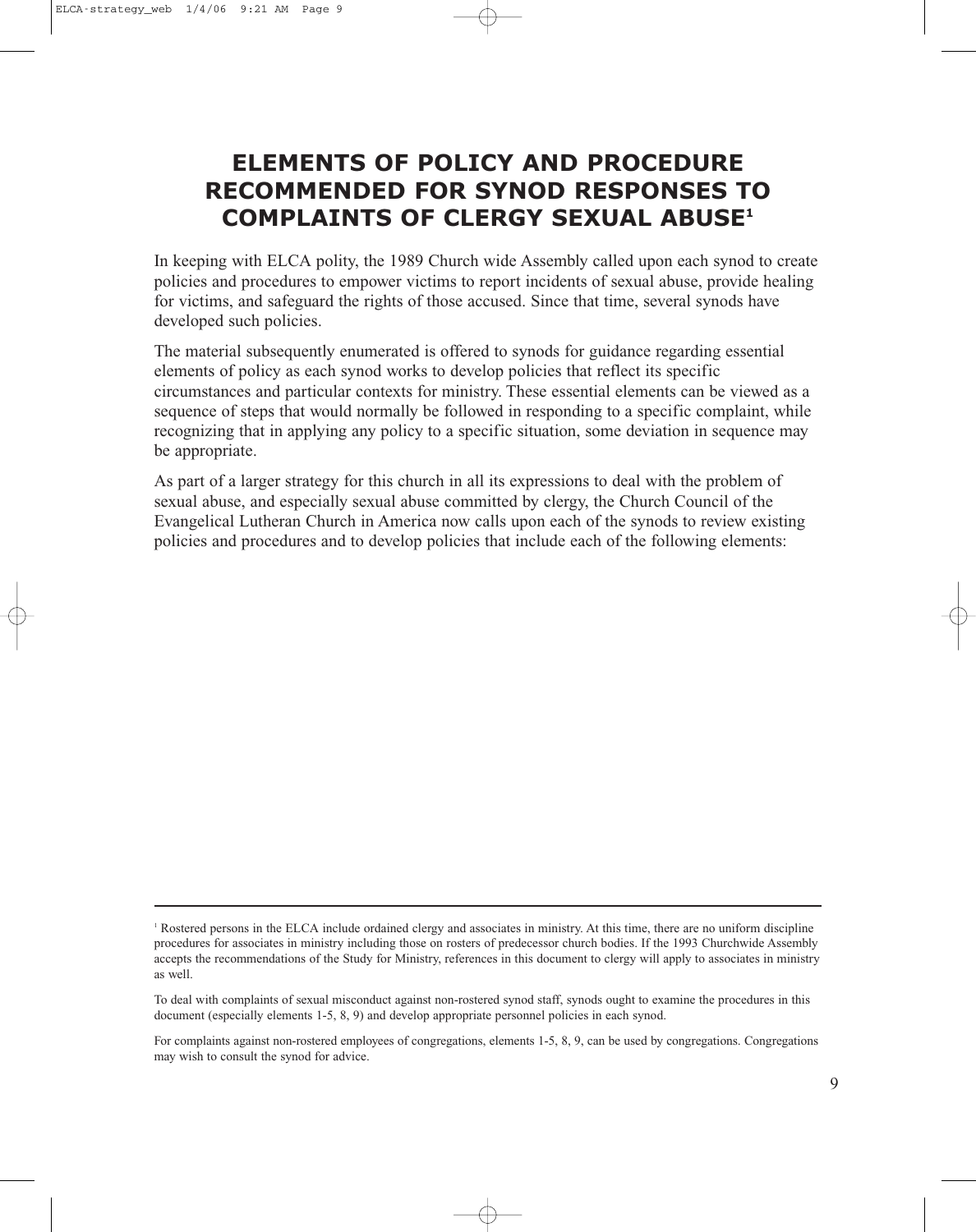# ELEMENTS OF POLICY AND PROCEDURE RECOMMENDED FOR SYNOD RESPONSES TO COMPLAINTS OF CLERGY SEXUAL ABUSE[1]

In keeping with ELCA polity, the 1989 Church wide Assembly called upon each synod to create policies and procedures to empower victims to report incidents of sexual abuse, provide healing for victims, and safeguard the rights of those accused. Since that time, several synods have developed such policies.

The material subsequently enumerated is offered to synods for guidance regarding essential elements of policy as each synod works to develop policies that reflect its specific circumstances and particular contexts for ministry. These essential elements can be viewed as a sequence of steps that would normally be followed in responding to a specific complaint, while recognizing that in applying any policy to a specific situation, some deviation in sequence may be appropriate.

As part of a larger strategy for this church in all its expressions to deal with the problem of sexual abuse, and especially sexual abuse committed by clergy, the Church Council of the Evangelical Lutheran Church in America now calls upon each of the synods to review existing policies and procedures and to develop policies that include each of the following elements:

---

[1] Rostered persons in the ELCA include ordained clergy and associates in ministry. At this time, there are no uniform discipline procedures for associates in ministry including those on rosters of predecessor church bodies. If the 1993 Churchwide Assembly accepts the recommendations of the Study for Ministry, references in this document to clergy will apply to associates in ministry as well.

To deal with complaints of sexual misconduct against non-rostered synod staff, synods ought to examine the procedures in this document (especially elements 1-5, 8, 9) and develop appropriate personnel policies in each synod.

For complaints against non-rostered employees of congregations, elements 1-5, 8, 9, can be used by congregations. Congregations may wish to consult the synod for advice.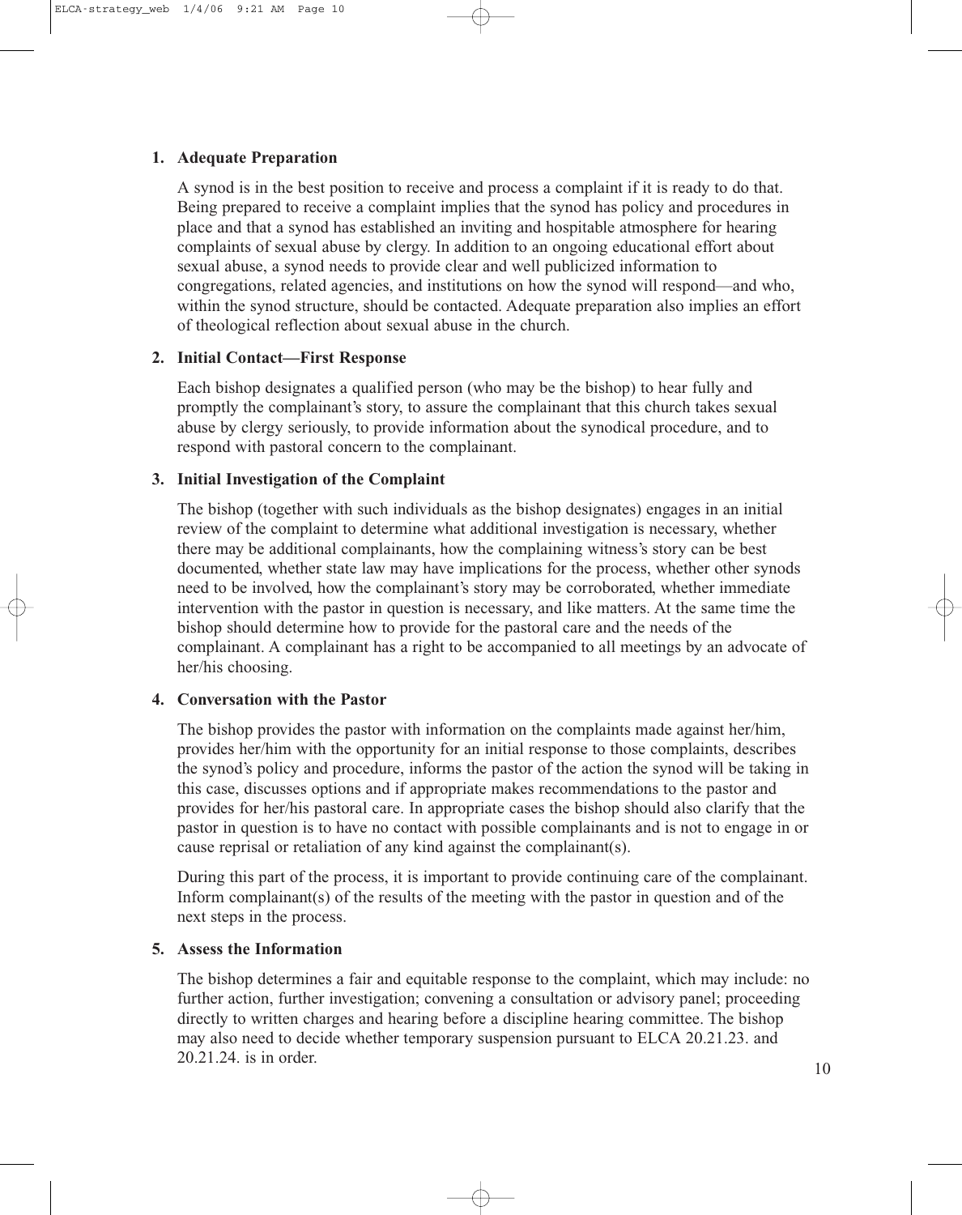1. **Adequate Preparation**

   A synod is in the best position to receive and process a complaint if it is ready to do that. Being prepared to receive a complaint implies that the synod has policy and procedures in place and that a synod has established an inviting and hospitable atmosphere for hearing complaints of sexual abuse by clergy. In addition to an ongoing educational effort about sexual abuse, a synod needs to provide clear and well publicized information to congregations, related agencies, and institutions on how the synod will respond—and who, within the synod structure, should be contacted. Adequate preparation also implies an effort of theological reflection about sexual abuse in the church.

2. **Initial Contact—First Response**

   Each bishop designates a qualified person (who may be the bishop) to hear fully and promptly the complainant's story, to assure the complainant that this church takes sexual abuse by clergy seriously, to provide information about the synodical procedure, and to respond with pastoral concern to the complainant.

3. **Initial Investigation of the Complaint**

   The bishop (together with such individuals as the bishop designates) engages in an initial review of the complaint to determine what additional investigation is necessary, whether there may be additional complainants, how the complaining witness's story can be best documented, whether state law may have implications for the process, whether other synods need to be involved, how the complainant's story may be corroborated, whether immediate intervention with the pastor in question is necessary, and like matters. At the same time the bishop should determine how to provide for the pastoral care and the needs of the complainant. A complainant has a right to be accompanied to all meetings by an advocate of her/his choosing.

4. **Conversation with the Pastor**

   The bishop provides the pastor with information on the complaints made against her/him, provides her/him with the opportunity for an initial response to those complaints, describes the synod's policy and procedure, informs the pastor of the action the synod will be taking in this case, discusses options and if appropriate makes recommendations to the pastor and provides for her/his pastoral care. In appropriate cases the bishop should also clarify that the pastor in question is to have no contact with possible complainants and is not to engage in or cause reprisal or retaliation of any kind against the complainant(s).

   During this part of the process, it is important to provide continuing care of the complainant. Inform complainant(s) of the results of the meeting with the pastor in question and of the next steps in the process.

5. **Assess the Information**

   The bishop determines a fair and equitable response to the complaint, which may include: no further action, further investigation; convening a consultation or advisory panel; proceeding directly to written charges and hearing before a discipline hearing committee. The bishop may also need to decide whether temporary suspension pursuant to ELCA 20.21.23. and 20.21.24. is in order.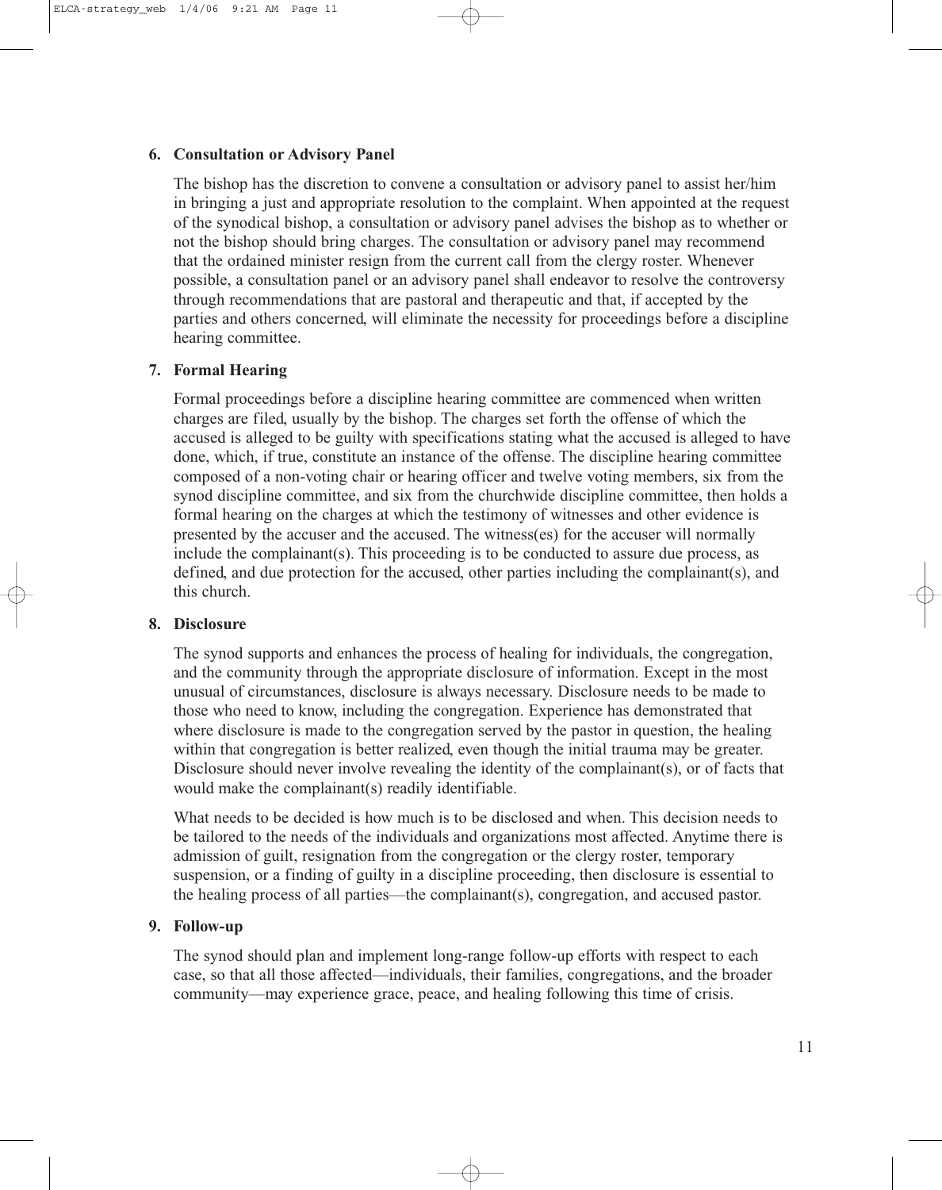### 6. Consultation or Advisory Panel

The bishop has the discretion to convene a consultation or advisory panel to assist her/him in bringing a just and appropriate resolution to the complaint. When appointed at the request of the synodical bishop, a consultation or advisory panel advises the bishop as to whether or not the bishop should bring charges. The consultation or advisory panel may recommend that the ordained minister resign from the current call from the clergy roster. Whenever possible, a consultation panel or an advisory panel shall endeavor to resolve the controversy through recommendations that are pastoral and therapeutic and that, if accepted by the parties and others concerned, will eliminate the necessity for proceedings before a discipline hearing committee.

### 7. Formal Hearing

Formal proceedings before a discipline hearing committee are commenced when written charges are filed, usually by the bishop. The charges set forth the offense of which the accused is alleged to be guilty with specifications stating what the accused is alleged to have done, which, if true, constitute an instance of the offense. The discipline hearing committee composed of a non-voting chair or hearing officer and twelve voting members, six from the synod discipline committee, and six from the churchwide discipline committee, then holds a formal hearing on the charges at which the testimony of witnesses and other evidence is presented by the accuser and the accused. The witness(es) for the accuser will normally include the complainant(s). This proceeding is to be conducted to assure due process, as defined, and due protection for the accused, other parties including the complainant(s), and this church.

### 8. Disclosure

The synod supports and enhances the process of healing for individuals, the congregation, and the community through the appropriate disclosure of information. Except in the most unusual of circumstances, disclosure is always necessary. Disclosure needs to be made to those who need to know, including the congregation. Experience has demonstrated that where disclosure is made to the congregation served by the pastor in question, the healing within that congregation is better realized, even though the initial trauma may be greater. Disclosure should never involve revealing the identity of the complainant(s), or of facts that would make the complainant(s) readily identifiable.

What needs to be decided is how much is to be disclosed and when. This decision needs to be tailored to the needs of the individuals and organizations most affected. Anytime there is admission of guilt, resignation from the congregation or the clergy roster, temporary suspension, or a finding of guilty in a discipline proceeding, then disclosure is essential to the healing process of all parties—the complainant(s), congregation, and accused pastor.

### 9. Follow-up

The synod should plan and implement long-range follow-up efforts with respect to each case, so that all those affected—individuals, their families, congregations, and the broader community—may experience grace, peace, and healing following this time of crisis.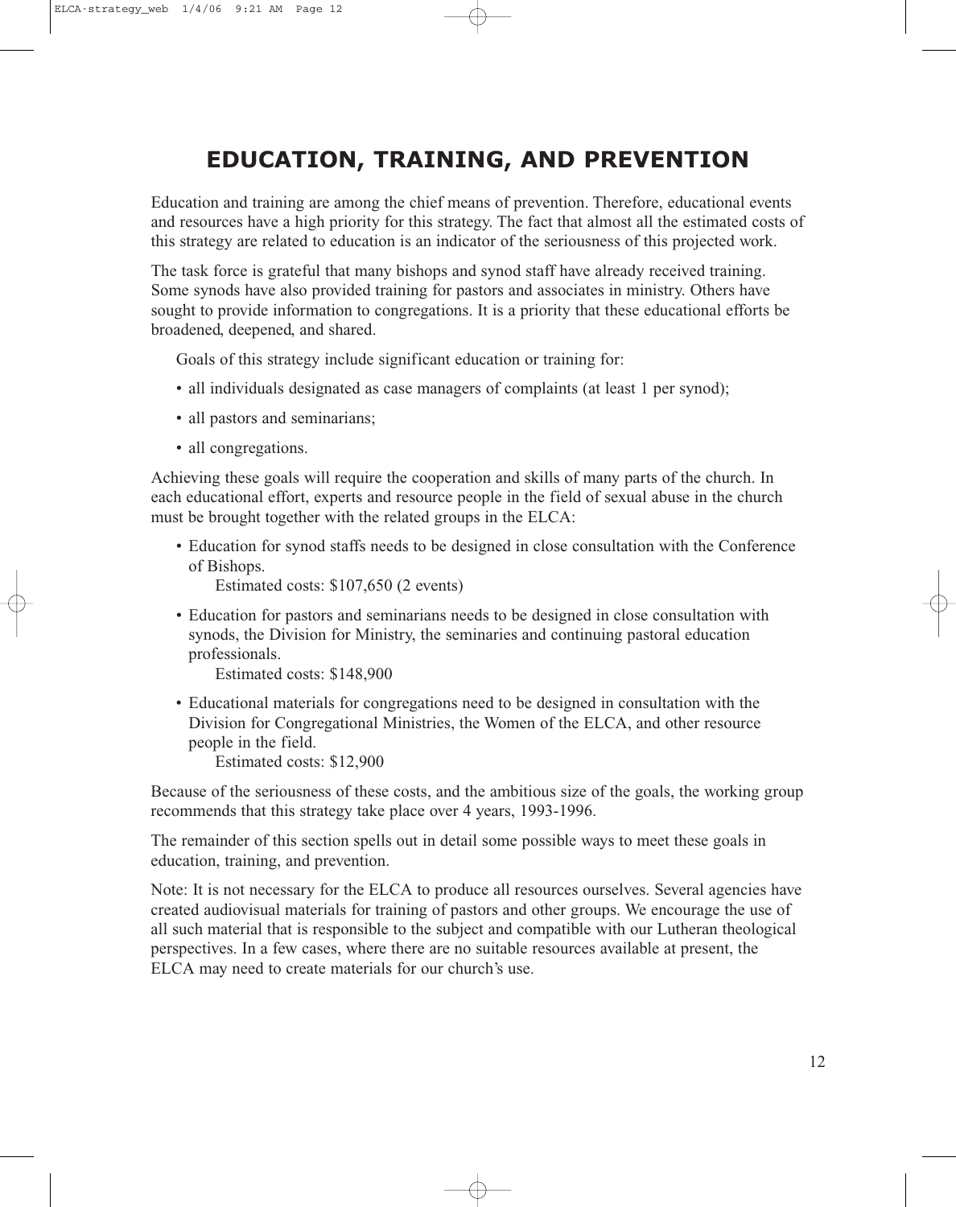# EDUCATION, TRAINING, AND PREVENTION

Education and training are among the chief means of prevention. Therefore, educational events and resources have a high priority for this strategy. The fact that almost all the estimated costs of this strategy are related to education is an indicator of the seriousness of this projected work.

The task force is grateful that many bishops and synod staff have already received training. Some synods have also provided training for pastors and associates in ministry. Others have sought to provide information to congregations. It is a priority that these educational efforts be broadened, deepened, and shared.

Goals of this strategy include significant education or training for:

- all individuals designated as case managers of complaints (at least 1 per synod);
- all pastors and seminarians;
- all congregations.

Achieving these goals will require the cooperation and skills of many parts of the church. In each educational effort, experts and resource people in the field of sexual abuse in the church must be brought together with the related groups in the ELCA:

- Education for synod staffs needs to be designed in close consultation with the Conference of Bishops.
  Estimated costs: $107,650 (2 events)
- Education for pastors and seminarians needs to be designed in close consultation with synods, the Division for Ministry, the seminaries and continuing pastoral education professionals.
  Estimated costs: $148,900
- Educational materials for congregations need to be designed in consultation with the Division for Congregational Ministries, the Women of the ELCA, and other resource people in the field.
  Estimated costs: $12,900

Because of the seriousness of these costs, and the ambitious size of the goals, the working group recommends that this strategy take place over 4 years, 1993-1996.

The remainder of this section spells out in detail some possible ways to meet these goals in education, training, and prevention.

Note: It is not necessary for the ELCA to produce all resources ourselves. Several agencies have created audiovisual materials for training of pastors and other groups. We encourage the use of all such material that is responsible to the subject and compatible with our Lutheran theological perspectives. In a few cases, where there are no suitable resources available at present, the ELCA may need to create materials for our church's use.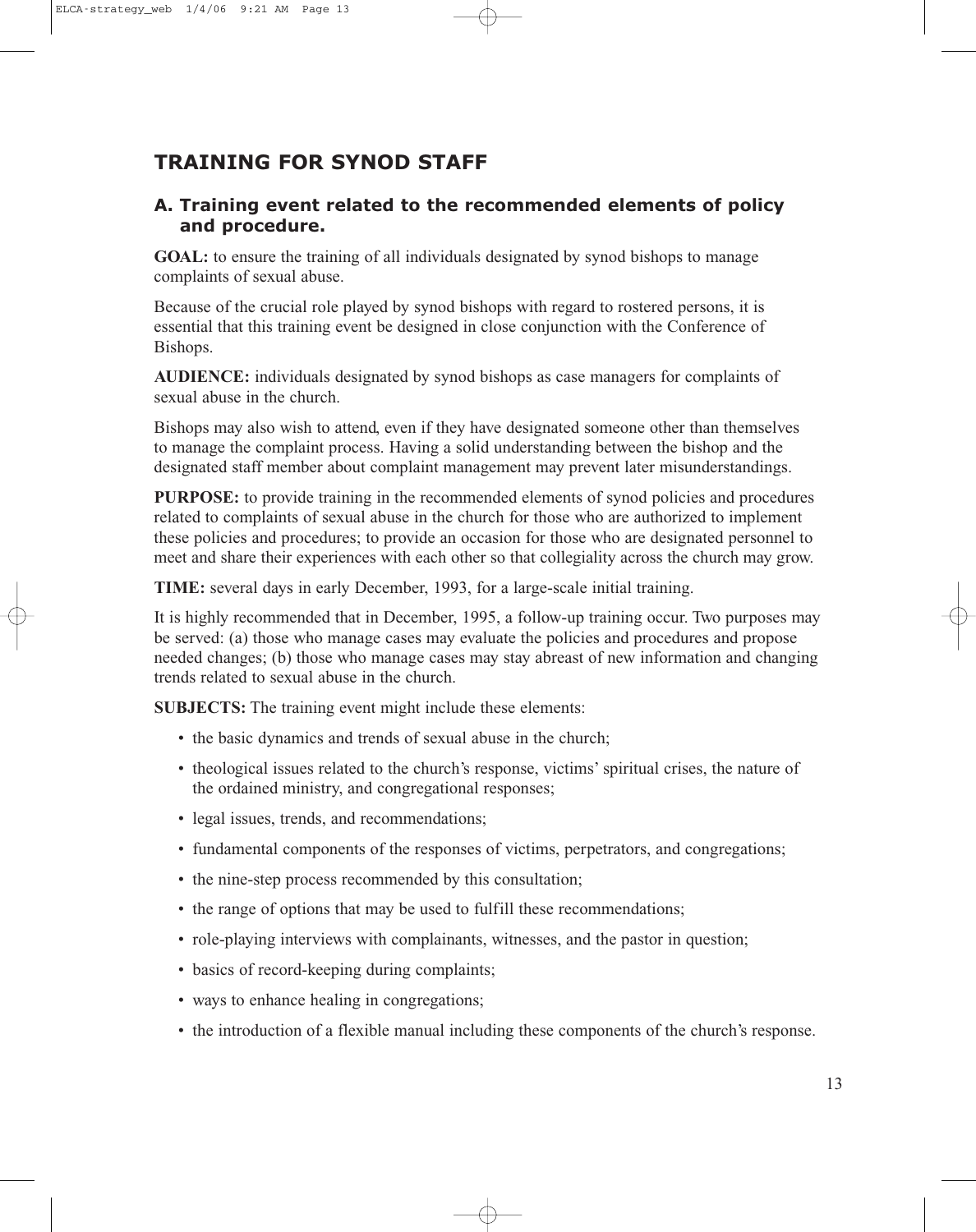## TRAINING FOR SYNOD STAFF

### A. Training event related to the recommended elements of policy and procedure.

**GOAL:** to ensure the training of all individuals designated by synod bishops to manage complaints of sexual abuse.

Because of the crucial role played by synod bishops with regard to rostered persons, it is essential that this training event be designed in close conjunction with the Conference of Bishops.

**AUDIENCE:** individuals designated by synod bishops as case managers for complaints of sexual abuse in the church.

Bishops may also wish to attend, even if they have designated someone other than themselves to manage the complaint process. Having a solid understanding between the bishop and the designated staff member about complaint management may prevent later misunderstandings.

**PURPOSE:** to provide training in the recommended elements of synod policies and procedures related to complaints of sexual abuse in the church for those who are authorized to implement these policies and procedures; to provide an occasion for those who are designated personnel to meet and share their experiences with each other so that collegiality across the church may grow.

**TIME:** several days in early December, 1993, for a large-scale initial training.

It is highly recommended that in December, 1995, a follow-up training occur. Two purposes may be served: (a) those who manage cases may evaluate the policies and procedures and propose needed changes; (b) those who manage cases may stay abreast of new information and changing trends related to sexual abuse in the church.

**SUBJECTS:** The training event might include these elements:

- the basic dynamics and trends of sexual abuse in the church;
- theological issues related to the church's response, victims' spiritual crises, the nature of the ordained ministry, and congregational responses;
- legal issues, trends, and recommendations;
- fundamental components of the responses of victims, perpetrators, and congregations;
- the nine-step process recommended by this consultation;
- the range of options that may be used to fulfill these recommendations;
- role-playing interviews with complainants, witnesses, and the pastor in question;
- basics of record-keeping during complaints;
- ways to enhance healing in congregations;
- the introduction of a flexible manual including these components of the church's response.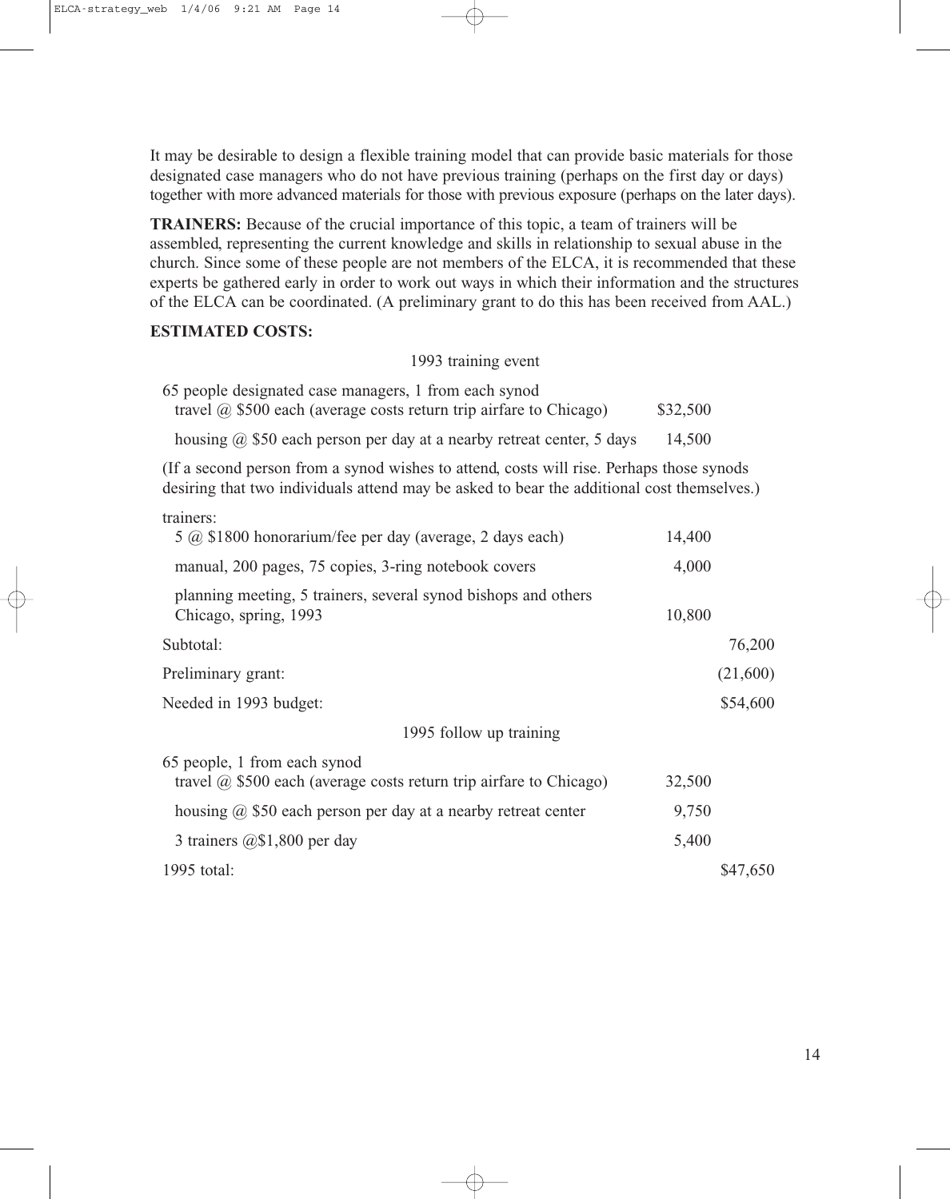It may be desirable to design a flexible training model that can provide basic materials for those designated case managers who do not have previous training (perhaps on the first day or days) together with more advanced materials for those with previous exposure (perhaps on the later days).

**TRAINERS:** Because of the crucial importance of this topic, a team of trainers will be assembled, representing the current knowledge and skills in relationship to sexual abuse in the church. Since some of these people are not members of the ELCA, it is recommended that these experts be gathered early in order to work out ways in which their information and the structures of the ELCA can be coordinated. (A preliminary grant to do this has been received from AAL.)

**ESTIMATED COSTS:**

1993 training event

| | | |
|---|---|---|
| 65 people designated case managers, 1 from each synod<br>travel @ \$500 each (average costs return trip airfare to Chicago) | \$32,500 | |
| housing @ \$50 each person per day at a nearby retreat center, 5 days | 14,500 | |

(If a second person from a synod wishes to attend, costs will rise. Perhaps those synods desiring that two individuals attend may be asked to bear the additional cost themselves.)

| | | |
|---|---|---|
| trainers:<br>5 @ \$1800 honorarium/fee per day (average, 2 days each) | 14,400 | |
| manual, 200 pages, 75 copies, 3-ring notebook covers | 4,000 | |
| planning meeting, 5 trainers, several synod bishops and others<br>Chicago, spring, 1993 | 10,800 | |
| Subtotal: | | 76,200 |
| Preliminary grant: | | (21,600) |
| Needed in 1993 budget: | | \$54,600 |

1995 follow up training

| | | |
|---|---|---|
| 65 people, 1 from each synod<br>travel @ \$500 each (average costs return trip airfare to Chicago) | 32,500 | |
| housing @ \$50 each person per day at a nearby retreat center | 9,750 | |
| 3 trainers @\$1,800 per day | 5,400 | |
| 1995 total: | | \$47,650 |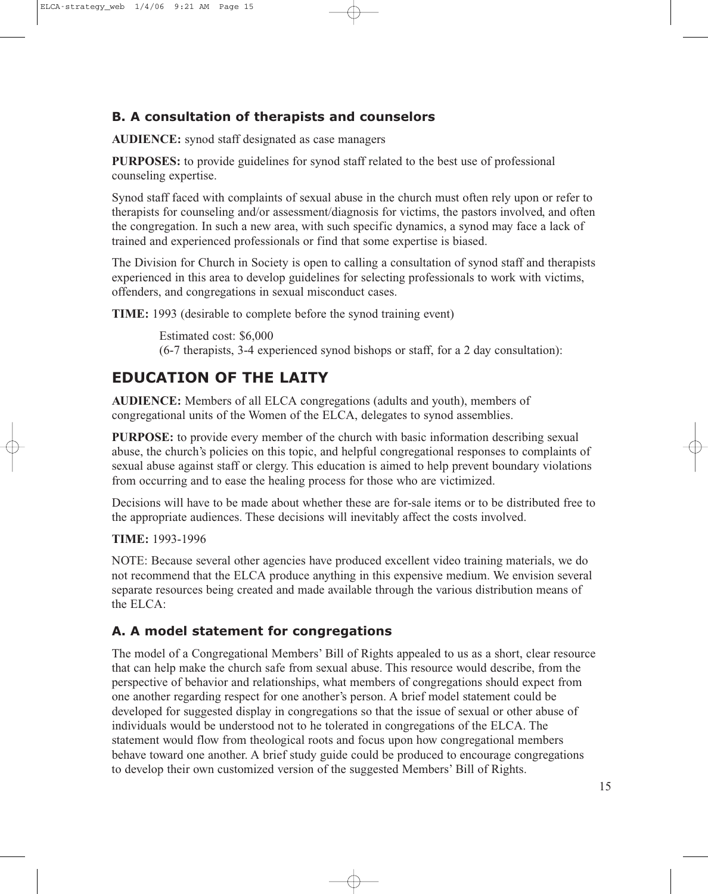### B. A consultation of therapists and counselors

**AUDIENCE:** synod staff designated as case managers

**PURPOSES:** to provide guidelines for synod staff related to the best use of professional counseling expertise.

Synod staff faced with complaints of sexual abuse in the church must often rely upon or refer to therapists for counseling and/or assessment/diagnosis for victims, the pastors involved, and often the congregation. In such a new area, with such specific dynamics, a synod may face a lack of trained and experienced professionals or find that some expertise is biased.

The Division for Church in Society is open to calling a consultation of synod staff and therapists experienced in this area to develop guidelines for selecting professionals to work with victims, offenders, and congregations in sexual misconduct cases.

**TIME:** 1993 (desirable to complete before the synod training event)

Estimated cost: $6,000
(6-7 therapists, 3-4 experienced synod bishops or staff, for a 2 day consultation):

## EDUCATION OF THE LAITY

**AUDIENCE:** Members of all ELCA congregations (adults and youth), members of congregational units of the Women of the ELCA, delegates to synod assemblies.

**PURPOSE:** to provide every member of the church with basic information describing sexual abuse, the church's policies on this topic, and helpful congregational responses to complaints of sexual abuse against staff or clergy. This education is aimed to help prevent boundary violations from occurring and to ease the healing process for those who are victimized.

Decisions will have to be made about whether these are for-sale items or to be distributed free to the appropriate audiences. These decisions will inevitably affect the costs involved.

**TIME:** 1993-1996

NOTE: Because several other agencies have produced excellent video training materials, we do not recommend that the ELCA produce anything in this expensive medium. We envision several separate resources being created and made available through the various distribution means of the ELCA:

### A. A model statement for congregations

The model of a Congregational Members' Bill of Rights appealed to us as a short, clear resource that can help make the church safe from sexual abuse. This resource would describe, from the perspective of behavior and relationships, what members of congregations should expect from one another regarding respect for one another's person. A brief model statement could be developed for suggested display in congregations so that the issue of sexual or other abuse of individuals would be understood not to he tolerated in congregations of the ELCA. The statement would flow from theological roots and focus upon how congregational members behave toward one another. A brief study guide could be produced to encourage congregations to develop their own customized version of the suggested Members' Bill of Rights.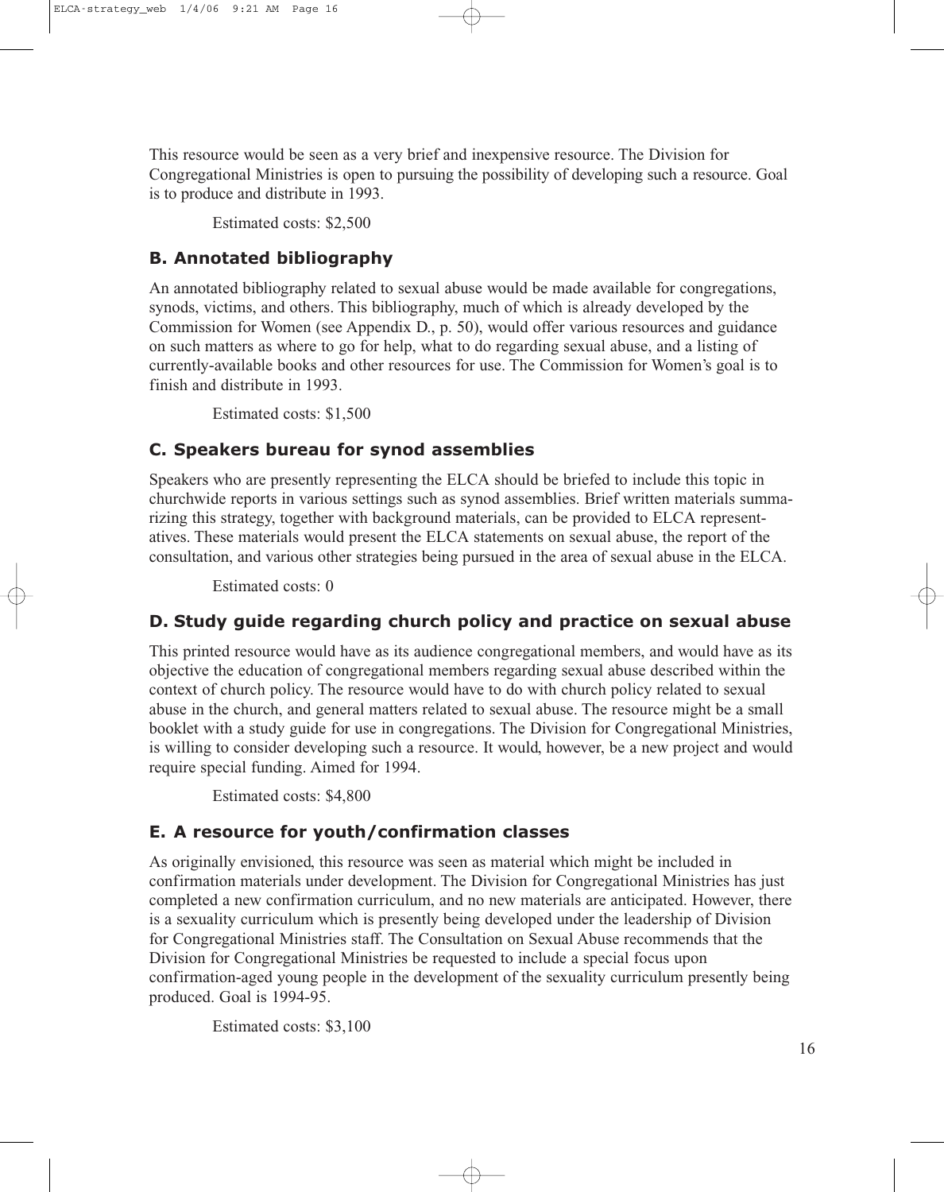This resource would be seen as a very brief and inexpensive resource. The Division for Congregational Ministries is open to pursuing the possibility of developing such a resource. Goal is to produce and distribute in 1993.

Estimated costs: $2,500

### B. Annotated bibliography

An annotated bibliography related to sexual abuse would be made available for congregations, synods, victims, and others. This bibliography, much of which is already developed by the Commission for Women (see Appendix D., p. 50), would offer various resources and guidance on such matters as where to go for help, what to do regarding sexual abuse, and a listing of currently-available books and other resources for use. The Commission for Women's goal is to finish and distribute in 1993.

Estimated costs: $1,500

### C. Speakers bureau for synod assemblies

Speakers who are presently representing the ELCA should be briefed to include this topic in churchwide reports in various settings such as synod assemblies. Brief written materials summarizing this strategy, together with background materials, can be provided to ELCA representatives. These materials would present the ELCA statements on sexual abuse, the report of the consultation, and various other strategies being pursued in the area of sexual abuse in the ELCA.

Estimated costs: 0

### D. Study guide regarding church policy and practice on sexual abuse

This printed resource would have as its audience congregational members, and would have as its objective the education of congregational members regarding sexual abuse described within the context of church policy. The resource would have to do with church policy related to sexual abuse in the church, and general matters related to sexual abuse. The resource might be a small booklet with a study guide for use in congregations. The Division for Congregational Ministries, is willing to consider developing such a resource. It would, however, be a new project and would require special funding. Aimed for 1994.

Estimated costs: $4,800

### E. A resource for youth/confirmation classes

As originally envisioned, this resource was seen as material which might be included in confirmation materials under development. The Division for Congregational Ministries has just completed a new confirmation curriculum, and no new materials are anticipated. However, there is a sexuality curriculum which is presently being developed under the leadership of Division for Congregational Ministries staff. The Consultation on Sexual Abuse recommends that the Division for Congregational Ministries be requested to include a special focus upon confirmation-aged young people in the development of the sexuality curriculum presently being produced. Goal is 1994-95.

Estimated costs: $3,100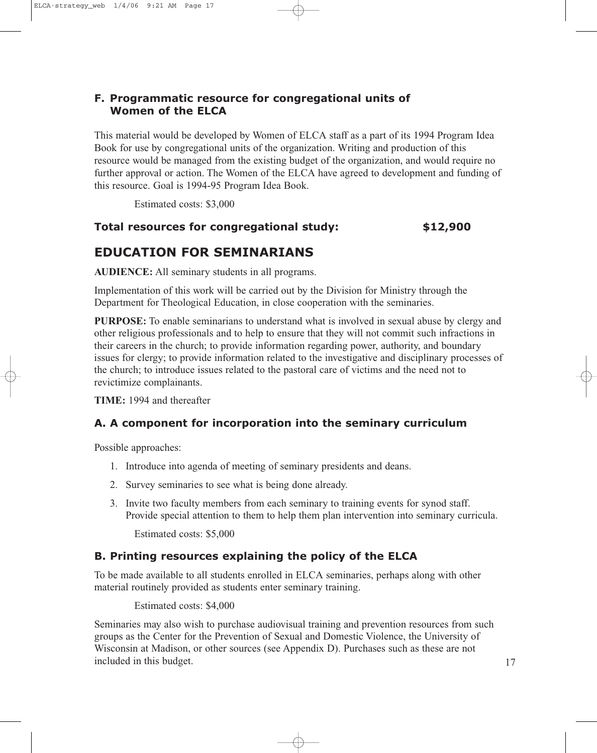### F. Programmatic resource for congregational units of Women of the ELCA

This material would be developed by Women of ELCA staff as a part of its 1994 Program Idea Book for use by congregational units of the organization. Writing and production of this resource would be managed from the existing budget of the organization, and would require no further approval or action. The Women of the ELCA have agreed to development and funding of this resource. Goal is 1994-95 Program Idea Book.

Estimated costs: $3,000

**Total resources for congregational study: $12,900**

## EDUCATION FOR SEMINARIANS

**AUDIENCE:** All seminary students in all programs.

Implementation of this work will be carried out by the Division for Ministry through the Department for Theological Education, in close cooperation with the seminaries.

**PURPOSE:** To enable seminarians to understand what is involved in sexual abuse by clergy and other religious professionals and to help to ensure that they will not commit such infractions in their careers in the church; to provide information regarding power, authority, and boundary issues for clergy; to provide information related to the investigative and disciplinary processes of the church; to introduce issues related to the pastoral care of victims and the need not to revictimize complainants.

**TIME:** 1994 and thereafter

### A. A component for incorporation into the seminary curriculum

Possible approaches:

1. Introduce into agenda of meeting of seminary presidents and deans.
2. Survey seminaries to see what is being done already.
3. Invite two faculty members from each seminary to training events for synod staff. Provide special attention to them to help them plan intervention into seminary curricula.

Estimated costs: $5,000

### B. Printing resources explaining the policy of the ELCA

To be made available to all students enrolled in ELCA seminaries, perhaps along with other material routinely provided as students enter seminary training.

Estimated costs: $4,000

Seminaries may also wish to purchase audiovisual training and prevention resources from such groups as the Center for the Prevention of Sexual and Domestic Violence, the University of Wisconsin at Madison, or other sources (see Appendix D). Purchases such as these are not included in this budget.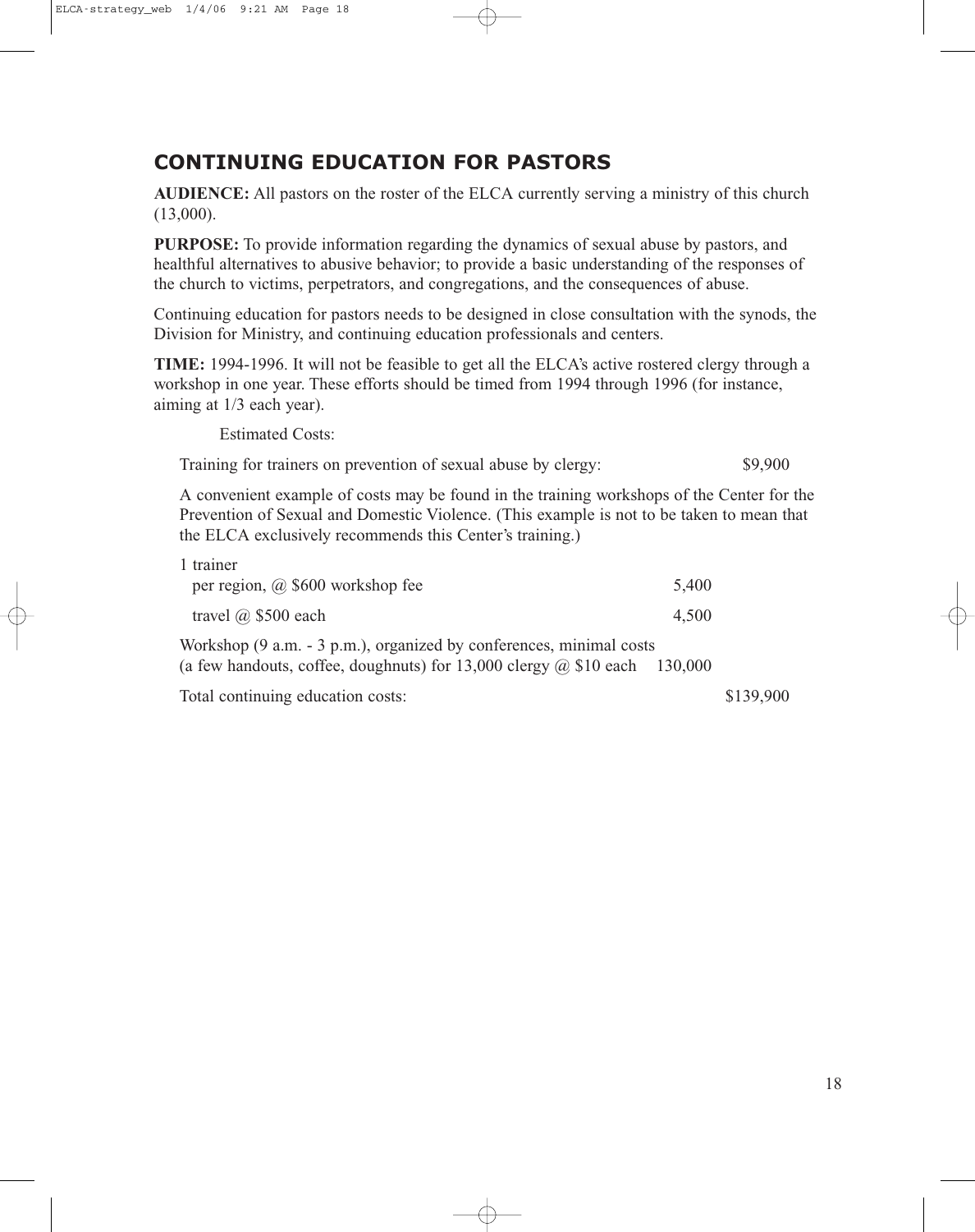## CONTINUING EDUCATION FOR PASTORS

**AUDIENCE:** All pastors on the roster of the ELCA currently serving a ministry of this church (13,000).

**PURPOSE:** To provide information regarding the dynamics of sexual abuse by pastors, and healthful alternatives to abusive behavior; to provide a basic understanding of the responses of the church to victims, perpetrators, and congregations, and the consequences of abuse.

Continuing education for pastors needs to be designed in close consultation with the synods, the Division for Ministry, and continuing education professionals and centers.

**TIME:** 1994-1996. It will not be feasible to get all the ELCA's active rostered clergy through a workshop in one year. These efforts should be timed from 1994 through 1996 (for instance, aiming at 1/3 each year).

Estimated Costs:

| | | |
|---|---|---|
| Training for trainers on prevention of sexual abuse by clergy: | | $9,900 |

A convenient example of costs may be found in the training workshops of the Center for the Prevention of Sexual and Domestic Violence. (This example is not to be taken to mean that the ELCA exclusively recommends this Center's training.)

| | | |
|---|---|---|
| 1 trainer per region, @ $600 workshop fee | 5,400 | |
| travel @ $500 each | 4,500 | |
| Workshop (9 a.m. - 3 p.m.), organized by conferences, minimal costs (a few handouts, coffee, doughnuts) for 13,000 clergy @ $10 each | 130,000 | |
| Total continuing education costs: | | $139,900 |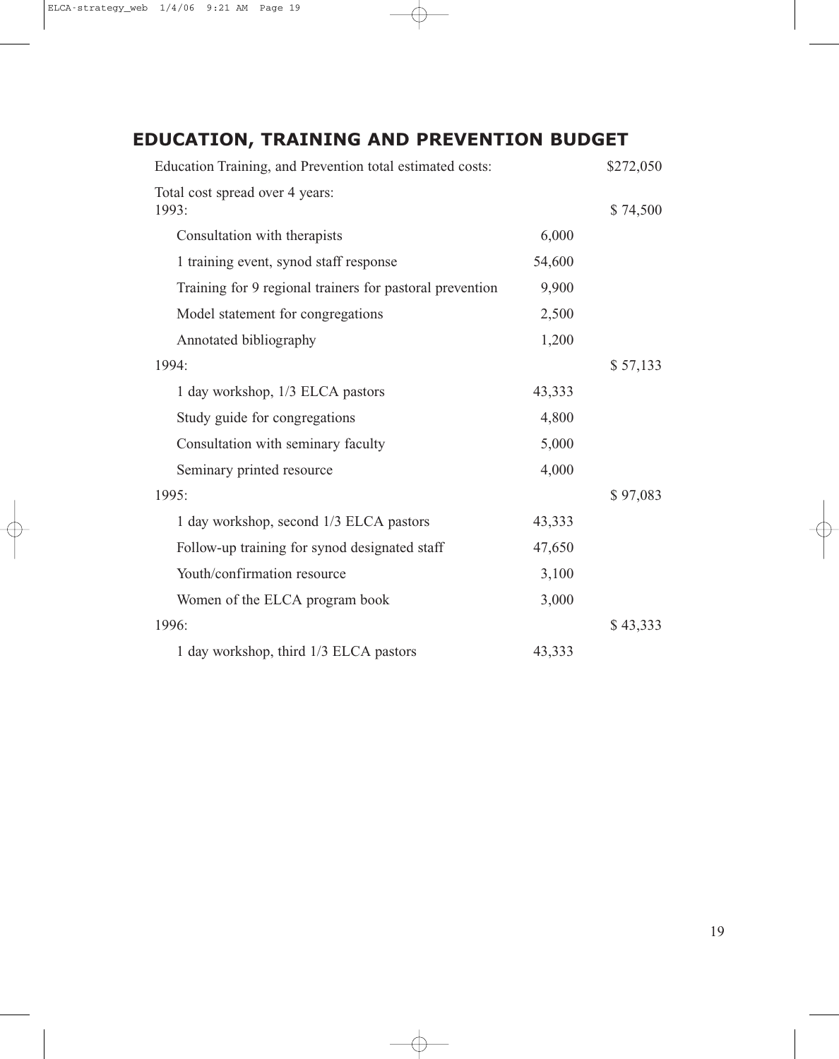## EDUCATION, TRAINING AND PREVENTION BUDGET

| | | |
|---|---|---|
| Education Training, and Prevention total estimated costs: | | $272,050 |
| Total cost spread over 4 years: | | |
| 1993: | | $ 74,500 |
| Consultation with therapists | 6,000 | |
| 1 training event, synod staff response | 54,600 | |
| Training for 9 regional trainers for pastoral prevention | 9,900 | |
| Model statement for congregations | 2,500 | |
| Annotated bibliography | 1,200 | |
| 1994: | | $ 57,133 |
| 1 day workshop, 1/3 ELCA pastors | 43,333 | |
| Study guide for congregations | 4,800 | |
| Consultation with seminary faculty | 5,000 | |
| Seminary printed resource | 4,000 | |
| 1995: | | $ 97,083 |
| 1 day workshop, second 1/3 ELCA pastors | 43,333 | |
| Follow-up training for synod designated staff | 47,650 | |
| Youth/confirmation resource | 3,100 | |
| Women of the ELCA program book | 3,000 | |
| 1996: | | $ 43,333 |
| 1 day workshop, third 1/3 ELCA pastors | 43,333 | |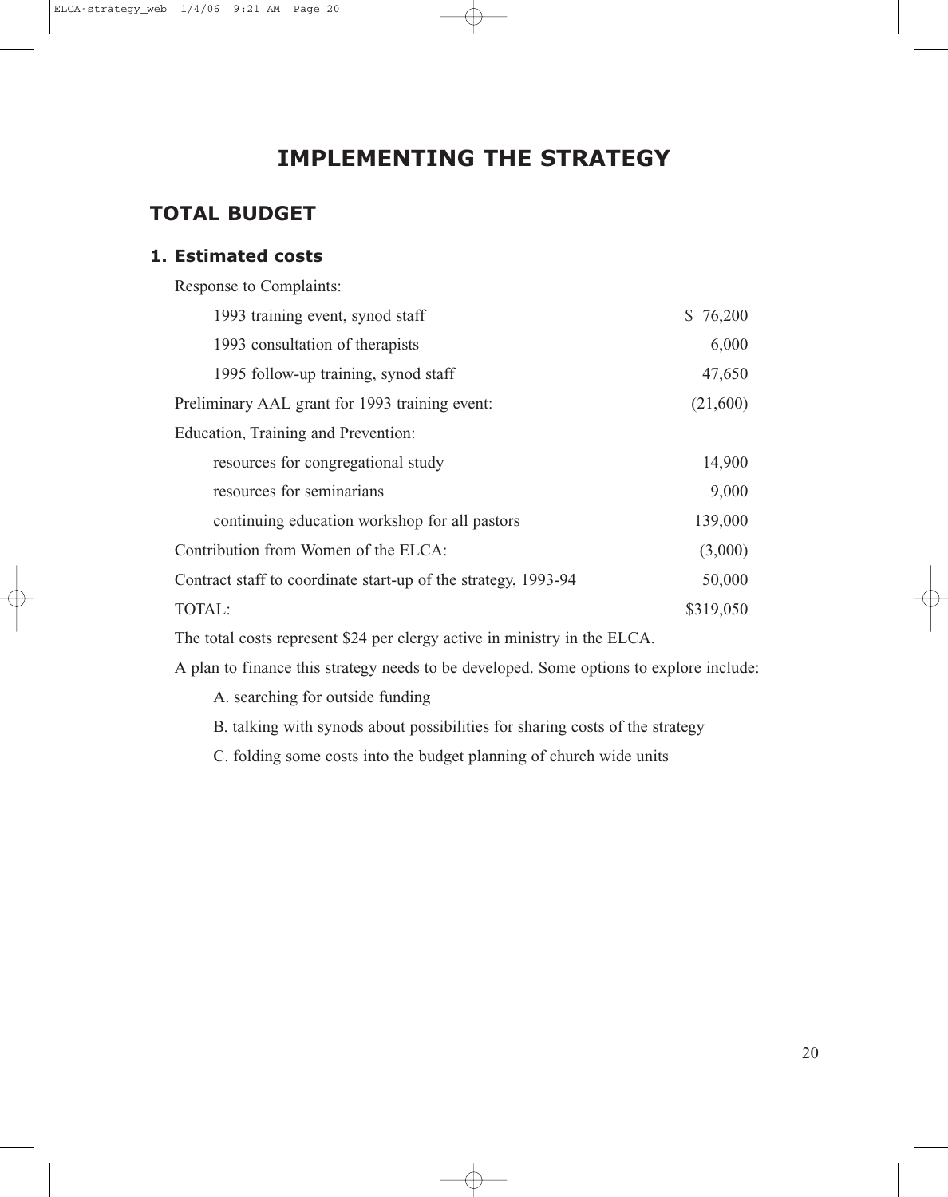# IMPLEMENTING THE STRATEGY

## TOTAL BUDGET

### 1. Estimated costs

| Item | Amount |
|---|---|
| Response to Complaints: | |
| 1993 training event, synod staff | $ 76,200 |
| 1993 consultation of therapists | 6,000 |
| 1995 follow-up training, synod staff | 47,650 |
| Preliminary AAL grant for 1993 training event: | (21,600) |
| Education, Training and Prevention: | |
| resources for congregational study | 14,900 |
| resources for seminarians | 9,000 |
| continuing education workshop for all pastors | 139,000 |
| Contribution from Women of the ELCA: | (3,000) |
| Contract staff to coordinate start-up of the strategy, 1993-94 | 50,000 |
| TOTAL: | $319,050 |

The total costs represent $24 per clergy active in ministry in the ELCA.

A plan to finance this strategy needs to be developed. Some options to explore include:

A. searching for outside funding

B. talking with synods about possibilities for sharing costs of the strategy

C. folding some costs into the budget planning of church wide units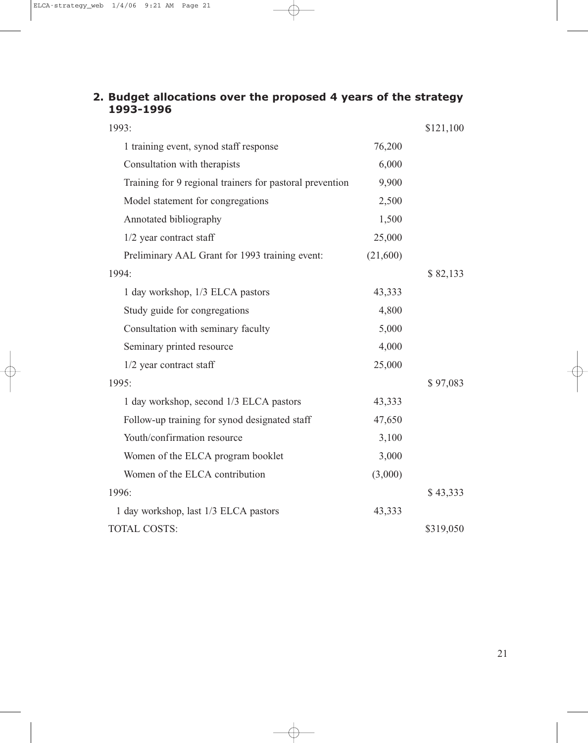## 2. Budget allocations over the proposed 4 years of the strategy 1993-1996

| | | |
|---|---|---|
| 1993: | | $121,100 |
| 1 training event, synod staff response | 76,200 | |
| Consultation with therapists | 6,000 | |
| Training for 9 regional trainers for pastoral prevention | 9,900 | |
| Model statement for congregations | 2,500 | |
| Annotated bibliography | 1,500 | |
| 1/2 year contract staff | 25,000 | |
| Preliminary AAL Grant for 1993 training event: | (21,600) | |
| 1994: | | $ 82,133 |
| 1 day workshop, 1/3 ELCA pastors | 43,333 | |
| Study guide for congregations | 4,800 | |
| Consultation with seminary faculty | 5,000 | |
| Seminary printed resource | 4,000 | |
| 1/2 year contract staff | 25,000 | |
| 1995: | | $ 97,083 |
| 1 day workshop, second 1/3 ELCA pastors | 43,333 | |
| Follow-up training for synod designated staff | 47,650 | |
| Youth/confirmation resource | 3,100 | |
| Women of the ELCA program booklet | 3,000 | |
| Women of the ELCA contribution | (3,000) | |
| 1996: | | $ 43,333 |
| 1 day workshop, last 1/3 ELCA pastors | 43,333 | |
| TOTAL COSTS: | | $319,050 |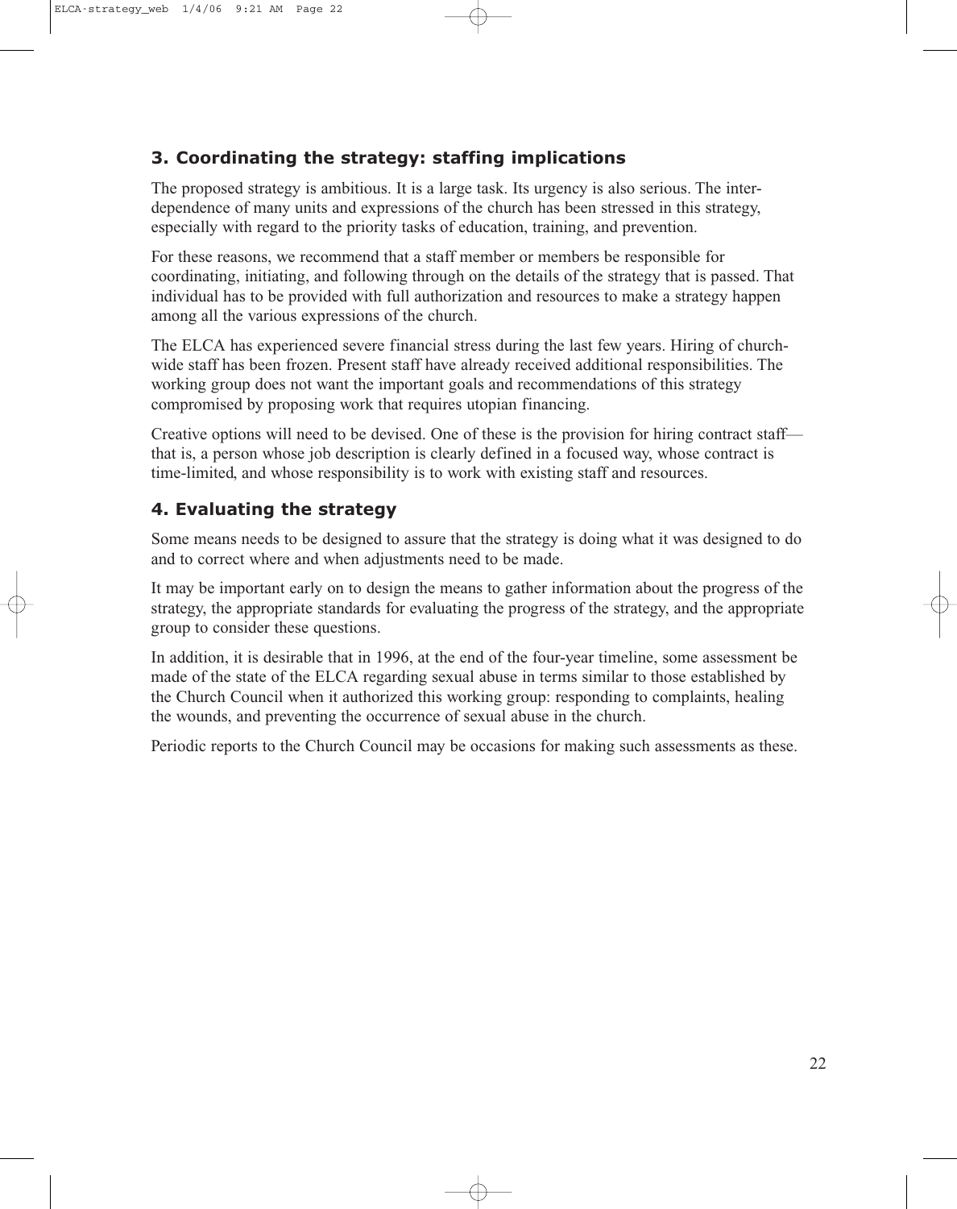### 3. Coordinating the strategy: staffing implications

The proposed strategy is ambitious. It is a large task. Its urgency is also serious. The interdependence of many units and expressions of the church has been stressed in this strategy, especially with regard to the priority tasks of education, training, and prevention.

For these reasons, we recommend that a staff member or members be responsible for coordinating, initiating, and following through on the details of the strategy that is passed. That individual has to be provided with full authorization and resources to make a strategy happen among all the various expressions of the church.

The ELCA has experienced severe financial stress during the last few years. Hiring of churchwide staff has been frozen. Present staff have already received additional responsibilities. The working group does not want the important goals and recommendations of this strategy compromised by proposing work that requires utopian financing.

Creative options will need to be devised. One of these is the provision for hiring contract staff—that is, a person whose job description is clearly defined in a focused way, whose contract is time-limited, and whose responsibility is to work with existing staff and resources.

### 4. Evaluating the strategy

Some means needs to be designed to assure that the strategy is doing what it was designed to do and to correct where and when adjustments need to be made.

It may be important early on to design the means to gather information about the progress of the strategy, the appropriate standards for evaluating the progress of the strategy, and the appropriate group to consider these questions.

In addition, it is desirable that in 1996, at the end of the four-year timeline, some assessment be made of the state of the ELCA regarding sexual abuse in terms similar to those established by the Church Council when it authorized this working group: responding to complaints, healing the wounds, and preventing the occurrence of sexual abuse in the church.

Periodic reports to the Church Council may be occasions for making such assessments as these.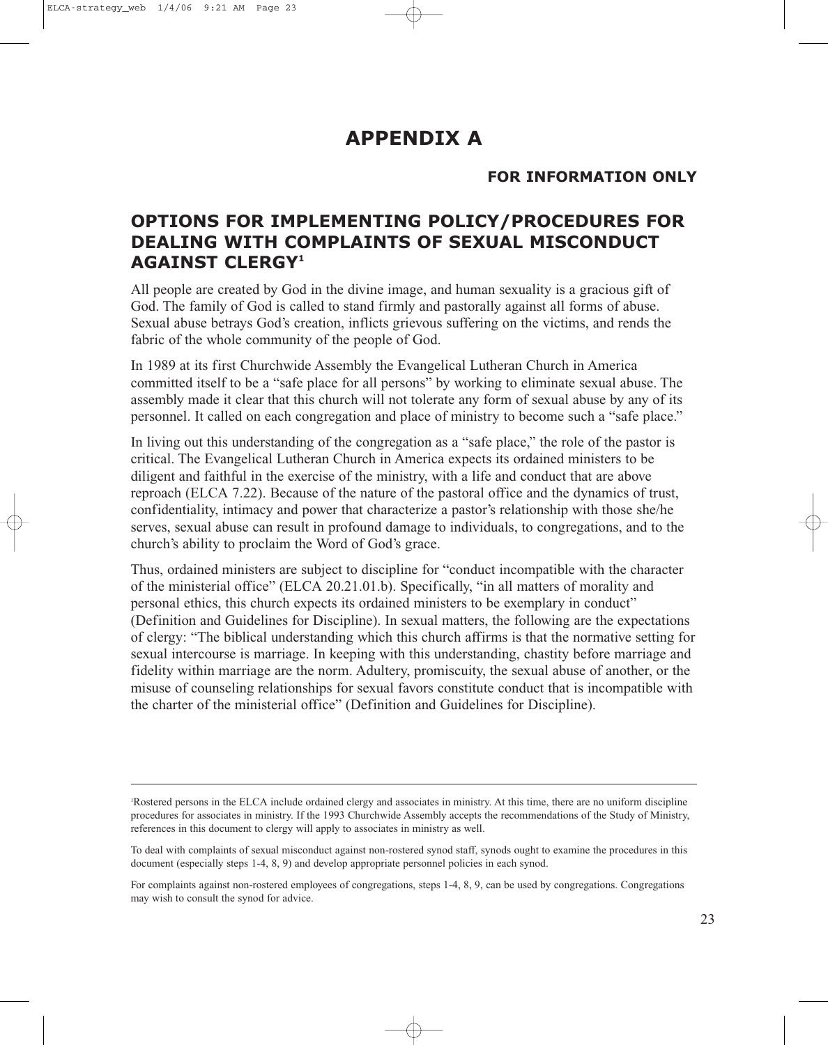# APPENDIX A

**FOR INFORMATION ONLY**

## OPTIONS FOR IMPLEMENTING POLICY/PROCEDURES FOR DEALING WITH COMPLAINTS OF SEXUAL MISCONDUCT AGAINST CLERGY[1]

All people are created by God in the divine image, and human sexuality is a gracious gift of God. The family of God is called to stand firmly and pastorally against all forms of abuse. Sexual abuse betrays God's creation, inflicts grievous suffering on the victims, and rends the fabric of the whole community of the people of God.

In 1989 at its first Churchwide Assembly the Evangelical Lutheran Church in America committed itself to be a "safe place for all persons" by working to eliminate sexual abuse. The assembly made it clear that this church will not tolerate any form of sexual abuse by any of its personnel. It called on each congregation and place of ministry to become such a "safe place."

In living out this understanding of the congregation as a "safe place," the role of the pastor is critical. The Evangelical Lutheran Church in America expects its ordained ministers to be diligent and faithful in the exercise of the ministry, with a life and conduct that are above reproach (ELCA 7.22). Because of the nature of the pastoral office and the dynamics of trust, confidentiality, intimacy and power that characterize a pastor's relationship with those she/he serves, sexual abuse can result in profound damage to individuals, to congregations, and to the church's ability to proclaim the Word of God's grace.

Thus, ordained ministers are subject to discipline for "conduct incompatible with the character of the ministerial office" (ELCA 20.21.01.b). Specifically, "in all matters of morality and personal ethics, this church expects its ordained ministers to be exemplary in conduct" (Definition and Guidelines for Discipline). In sexual matters, the following are the expectations of clergy: "The biblical understanding which this church affirms is that the normative setting for sexual intercourse is marriage. In keeping with this understanding, chastity before marriage and fidelity within marriage are the norm. Adultery, promiscuity, the sexual abuse of another, or the misuse of counseling relationships for sexual favors constitute conduct that is incompatible with the charter of the ministerial office" (Definition and Guidelines for Discipline).

---

[1]Rostered persons in the ELCA include ordained clergy and associates in ministry. At this time, there are no uniform discipline procedures for associates in ministry. If the 1993 Churchwide Assembly accepts the recommendations of the Study of Ministry, references in this document to clergy will apply to associates in ministry as well.

To deal with complaints of sexual misconduct against non-rostered synod staff, synods ought to examine the procedures in this document (especially steps 1-4, 8, 9) and develop appropriate personnel policies in each synod.

For complaints against non-rostered employees of congregations, steps 1-4, 8, 9, can be used by congregations. Congregations may wish to consult the synod for advice.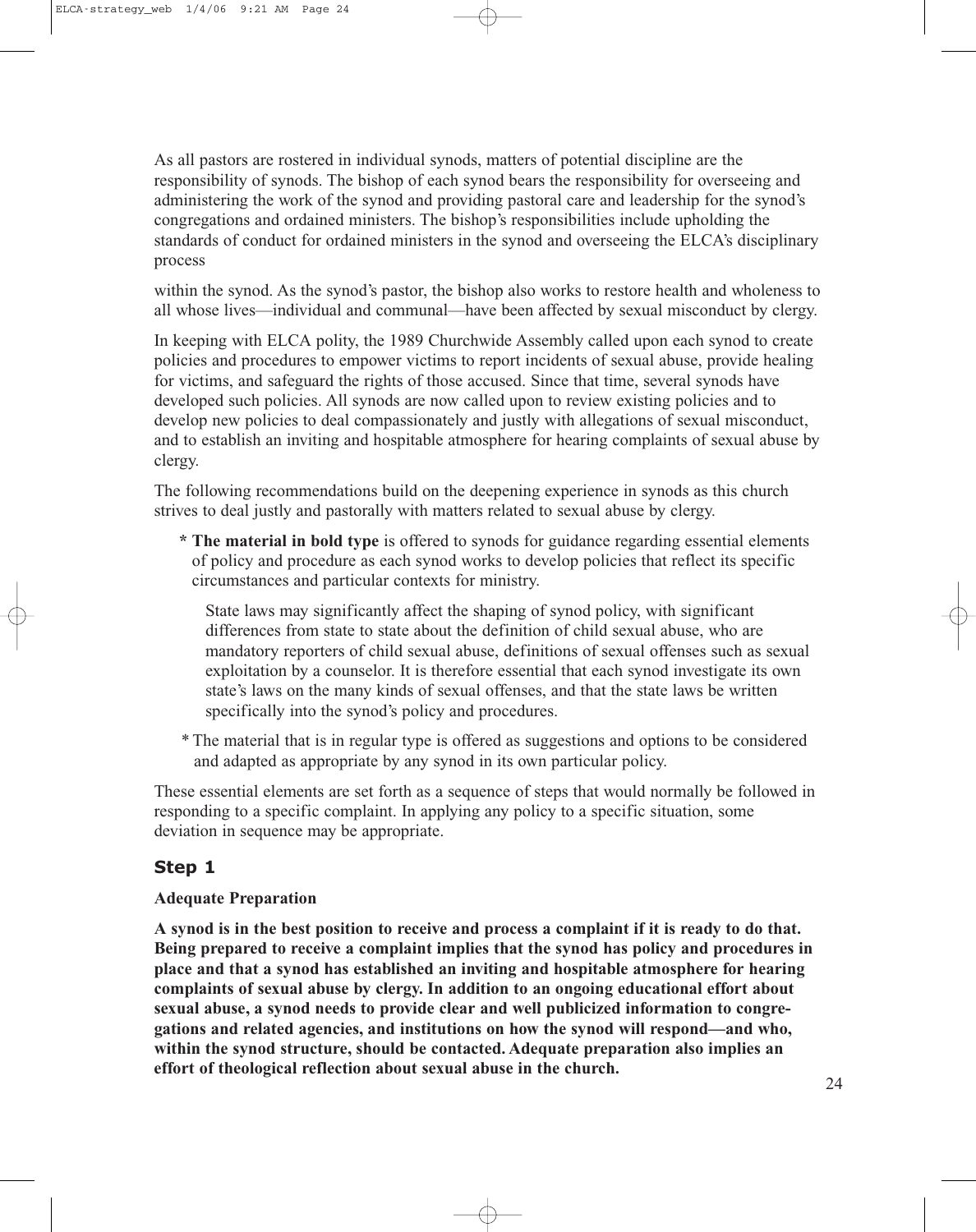As all pastors are rostered in individual synods, matters of potential discipline are the responsibility of synods. The bishop of each synod bears the responsibility for overseeing and administering the work of the synod and providing pastoral care and leadership for the synod's congregations and ordained ministers. The bishop's responsibilities include upholding the standards of conduct for ordained ministers in the synod and overseeing the ELCA's disciplinary process

within the synod. As the synod's pastor, the bishop also works to restore health and wholeness to all whose lives—individual and communal—have been affected by sexual misconduct by clergy.

In keeping with ELCA polity, the 1989 Churchwide Assembly called upon each synod to create policies and procedures to empower victims to report incidents of sexual abuse, provide healing for victims, and safeguard the rights of those accused. Since that time, several synods have developed such policies. All synods are now called upon to review existing policies and to develop new policies to deal compassionately and justly with allegations of sexual misconduct, and to establish an inviting and hospitable atmosphere for hearing complaints of sexual abuse by clergy.

The following recommendations build on the deepening experience in synods as this church strives to deal justly and pastorally with matters related to sexual abuse by clergy.

- **The material in bold type** is offered to synods for guidance regarding essential elements of policy and procedure as each synod works to develop policies that reflect its specific circumstances and particular contexts for ministry.

  State laws may significantly affect the shaping of synod policy, with significant differences from state to state about the definition of child sexual abuse, who are mandatory reporters of child sexual abuse, definitions of sexual offenses such as sexual exploitation by a counselor. It is therefore essential that each synod investigate its own state's laws on the many kinds of sexual offenses, and that the state laws be written specifically into the synod's policy and procedures.

- The material that is in regular type is offered as suggestions and options to be considered and adapted as appropriate by any synod in its own particular policy.

These essential elements are set forth as a sequence of steps that would normally be followed in responding to a specific complaint. In applying any policy to a specific situation, some deviation in sequence may be appropriate.

## Step 1

**Adequate Preparation**

**A synod is in the best position to receive and process a complaint if it is ready to do that. Being prepared to receive a complaint implies that the synod has policy and procedures in place and that a synod has established an inviting and hospitable atmosphere for hearing complaints of sexual abuse by clergy. In addition to an ongoing educational effort about sexual abuse, a synod needs to provide clear and well publicized information to congregations and related agencies, and institutions on how the synod will respond—and who, within the synod structure, should be contacted. Adequate preparation also implies an effort of theological reflection about sexual abuse in the church.**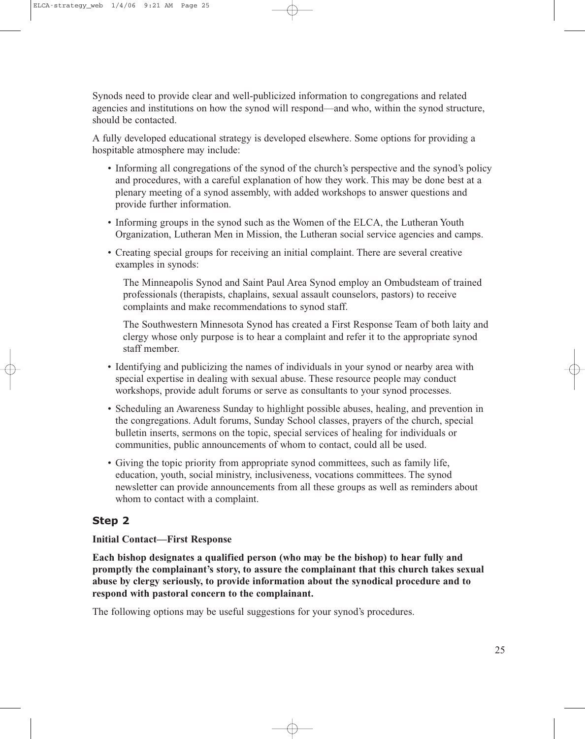Synods need to provide clear and well-publicized information to congregations and related agencies and institutions on how the synod will respond—and who, within the synod structure, should be contacted.

A fully developed educational strategy is developed elsewhere. Some options for providing a hospitable atmosphere may include:

- Informing all congregations of the synod of the church's perspective and the synod's policy and procedures, with a careful explanation of how they work. This may be done best at a plenary meeting of a synod assembly, with added workshops to answer questions and provide further information.
- Informing groups in the synod such as the Women of the ELCA, the Lutheran Youth Organization, Lutheran Men in Mission, the Lutheran social service agencies and camps.
- Creating special groups for receiving an initial complaint. There are several creative examples in synods:

  The Minneapolis Synod and Saint Paul Area Synod employ an Ombudsteam of trained professionals (therapists, chaplains, sexual assault counselors, pastors) to receive complaints and make recommendations to synod staff.

  The Southwestern Minnesota Synod has created a First Response Team of both laity and clergy whose only purpose is to hear a complaint and refer it to the appropriate synod staff member.

- Identifying and publicizing the names of individuals in your synod or nearby area with special expertise in dealing with sexual abuse. These resource people may conduct workshops, provide adult forums or serve as consultants to your synod processes.
- Scheduling an Awareness Sunday to highlight possible abuses, healing, and prevention in the congregations. Adult forums, Sunday School classes, prayers of the church, special bulletin inserts, sermons on the topic, special services of healing for individuals or communities, public announcements of whom to contact, could all be used.
- Giving the topic priority from appropriate synod committees, such as family life, education, youth, social ministry, inclusiveness, vocations committees. The synod newsletter can provide announcements from all these groups as well as reminders about whom to contact with a complaint.

## Step 2

**Initial Contact—First Response**

**Each bishop designates a qualified person (who may be the bishop) to hear fully and promptly the complainant's story, to assure the complainant that this church takes sexual abuse by clergy seriously, to provide information about the synodical procedure and to respond with pastoral concern to the complainant.**

The following options may be useful suggestions for your synod's procedures.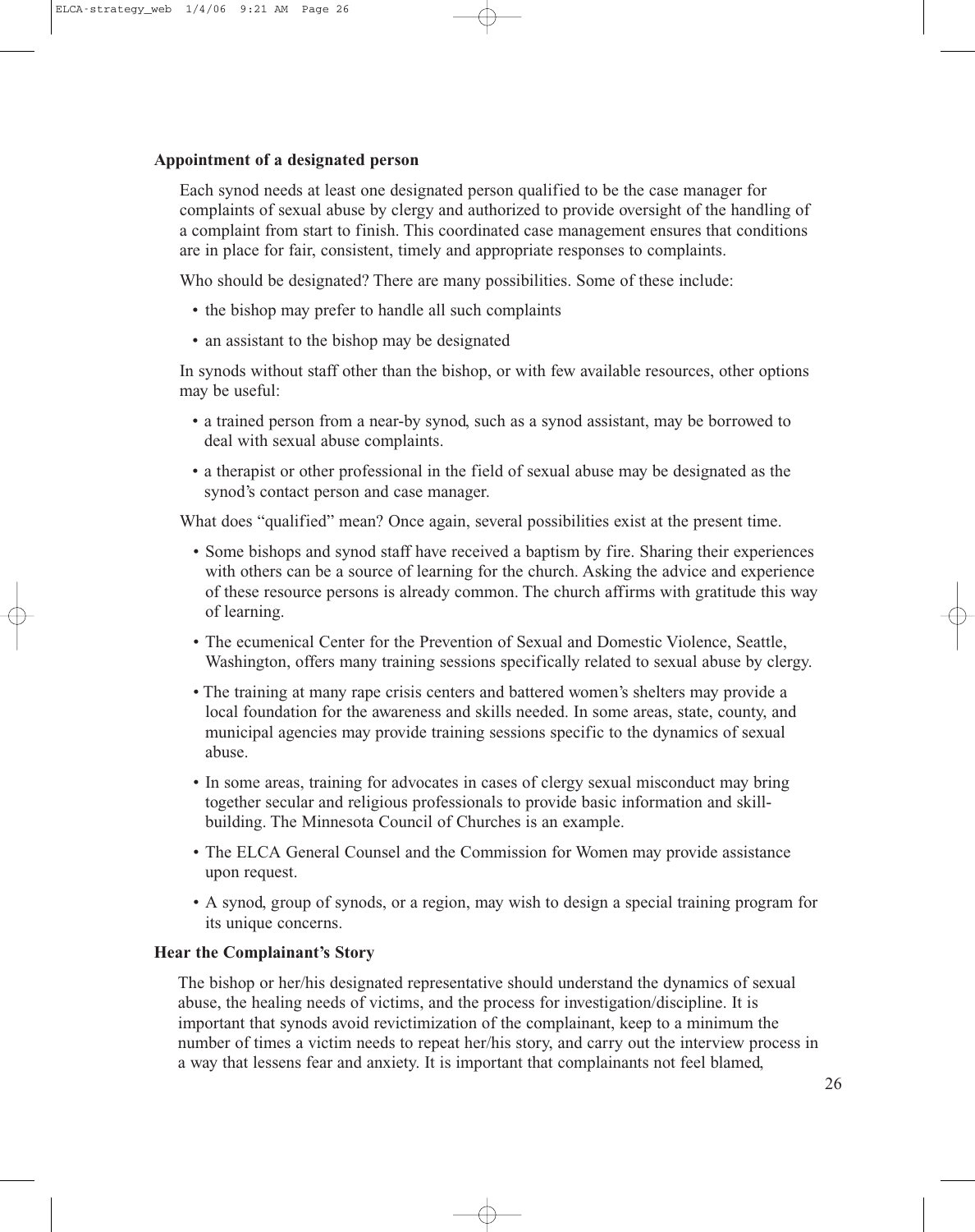### Appointment of a designated person

Each synod needs at least one designated person qualified to be the case manager for complaints of sexual abuse by clergy and authorized to provide oversight of the handling of a complaint from start to finish. This coordinated case management ensures that conditions are in place for fair, consistent, timely and appropriate responses to complaints.

Who should be designated? There are many possibilities. Some of these include:

- the bishop may prefer to handle all such complaints
- an assistant to the bishop may be designated

In synods without staff other than the bishop, or with few available resources, other options may be useful:

- a trained person from a near-by synod, such as a synod assistant, may be borrowed to deal with sexual abuse complaints.
- a therapist or other professional in the field of sexual abuse may be designated as the synod's contact person and case manager.

What does "qualified" mean? Once again, several possibilities exist at the present time.

- Some bishops and synod staff have received a baptism by fire. Sharing their experiences with others can be a source of learning for the church. Asking the advice and experience of these resource persons is already common. The church affirms with gratitude this way of learning.
- The ecumenical Center for the Prevention of Sexual and Domestic Violence, Seattle, Washington, offers many training sessions specifically related to sexual abuse by clergy.
- The training at many rape crisis centers and battered women's shelters may provide a local foundation for the awareness and skills needed. In some areas, state, county, and municipal agencies may provide training sessions specific to the dynamics of sexual abuse.
- In some areas, training for advocates in cases of clergy sexual misconduct may bring together secular and religious professionals to provide basic information and skill-building. The Minnesota Council of Churches is an example.
- The ELCA General Counsel and the Commission for Women may provide assistance upon request.
- A synod, group of synods, or a region, may wish to design a special training program for its unique concerns.

### Hear the Complainant's Story

The bishop or her/his designated representative should understand the dynamics of sexual abuse, the healing needs of victims, and the process for investigation/discipline. It is important that synods avoid revictimization of the complainant, keep to a minimum the number of times a victim needs to repeat her/his story, and carry out the interview process in a way that lessens fear and anxiety. It is important that complainants not feel blamed,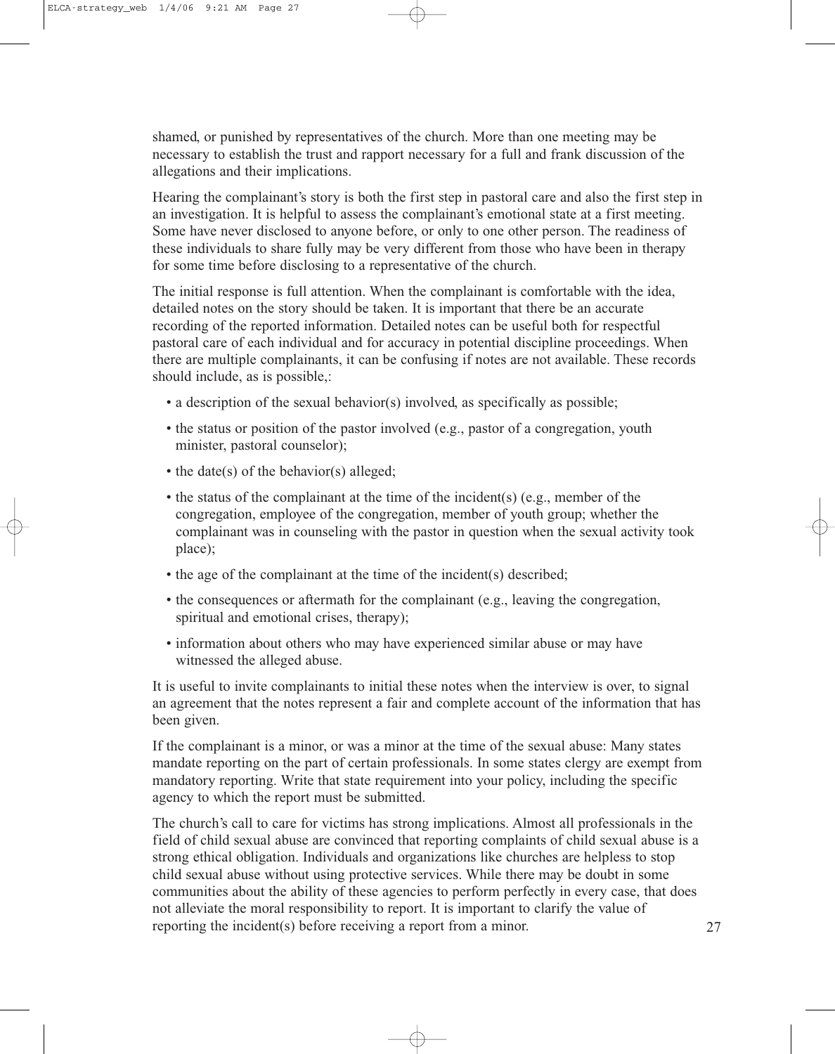shamed, or punished by representatives of the church. More than one meeting may be necessary to establish the trust and rapport necessary for a full and frank discussion of the allegations and their implications.

Hearing the complainant's story is both the first step in pastoral care and also the first step in an investigation. It is helpful to assess the complainant's emotional state at a first meeting. Some have never disclosed to anyone before, or only to one other person. The readiness of these individuals to share fully may be very different from those who have been in therapy for some time before disclosing to a representative of the church.

The initial response is full attention. When the complainant is comfortable with the idea, detailed notes on the story should be taken. It is important that there be an accurate recording of the reported information. Detailed notes can be useful both for respectful pastoral care of each individual and for accuracy in potential discipline proceedings. When there are multiple complainants, it can be confusing if notes are not available. These records should include, as is possible,:

- a description of the sexual behavior(s) involved, as specifically as possible;
- the status or position of the pastor involved (e.g., pastor of a congregation, youth minister, pastoral counselor);
- the date(s) of the behavior(s) alleged;
- the status of the complainant at the time of the incident(s) (e.g., member of the congregation, employee of the congregation, member of youth group; whether the complainant was in counseling with the pastor in question when the sexual activity took place);
- the age of the complainant at the time of the incident(s) described;
- the consequences or aftermath for the complainant (e.g., leaving the congregation, spiritual and emotional crises, therapy);
- information about others who may have experienced similar abuse or may have witnessed the alleged abuse.

It is useful to invite complainants to initial these notes when the interview is over, to signal an agreement that the notes represent a fair and complete account of the information that has been given.

If the complainant is a minor, or was a minor at the time of the sexual abuse: Many states mandate reporting on the part of certain professionals. In some states clergy are exempt from mandatory reporting. Write that state requirement into your policy, including the specific agency to which the report must be submitted.

The church's call to care for victims has strong implications. Almost all professionals in the field of child sexual abuse are convinced that reporting complaints of child sexual abuse is a strong ethical obligation. Individuals and organizations like churches are helpless to stop child sexual abuse without using protective services. While there may be doubt in some communities about the ability of these agencies to perform perfectly in every case, that does not alleviate the moral responsibility to report. It is important to clarify the value of reporting the incident(s) before receiving a report from a minor.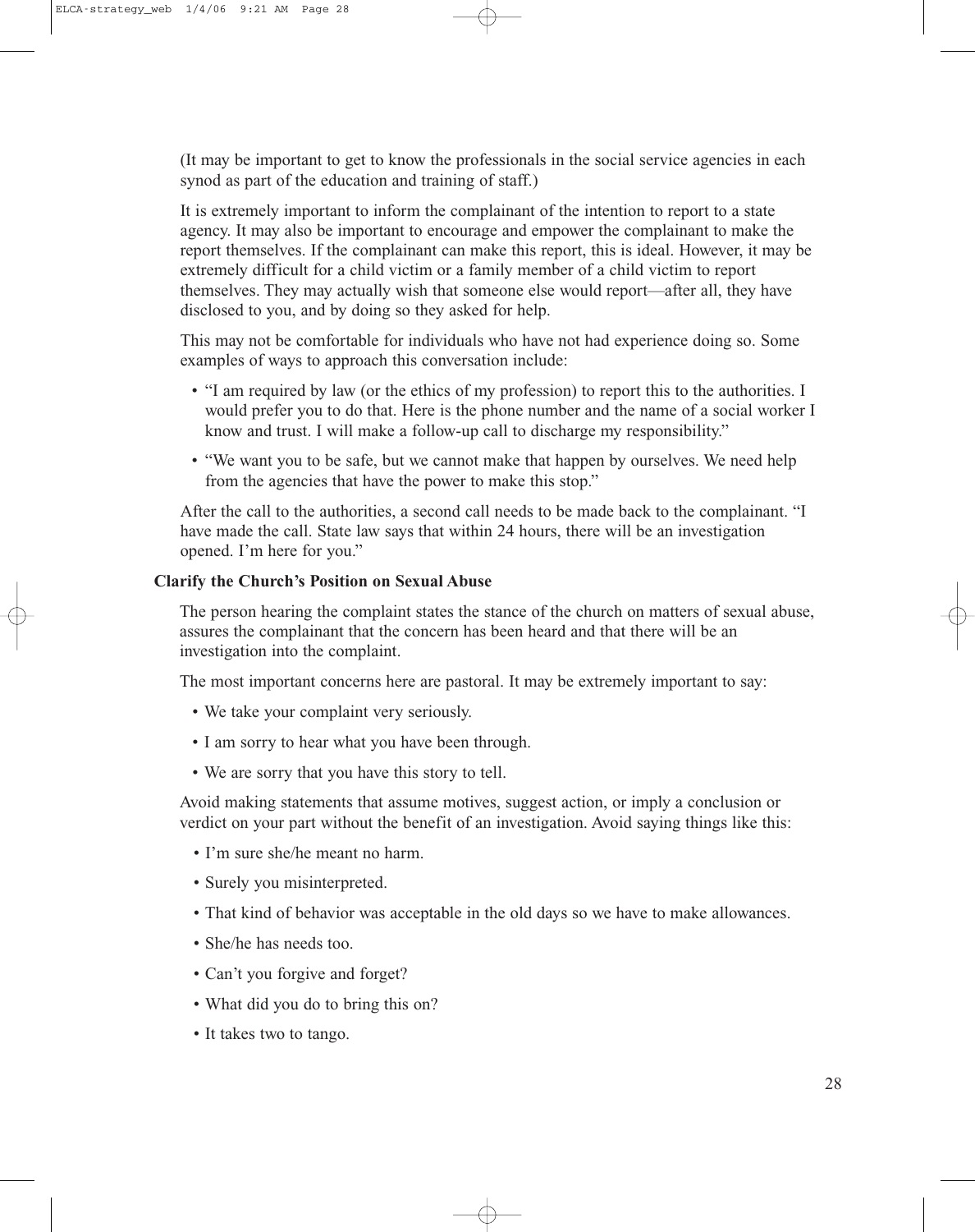(It may be important to get to know the professionals in the social service agencies in each synod as part of the education and training of staff.)

It is extremely important to inform the complainant of the intention to report to a state agency. It may also be important to encourage and empower the complainant to make the report themselves. If the complainant can make this report, this is ideal. However, it may be extremely difficult for a child victim or a family member of a child victim to report themselves. They may actually wish that someone else would report—after all, they have disclosed to you, and by doing so they asked for help.

This may not be comfortable for individuals who have not had experience doing so. Some examples of ways to approach this conversation include:

- "I am required by law (or the ethics of my profession) to report this to the authorities. I would prefer you to do that. Here is the phone number and the name of a social worker I know and trust. I will make a follow-up call to discharge my responsibility."
- "We want you to be safe, but we cannot make that happen by ourselves. We need help from the agencies that have the power to make this stop."

After the call to the authorities, a second call needs to be made back to the complainant. "I have made the call. State law says that within 24 hours, there will be an investigation opened. I'm here for you."

**Clarify the Church's Position on Sexual Abuse**

The person hearing the complaint states the stance of the church on matters of sexual abuse, assures the complainant that the concern has been heard and that there will be an investigation into the complaint.

The most important concerns here are pastoral. It may be extremely important to say:

- We take your complaint very seriously.
- I am sorry to hear what you have been through.
- We are sorry that you have this story to tell.

Avoid making statements that assume motives, suggest action, or imply a conclusion or verdict on your part without the benefit of an investigation. Avoid saying things like this:

- I'm sure she/he meant no harm.
- Surely you misinterpreted.
- That kind of behavior was acceptable in the old days so we have to make allowances.
- She/he has needs too.
- Can't you forgive and forget?
- What did you do to bring this on?
- It takes two to tango.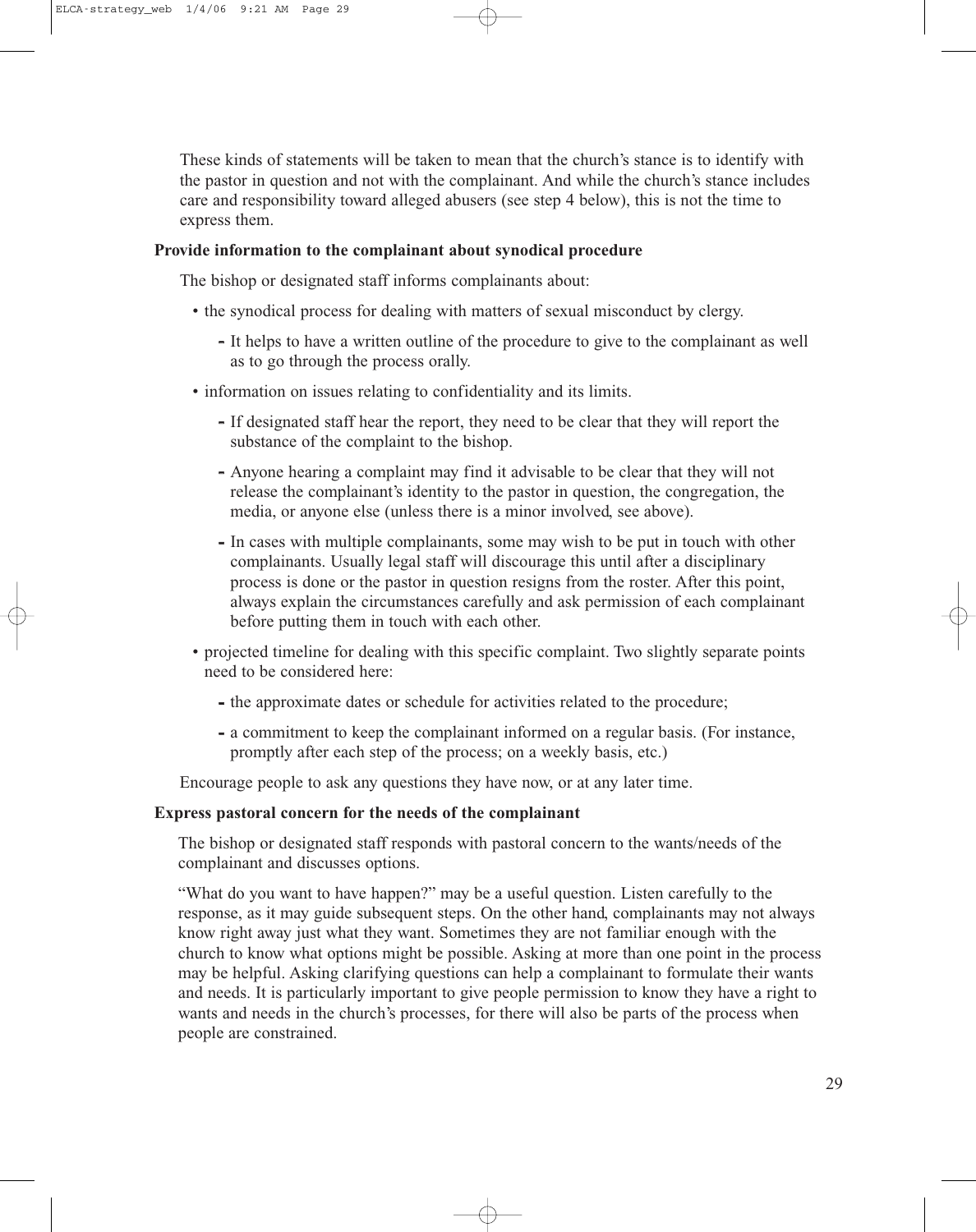These kinds of statements will be taken to mean that the church's stance is to identify with the pastor in question and not with the complainant. And while the church's stance includes care and responsibility toward alleged abusers (see step 4 below), this is not the time to express them.

**Provide information to the complainant about synodical procedure**

The bishop or designated staff informs complainants about:

- the synodical process for dealing with matters of sexual misconduct by clergy.
  - It helps to have a written outline of the procedure to give to the complainant as well as to go through the process orally.
- information on issues relating to confidentiality and its limits.
  - If designated staff hear the report, they need to be clear that they will report the substance of the complaint to the bishop.
  - Anyone hearing a complaint may find it advisable to be clear that they will not release the complainant's identity to the pastor in question, the congregation, the media, or anyone else (unless there is a minor involved, see above).
  - In cases with multiple complainants, some may wish to be put in touch with other complainants. Usually legal staff will discourage this until after a disciplinary process is done or the pastor in question resigns from the roster. After this point, always explain the circumstances carefully and ask permission of each complainant before putting them in touch with each other.
- projected timeline for dealing with this specific complaint. Two slightly separate points need to be considered here:
  - the approximate dates or schedule for activities related to the procedure;
  - a commitment to keep the complainant informed on a regular basis. (For instance, promptly after each step of the process; on a weekly basis, etc.)

Encourage people to ask any questions they have now, or at any later time.

**Express pastoral concern for the needs of the complainant**

The bishop or designated staff responds with pastoral concern to the wants/needs of the complainant and discusses options.

"What do you want to have happen?" may be a useful question. Listen carefully to the response, as it may guide subsequent steps. On the other hand, complainants may not always know right away just what they want. Sometimes they are not familiar enough with the church to know what options might be possible. Asking at more than one point in the process may be helpful. Asking clarifying questions can help a complainant to formulate their wants and needs. It is particularly important to give people permission to know they have a right to wants and needs in the church's processes, for there will also be parts of the process when people are constrained.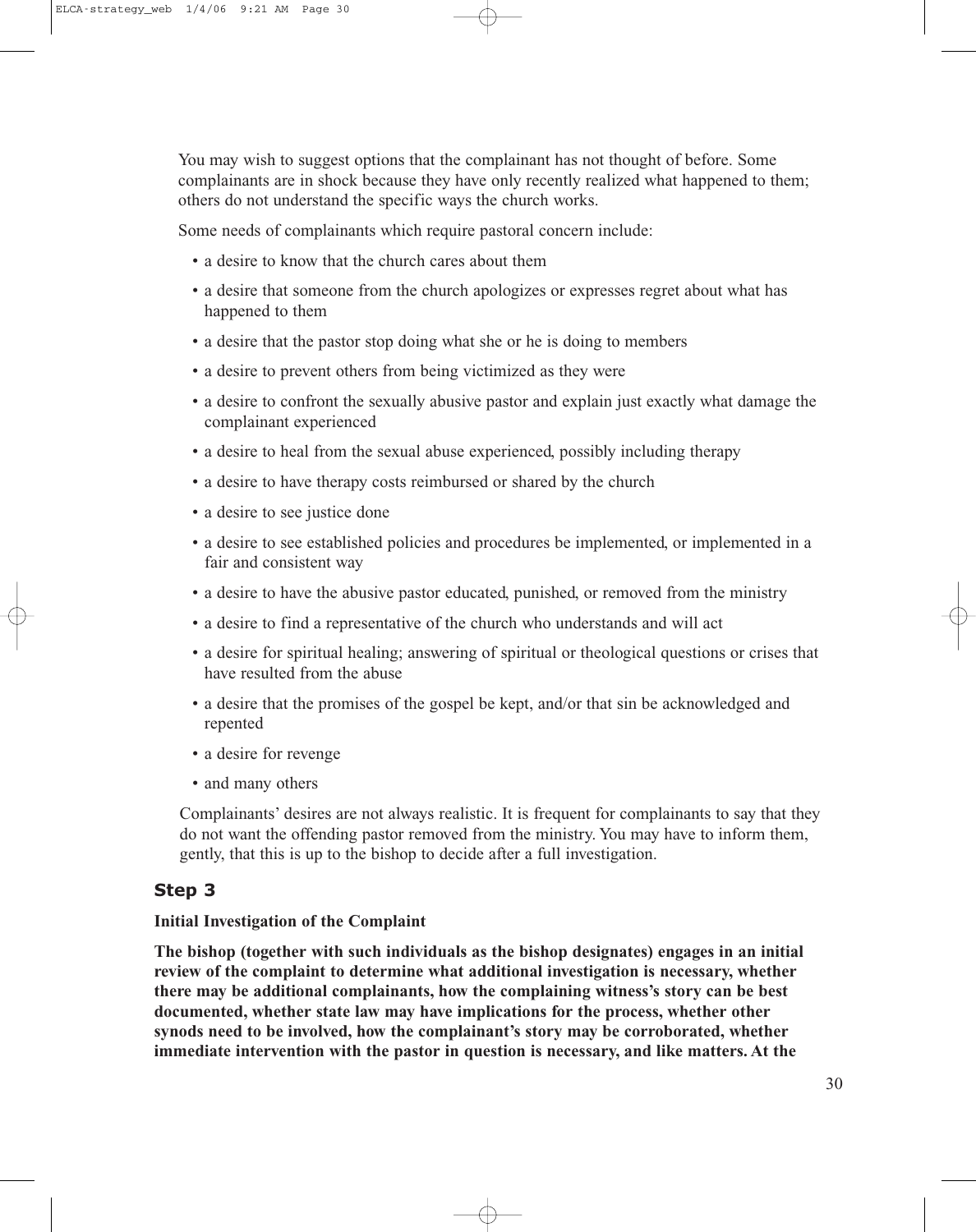You may wish to suggest options that the complainant has not thought of before. Some complainants are in shock because they have only recently realized what happened to them; others do not understand the specific ways the church works.

Some needs of complainants which require pastoral concern include:

- a desire to know that the church cares about them
- a desire that someone from the church apologizes or expresses regret about what has happened to them
- a desire that the pastor stop doing what she or he is doing to members
- a desire to prevent others from being victimized as they were
- a desire to confront the sexually abusive pastor and explain just exactly what damage the complainant experienced
- a desire to heal from the sexual abuse experienced, possibly including therapy
- a desire to have therapy costs reimbursed or shared by the church
- a desire to see justice done
- a desire to see established policies and procedures be implemented, or implemented in a fair and consistent way
- a desire to have the abusive pastor educated, punished, or removed from the ministry
- a desire to find a representative of the church who understands and will act
- a desire for spiritual healing; answering of spiritual or theological questions or crises that have resulted from the abuse
- a desire that the promises of the gospel be kept, and/or that sin be acknowledged and repented
- a desire for revenge
- and many others

Complainants' desires are not always realistic. It is frequent for complainants to say that they do not want the offending pastor removed from the ministry. You may have to inform them, gently, that this is up to the bishop to decide after a full investigation.

## Step 3

**Initial Investigation of the Complaint**

**The bishop (together with such individuals as the bishop designates) engages in an initial review of the complaint to determine what additional investigation is necessary, whether there may be additional complainants, how the complaining witness's story can be best documented, whether state law may have implications for the process, whether other synods need to be involved, how the complainant's story may be corroborated, whether immediate intervention with the pastor in question is necessary, and like matters. At the**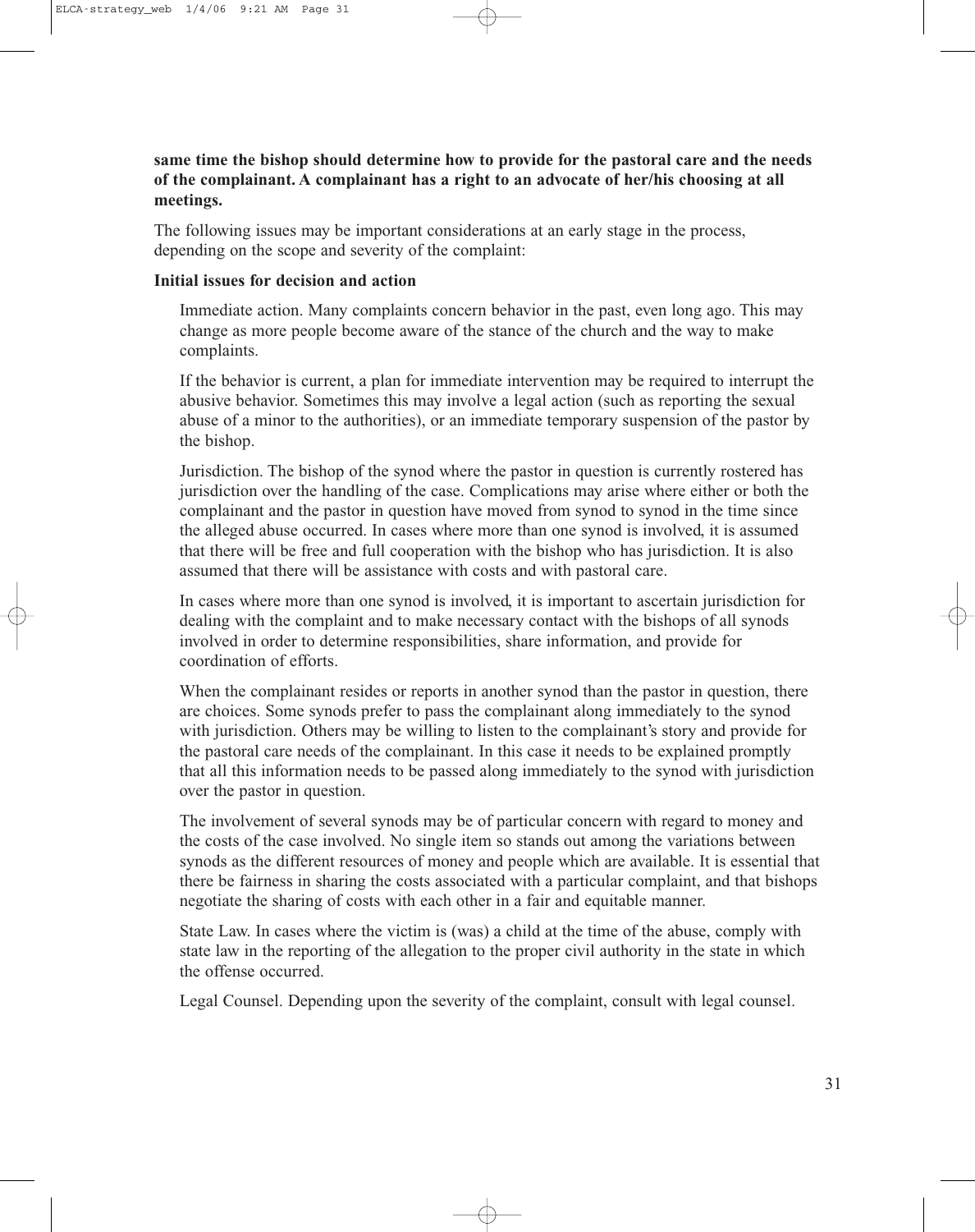**same time the bishop should determine how to provide for the pastoral care and the needs of the complainant. A complainant has a right to an advocate of her/his choosing at all meetings.**

The following issues may be important considerations at an early stage in the process, depending on the scope and severity of the complaint:

**Initial issues for decision and action**

Immediate action. Many complaints concern behavior in the past, even long ago. This may change as more people become aware of the stance of the church and the way to make complaints.

If the behavior is current, a plan for immediate intervention may be required to interrupt the abusive behavior. Sometimes this may involve a legal action (such as reporting the sexual abuse of a minor to the authorities), or an immediate temporary suspension of the pastor by the bishop.

Jurisdiction. The bishop of the synod where the pastor in question is currently rostered has jurisdiction over the handling of the case. Complications may arise where either or both the complainant and the pastor in question have moved from synod to synod in the time since the alleged abuse occurred. In cases where more than one synod is involved, it is assumed that there will be free and full cooperation with the bishop who has jurisdiction. It is also assumed that there will be assistance with costs and with pastoral care.

In cases where more than one synod is involved, it is important to ascertain jurisdiction for dealing with the complaint and to make necessary contact with the bishops of all synods involved in order to determine responsibilities, share information, and provide for coordination of efforts.

When the complainant resides or reports in another synod than the pastor in question, there are choices. Some synods prefer to pass the complainant along immediately to the synod with jurisdiction. Others may be willing to listen to the complainant's story and provide for the pastoral care needs of the complainant. In this case it needs to be explained promptly that all this information needs to be passed along immediately to the synod with jurisdiction over the pastor in question.

The involvement of several synods may be of particular concern with regard to money and the costs of the case involved. No single item so stands out among the variations between synods as the different resources of money and people which are available. It is essential that there be fairness in sharing the costs associated with a particular complaint, and that bishops negotiate the sharing of costs with each other in a fair and equitable manner.

State Law. In cases where the victim is (was) a child at the time of the abuse, comply with state law in the reporting of the allegation to the proper civil authority in the state in which the offense occurred.

Legal Counsel. Depending upon the severity of the complaint, consult with legal counsel.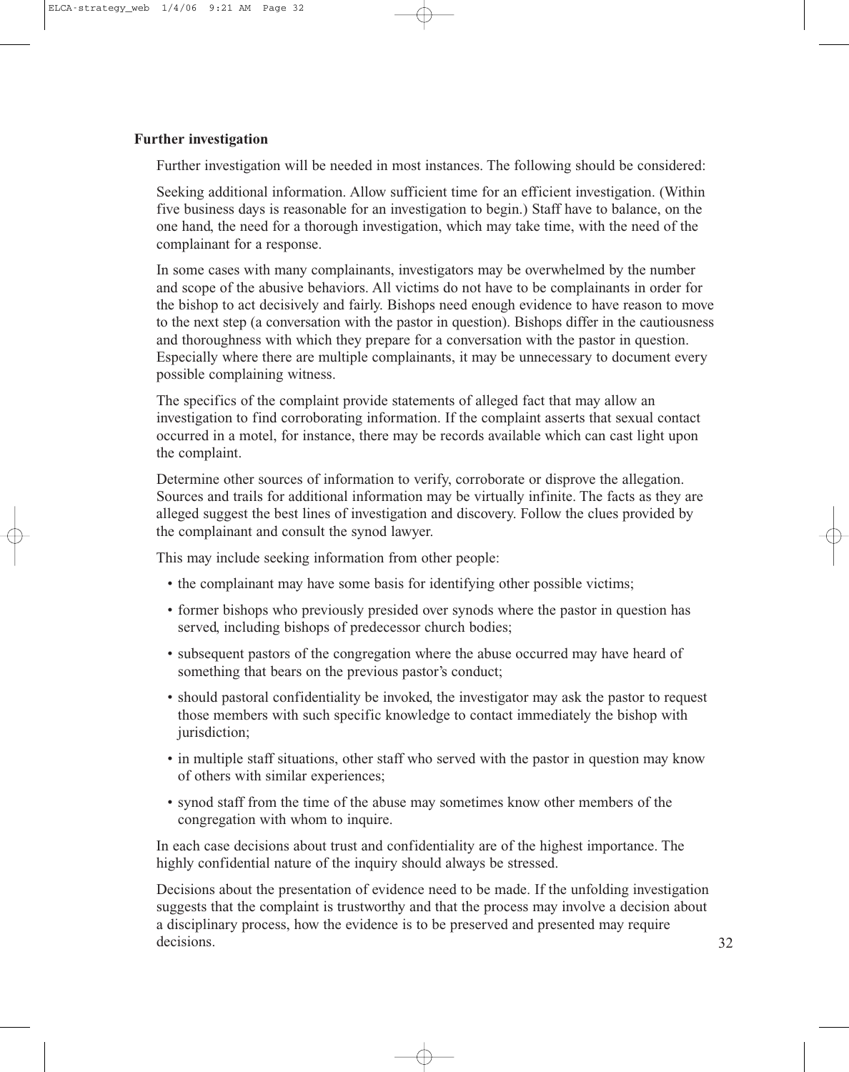**Further investigation**

Further investigation will be needed in most instances. The following should be considered:

Seeking additional information. Allow sufficient time for an efficient investigation. (Within five business days is reasonable for an investigation to begin.) Staff have to balance, on the one hand, the need for a thorough investigation, which may take time, with the need of the complainant for a response.

In some cases with many complainants, investigators may be overwhelmed by the number and scope of the abusive behaviors. All victims do not have to be complainants in order for the bishop to act decisively and fairly. Bishops need enough evidence to have reason to move to the next step (a conversation with the pastor in question). Bishops differ in the cautiousness and thoroughness with which they prepare for a conversation with the pastor in question. Especially where there are multiple complainants, it may be unnecessary to document every possible complaining witness.

The specifics of the complaint provide statements of alleged fact that may allow an investigation to find corroborating information. If the complaint asserts that sexual contact occurred in a motel, for instance, there may be records available which can cast light upon the complaint.

Determine other sources of information to verify, corroborate or disprove the allegation. Sources and trails for additional information may be virtually infinite. The facts as they are alleged suggest the best lines of investigation and discovery. Follow the clues provided by the complainant and consult the synod lawyer.

This may include seeking information from other people:

- the complainant may have some basis for identifying other possible victims;
- former bishops who previously presided over synods where the pastor in question has served, including bishops of predecessor church bodies;
- subsequent pastors of the congregation where the abuse occurred may have heard of something that bears on the previous pastor's conduct;
- should pastoral confidentiality be invoked, the investigator may ask the pastor to request those members with such specific knowledge to contact immediately the bishop with jurisdiction;
- in multiple staff situations, other staff who served with the pastor in question may know of others with similar experiences;
- synod staff from the time of the abuse may sometimes know other members of the congregation with whom to inquire.

In each case decisions about trust and confidentiality are of the highest importance. The highly confidential nature of the inquiry should always be stressed.

Decisions about the presentation of evidence need to be made. If the unfolding investigation suggests that the complaint is trustworthy and that the process may involve a decision about a disciplinary process, how the evidence is to be preserved and presented may require decisions.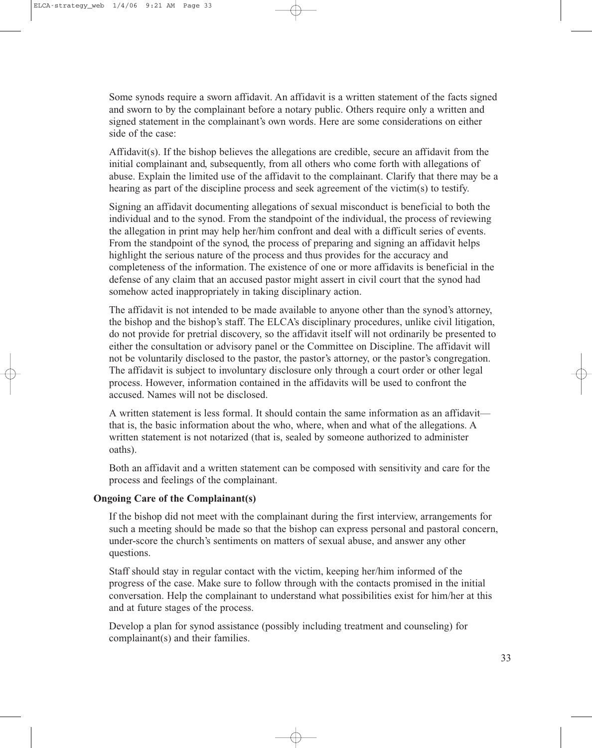Some synods require a sworn affidavit. An affidavit is a written statement of the facts signed and sworn to by the complainant before a notary public. Others require only a written and signed statement in the complainant's own words. Here are some considerations on either side of the case:

Affidavit(s). If the bishop believes the allegations are credible, secure an affidavit from the initial complainant and, subsequently, from all others who come forth with allegations of abuse. Explain the limited use of the affidavit to the complainant. Clarify that there may be a hearing as part of the discipline process and seek agreement of the victim(s) to testify.

Signing an affidavit documenting allegations of sexual misconduct is beneficial to both the individual and to the synod. From the standpoint of the individual, the process of reviewing the allegation in print may help her/him confront and deal with a difficult series of events. From the standpoint of the synod, the process of preparing and signing an affidavit helps highlight the serious nature of the process and thus provides for the accuracy and completeness of the information. The existence of one or more affidavits is beneficial in the defense of any claim that an accused pastor might assert in civil court that the synod had somehow acted inappropriately in taking disciplinary action.

The affidavit is not intended to be made available to anyone other than the synod's attorney, the bishop and the bishop's staff. The ELCA's disciplinary procedures, unlike civil litigation, do not provide for pretrial discovery, so the affidavit itself will not ordinarily be presented to either the consultation or advisory panel or the Committee on Discipline. The affidavit will not be voluntarily disclosed to the pastor, the pastor's attorney, or the pastor's congregation. The affidavit is subject to involuntary disclosure only through a court order or other legal process. However, information contained in the affidavits will be used to confront the accused. Names will not be disclosed.

A written statement is less formal. It should contain the same information as an affidavit—that is, the basic information about the who, where, when and what of the allegations. A written statement is not notarized (that is, sealed by someone authorized to administer oaths).

Both an affidavit and a written statement can be composed with sensitivity and care for the process and feelings of the complainant.

**Ongoing Care of the Complainant(s)**

If the bishop did not meet with the complainant during the first interview, arrangements for such a meeting should be made so that the bishop can express personal and pastoral concern, under-score the church's sentiments on matters of sexual abuse, and answer any other questions.

Staff should stay in regular contact with the victim, keeping her/him informed of the progress of the case. Make sure to follow through with the contacts promised in the initial conversation. Help the complainant to understand what possibilities exist for him/her at this and at future stages of the process.

Develop a plan for synod assistance (possibly including treatment and counseling) for complainant(s) and their families.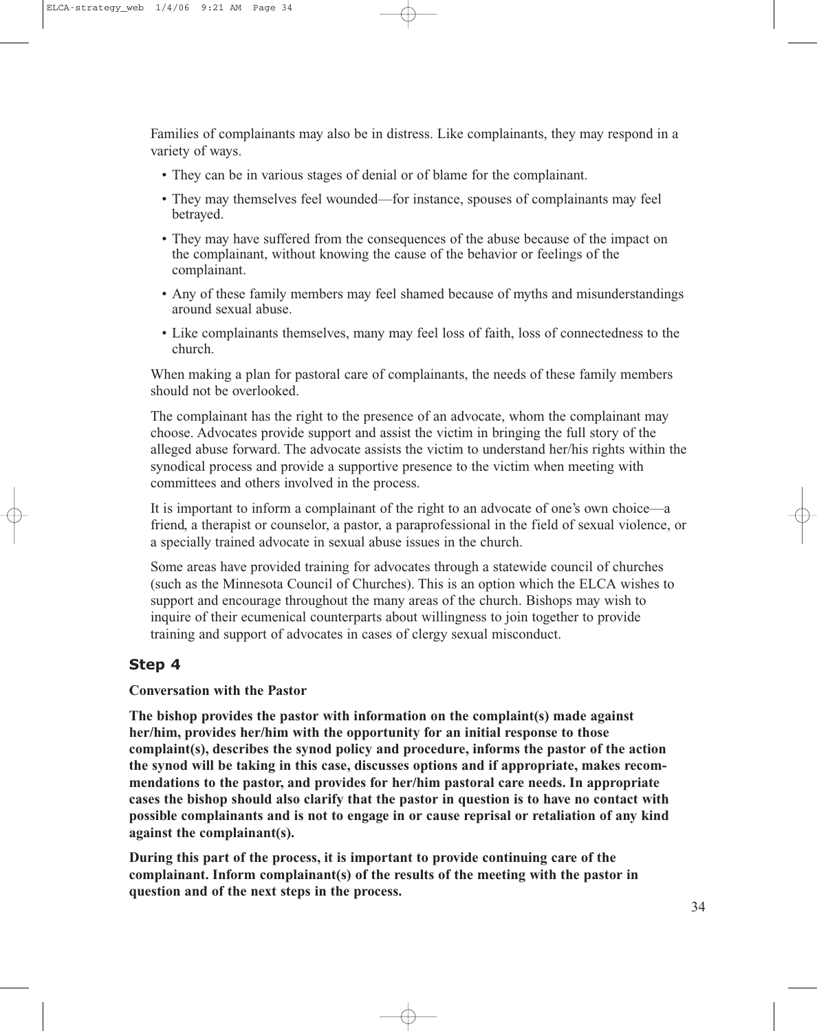Families of complainants may also be in distress. Like complainants, they may respond in a variety of ways.

- They can be in various stages of denial or of blame for the complainant.
- They may themselves feel wounded—for instance, spouses of complainants may feel betrayed.
- They may have suffered from the consequences of the abuse because of the impact on the complainant, without knowing the cause of the behavior or feelings of the complainant.
- Any of these family members may feel shamed because of myths and misunderstandings around sexual abuse.
- Like complainants themselves, many may feel loss of faith, loss of connectedness to the church.

When making a plan for pastoral care of complainants, the needs of these family members should not be overlooked.

The complainant has the right to the presence of an advocate, whom the complainant may choose. Advocates provide support and assist the victim in bringing the full story of the alleged abuse forward. The advocate assists the victim to understand her/his rights within the synodical process and provide a supportive presence to the victim when meeting with committees and others involved in the process.

It is important to inform a complainant of the right to an advocate of one's own choice—a friend, a therapist or counselor, a pastor, a paraprofessional in the field of sexual violence, or a specially trained advocate in sexual abuse issues in the church.

Some areas have provided training for advocates through a statewide council of churches (such as the Minnesota Council of Churches). This is an option which the ELCA wishes to support and encourage throughout the many areas of the church. Bishops may wish to inquire of their ecumenical counterparts about willingness to join together to provide training and support of advocates in cases of clergy sexual misconduct.

## Step 4

**Conversation with the Pastor**

**The bishop provides the pastor with information on the complaint(s) made against her/him, provides her/him with the opportunity for an initial response to those complaint(s), describes the synod policy and procedure, informs the pastor of the action the synod will be taking in this case, discusses options and if appropriate, makes recommendations to the pastor, and provides for her/him pastoral care needs. In appropriate cases the bishop should also clarify that the pastor in question is to have no contact with possible complainants and is not to engage in or cause reprisal or retaliation of any kind against the complainant(s).**

**During this part of the process, it is important to provide continuing care of the complainant. Inform complainant(s) of the results of the meeting with the pastor in question and of the next steps in the process.**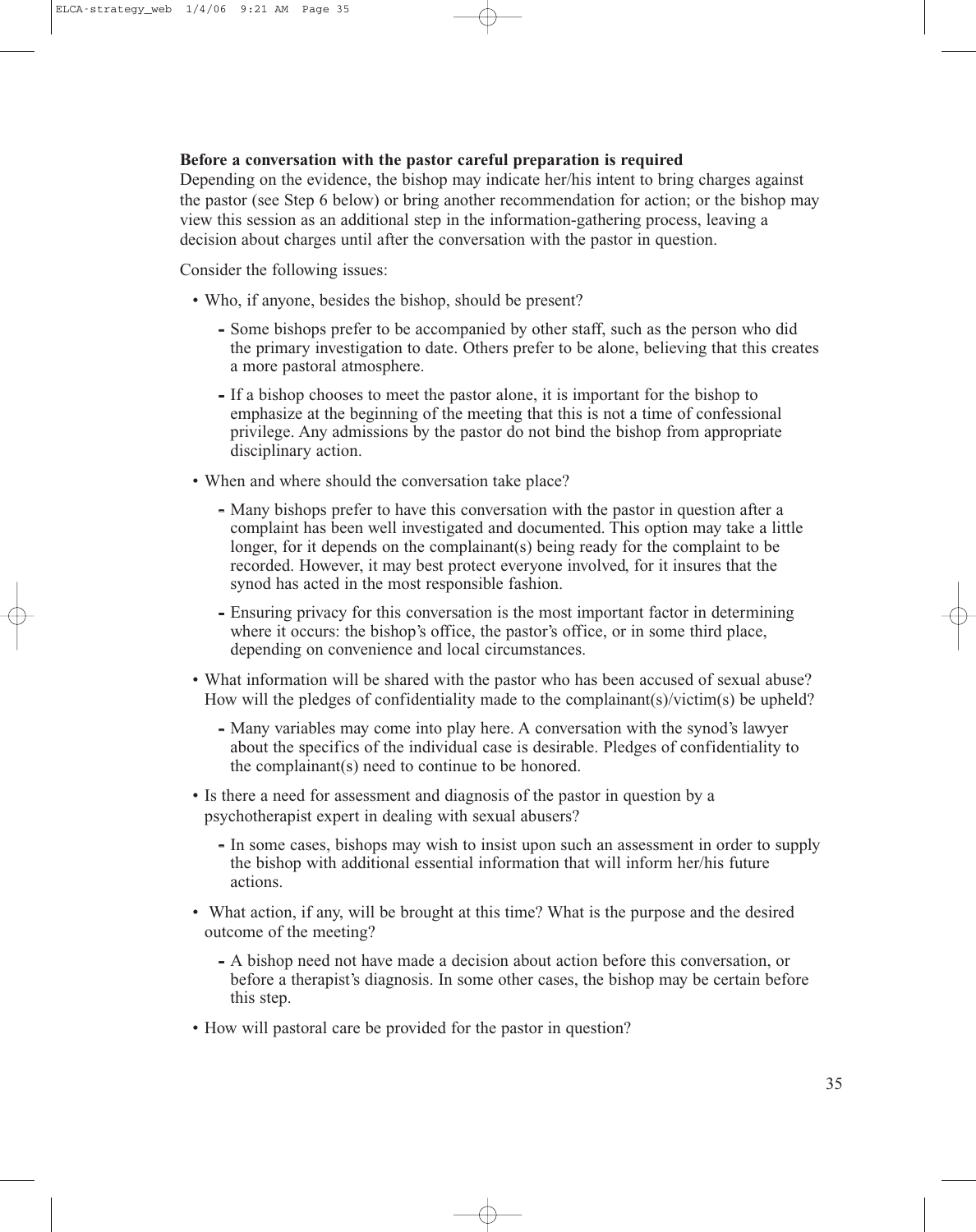**Before a conversation with the pastor careful preparation is required**

Depending on the evidence, the bishop may indicate her/his intent to bring charges against the pastor (see Step 6 below) or bring another recommendation for action; or the bishop may view this session as an additional step in the information-gathering process, leaving a decision about charges until after the conversation with the pastor in question.

Consider the following issues:

- Who, if anyone, besides the bishop, should be present?
  - Some bishops prefer to be accompanied by other staff, such as the person who did the primary investigation to date. Others prefer to be alone, believing that this creates a more pastoral atmosphere.
  - If a bishop chooses to meet the pastor alone, it is important for the bishop to emphasize at the beginning of the meeting that this is not a time of confessional privilege. Any admissions by the pastor do not bind the bishop from appropriate disciplinary action.
- When and where should the conversation take place?
  - Many bishops prefer to have this conversation with the pastor in question after a complaint has been well investigated and documented. This option may take a little longer, for it depends on the complainant(s) being ready for the complaint to be recorded. However, it may best protect everyone involved, for it insures that the synod has acted in the most responsible fashion.
  - Ensuring privacy for this conversation is the most important factor in determining where it occurs: the bishop's office, the pastor's office, or in some third place, depending on convenience and local circumstances.
- What information will be shared with the pastor who has been accused of sexual abuse? How will the pledges of confidentiality made to the complainant(s)/victim(s) be upheld?
  - Many variables may come into play here. A conversation with the synod's lawyer about the specifics of the individual case is desirable. Pledges of confidentiality to the complainant(s) need to continue to be honored.
- Is there a need for assessment and diagnosis of the pastor in question by a psychotherapist expert in dealing with sexual abusers?
  - In some cases, bishops may wish to insist upon such an assessment in order to supply the bishop with additional essential information that will inform her/his future actions.
- What action, if any, will be brought at this time? What is the purpose and the desired outcome of the meeting?
  - A bishop need not have made a decision about action before this conversation, or before a therapist's diagnosis. In some other cases, the bishop may be certain before this step.
- How will pastoral care be provided for the pastor in question?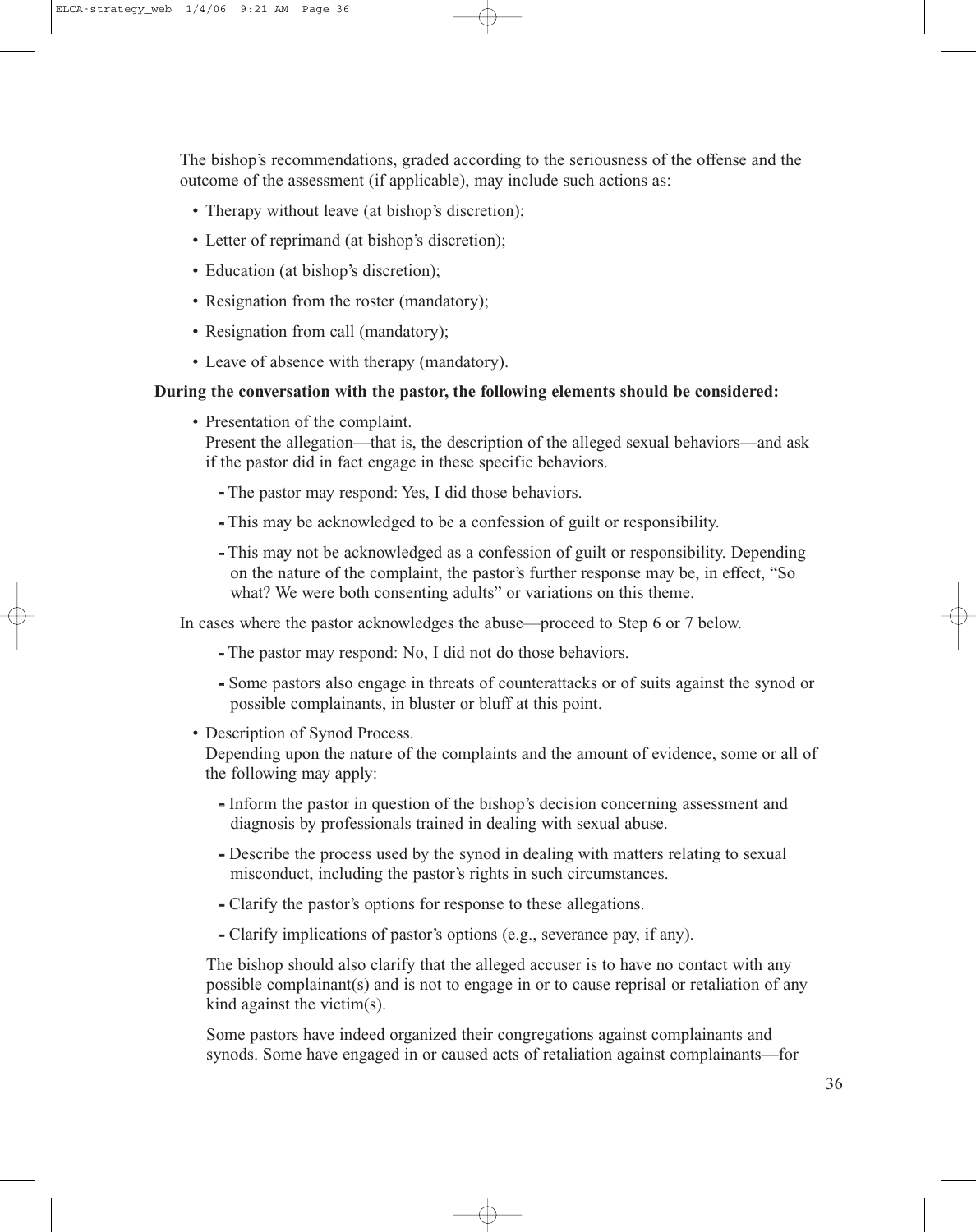The bishop's recommendations, graded according to the seriousness of the offense and the outcome of the assessment (if applicable), may include such actions as:

- Therapy without leave (at bishop's discretion);
- Letter of reprimand (at bishop's discretion);
- Education (at bishop's discretion);
- Resignation from the roster (mandatory);
- Resignation from call (mandatory);
- Leave of absence with therapy (mandatory).

**During the conversation with the pastor, the following elements should be considered:**

- Presentation of the complaint.
  Present the allegation—that is, the description of the alleged sexual behaviors—and ask if the pastor did in fact engage in these specific behaviors.
  - The pastor may respond: Yes, I did those behaviors.
  - This may be acknowledged to be a confession of guilt or responsibility.
  - This may not be acknowledged as a confession of guilt or responsibility. Depending on the nature of the complaint, the pastor's further response may be, in effect, "So what? We were both consenting adults" or variations on this theme.

In cases where the pastor acknowledges the abuse—proceed to Step 6 or 7 below.

  - The pastor may respond: No, I did not do those behaviors.
  - Some pastors also engage in threats of counterattacks or of suits against the synod or possible complainants, in bluster or bluff at this point.

- Description of Synod Process.
  Depending upon the nature of the complaints and the amount of evidence, some or all of the following may apply:
  - Inform the pastor in question of the bishop's decision concerning assessment and diagnosis by professionals trained in dealing with sexual abuse.
  - Describe the process used by the synod in dealing with matters relating to sexual misconduct, including the pastor's rights in such circumstances.
  - Clarify the pastor's options for response to these allegations.
  - Clarify implications of pastor's options (e.g., severance pay, if any).

  The bishop should also clarify that the alleged accuser is to have no contact with any possible complainant(s) and is not to engage in or to cause reprisal or retaliation of any kind against the victim(s).

  Some pastors have indeed organized their congregations against complainants and synods. Some have engaged in or caused acts of retaliation against complainants—for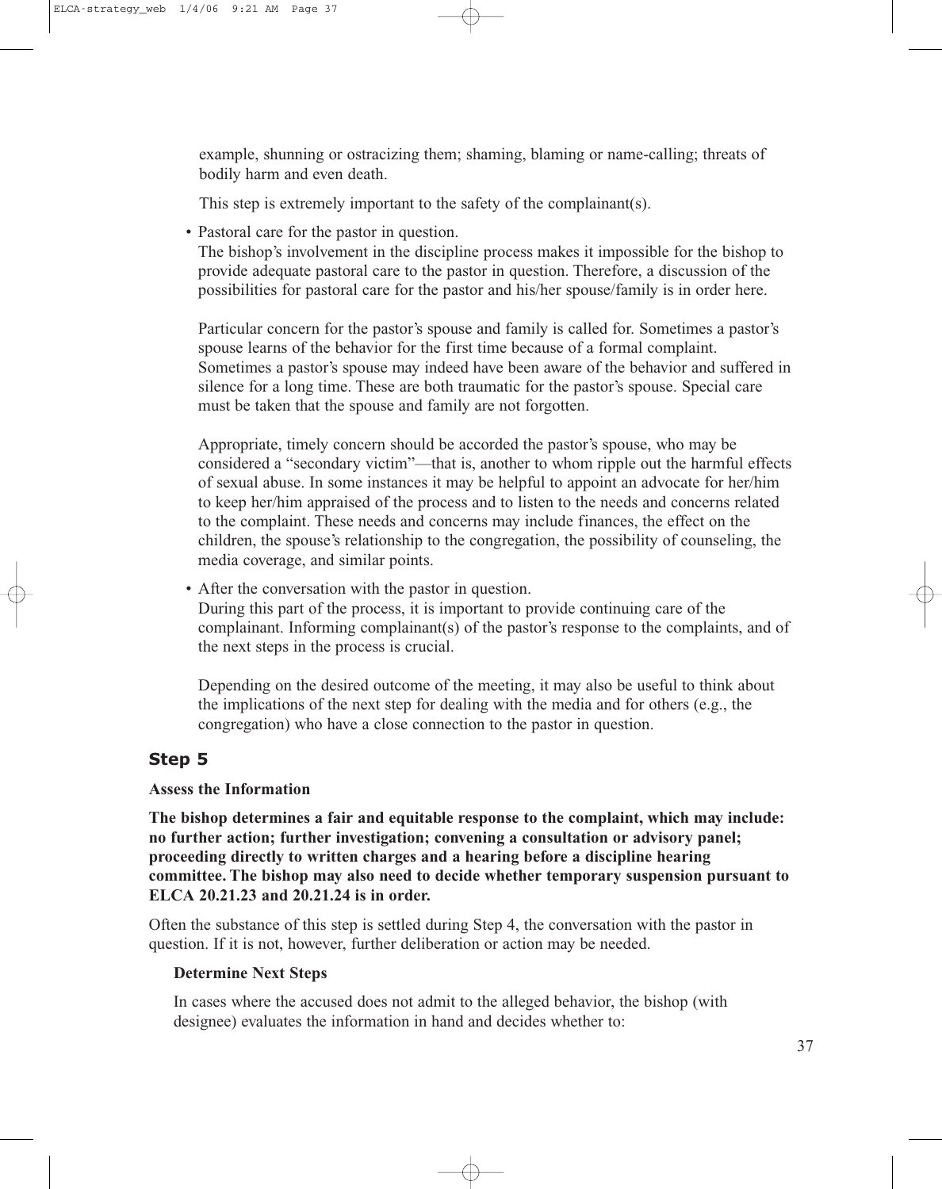example, shunning or ostracizing them; shaming, blaming or name-calling; threats of bodily harm and even death.

This step is extremely important to the safety of the complainant(s).

- Pastoral care for the pastor in question.
  The bishop's involvement in the discipline process makes it impossible for the bishop to provide adequate pastoral care to the pastor in question. Therefore, a discussion of the possibilities for pastoral care for the pastor and his/her spouse/family is in order here.

  Particular concern for the pastor's spouse and family is called for. Sometimes a pastor's spouse learns of the behavior for the first time because of a formal complaint. Sometimes a pastor's spouse may indeed have been aware of the behavior and suffered in silence for a long time. These are both traumatic for the pastor's spouse. Special care must be taken that the spouse and family are not forgotten.

  Appropriate, timely concern should be accorded the pastor's spouse, who may be considered a "secondary victim"—that is, another to whom ripple out the harmful effects of sexual abuse. In some instances it may be helpful to appoint an advocate for her/him to keep her/him appraised of the process and to listen to the needs and concerns related to the complaint. These needs and concerns may include finances, the effect on the children, the spouse's relationship to the congregation, the possibility of counseling, the media coverage, and similar points.

- After the conversation with the pastor in question.
  During this part of the process, it is important to provide continuing care of the complainant. Informing complainant(s) of the pastor's response to the complaints, and of the next steps in the process is crucial.

  Depending on the desired outcome of the meeting, it may also be useful to think about the implications of the next step for dealing with the media and for others (e.g., the congregation) who have a close connection to the pastor in question.

## Step 5

**Assess the Information**

**The bishop determines a fair and equitable response to the complaint, which may include: no further action; further investigation; convening a consultation or advisory panel; proceeding directly to written charges and a hearing before a discipline hearing committee. The bishop may also need to decide whether temporary suspension pursuant to ELCA 20.21.23 and 20.21.24 is in order.**

Often the substance of this step is settled during Step 4, the conversation with the pastor in question. If it is not, however, further deliberation or action may be needed.

**Determine Next Steps**

In cases where the accused does not admit to the alleged behavior, the bishop (with designee) evaluates the information in hand and decides whether to: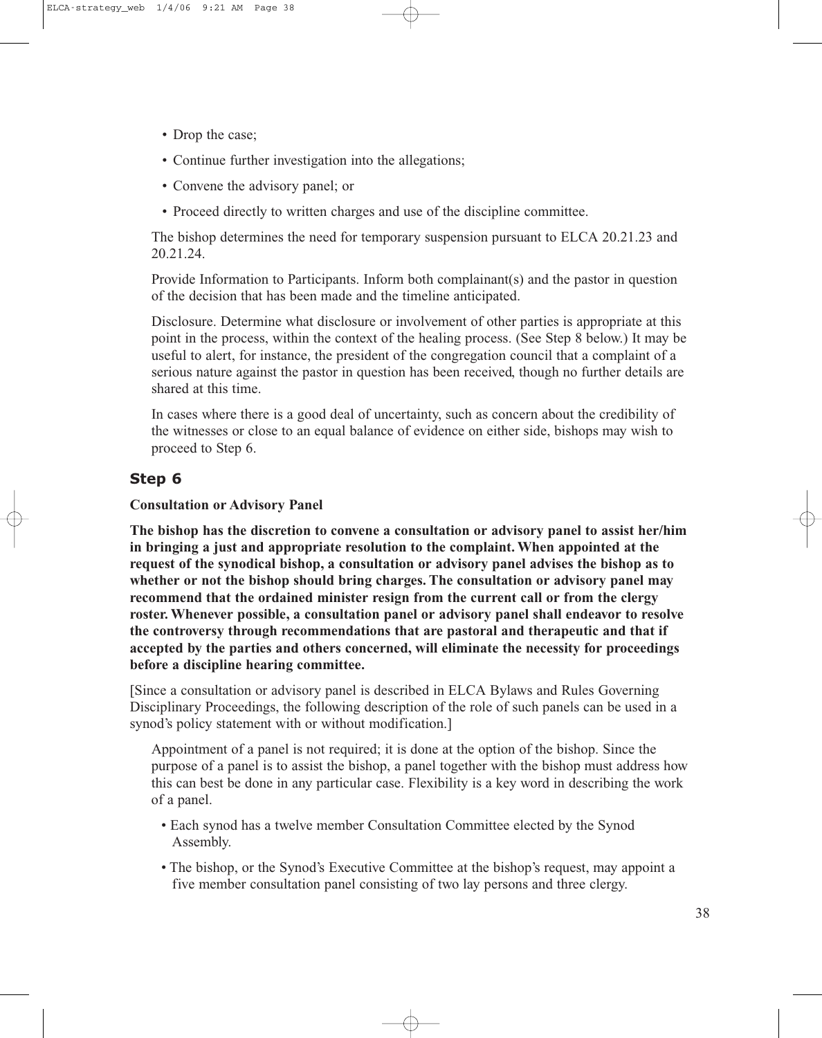- Drop the case;
- Continue further investigation into the allegations;
- Convene the advisory panel; or
- Proceed directly to written charges and use of the discipline committee.

The bishop determines the need for temporary suspension pursuant to ELCA 20.21.23 and 20.21.24.

Provide Information to Participants. Inform both complainant(s) and the pastor in question of the decision that has been made and the timeline anticipated.

Disclosure. Determine what disclosure or involvement of other parties is appropriate at this point in the process, within the context of the healing process. (See Step 8 below.) It may be useful to alert, for instance, the president of the congregation council that a complaint of a serious nature against the pastor in question has been received, though no further details are shared at this time.

In cases where there is a good deal of uncertainty, such as concern about the credibility of the witnesses or close to an equal balance of evidence on either side, bishops may wish to proceed to Step 6.

## Step 6

**Consultation or Advisory Panel**

**The bishop has the discretion to convene a consultation or advisory panel to assist her/him in bringing a just and appropriate resolution to the complaint. When appointed at the request of the synodical bishop, a consultation or advisory panel advises the bishop as to whether or not the bishop should bring charges. The consultation or advisory panel may recommend that the ordained minister resign from the current call or from the clergy roster. Whenever possible, a consultation panel or advisory panel shall endeavor to resolve the controversy through recommendations that are pastoral and therapeutic and that if accepted by the parties and others concerned, will eliminate the necessity for proceedings before a discipline hearing committee.**

[Since a consultation or advisory panel is described in ELCA Bylaws and Rules Governing Disciplinary Proceedings, the following description of the role of such panels can be used in a synod's policy statement with or without modification.]

Appointment of a panel is not required; it is done at the option of the bishop. Since the purpose of a panel is to assist the bishop, a panel together with the bishop must address how this can best be done in any particular case. Flexibility is a key word in describing the work of a panel.

- Each synod has a twelve member Consultation Committee elected by the Synod Assembly.
- The bishop, or the Synod's Executive Committee at the bishop's request, may appoint a five member consultation panel consisting of two lay persons and three clergy.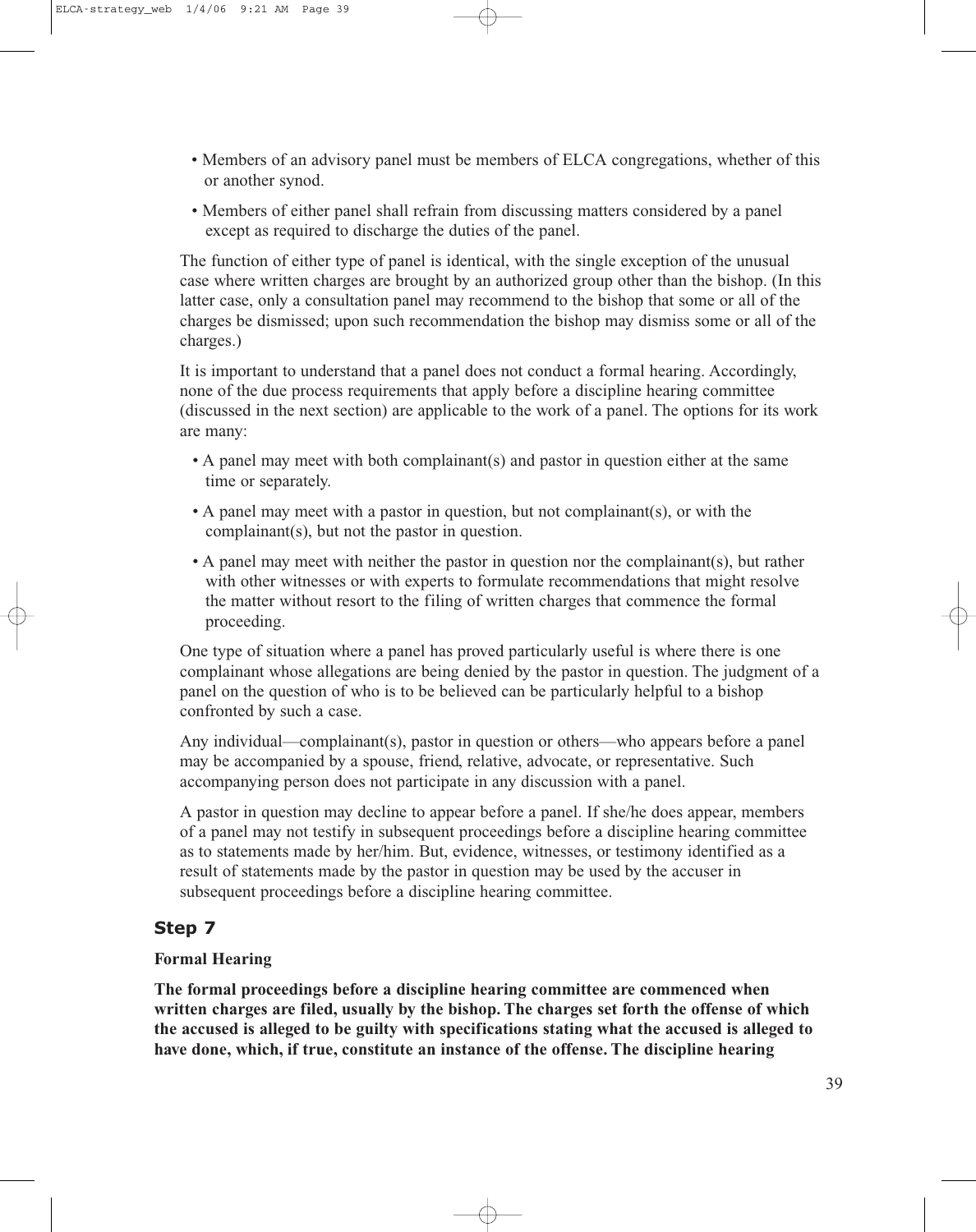- Members of an advisory panel must be members of ELCA congregations, whether of this or another synod.
- Members of either panel shall refrain from discussing matters considered by a panel except as required to discharge the duties of the panel.

The function of either type of panel is identical, with the single exception of the unusual case where written charges are brought by an authorized group other than the bishop. (In this latter case, only a consultation panel may recommend to the bishop that some or all of the charges be dismissed; upon such recommendation the bishop may dismiss some or all of the charges.)

It is important to understand that a panel does not conduct a formal hearing. Accordingly, none of the due process requirements that apply before a discipline hearing committee (discussed in the next section) are applicable to the work of a panel. The options for its work are many:

- A panel may meet with both complainant(s) and pastor in question either at the same time or separately.
- A panel may meet with a pastor in question, but not complainant(s), or with the complainant(s), but not the pastor in question.
- A panel may meet with neither the pastor in question nor the complainant(s), but rather with other witnesses or with experts to formulate recommendations that might resolve the matter without resort to the filing of written charges that commence the formal proceeding.

One type of situation where a panel has proved particularly useful is where there is one complainant whose allegations are being denied by the pastor in question. The judgment of a panel on the question of who is to be believed can be particularly helpful to a bishop confronted by such a case.

Any individual—complainant(s), pastor in question or others—who appears before a panel may be accompanied by a spouse, friend, relative, advocate, or representative. Such accompanying person does not participate in any discussion with a panel.

A pastor in question may decline to appear before a panel. If she/he does appear, members of a panel may not testify in subsequent proceedings before a discipline hearing committee as to statements made by her/him. But, evidence, witnesses, or testimony identified as a result of statements made by the pastor in question may be used by the accuser in subsequent proceedings before a discipline hearing committee.

## Step 7

**Formal Hearing**

**The formal proceedings before a discipline hearing committee are commenced when written charges are filed, usually by the bishop. The charges set forth the offense of which the accused is alleged to be guilty with specifications stating what the accused is alleged to have done, which, if true, constitute an instance of the offense. The discipline hearing**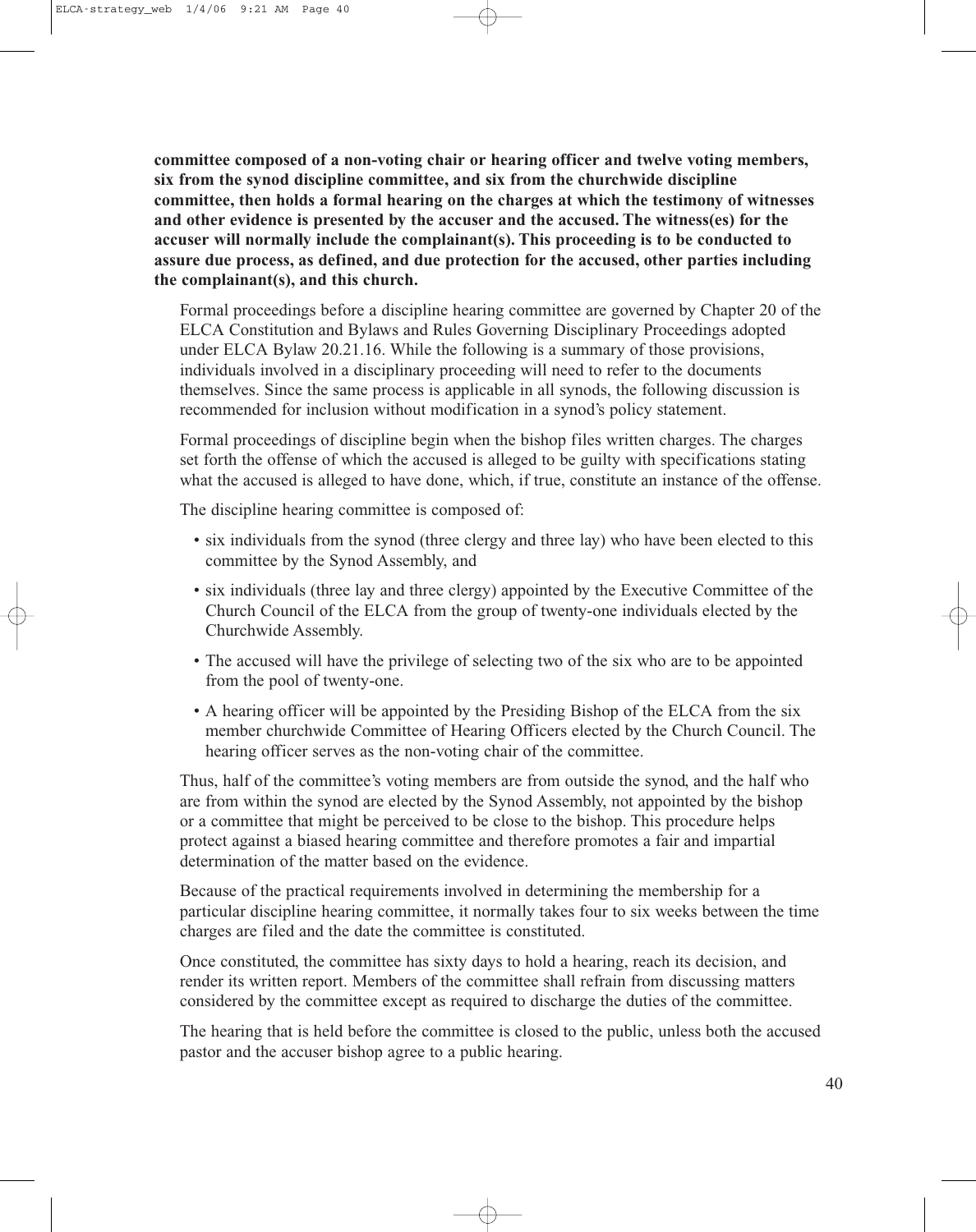**committee composed of a non-voting chair or hearing officer and twelve voting members, six from the synod discipline committee, and six from the churchwide discipline committee, then holds a formal hearing on the charges at which the testimony of witnesses and other evidence is presented by the accuser and the accused. The witness(es) for the accuser will normally include the complainant(s). This proceeding is to be conducted to assure due process, as defined, and due protection for the accused, other parties including the complainant(s), and this church.**

Formal proceedings before a discipline hearing committee are governed by Chapter 20 of the ELCA Constitution and Bylaws and Rules Governing Disciplinary Proceedings adopted under ELCA Bylaw 20.21.16. While the following is a summary of those provisions, individuals involved in a disciplinary proceeding will need to refer to the documents themselves. Since the same process is applicable in all synods, the following discussion is recommended for inclusion without modification in a synod's policy statement.

Formal proceedings of discipline begin when the bishop files written charges. The charges set forth the offense of which the accused is alleged to be guilty with specifications stating what the accused is alleged to have done, which, if true, constitute an instance of the offense.

The discipline hearing committee is composed of:

- six individuals from the synod (three clergy and three lay) who have been elected to this committee by the Synod Assembly, and
- six individuals (three lay and three clergy) appointed by the Executive Committee of the Church Council of the ELCA from the group of twenty-one individuals elected by the Churchwide Assembly.
- The accused will have the privilege of selecting two of the six who are to be appointed from the pool of twenty-one.
- A hearing officer will be appointed by the Presiding Bishop of the ELCA from the six member churchwide Committee of Hearing Officers elected by the Church Council. The hearing officer serves as the non-voting chair of the committee.

Thus, half of the committee's voting members are from outside the synod, and the half who are from within the synod are elected by the Synod Assembly, not appointed by the bishop or a committee that might be perceived to be close to the bishop. This procedure helps protect against a biased hearing committee and therefore promotes a fair and impartial determination of the matter based on the evidence.

Because of the practical requirements involved in determining the membership for a particular discipline hearing committee, it normally takes four to six weeks between the time charges are filed and the date the committee is constituted.

Once constituted, the committee has sixty days to hold a hearing, reach its decision, and render its written report. Members of the committee shall refrain from discussing matters considered by the committee except as required to discharge the duties of the committee.

The hearing that is held before the committee is closed to the public, unless both the accused pastor and the accuser bishop agree to a public hearing.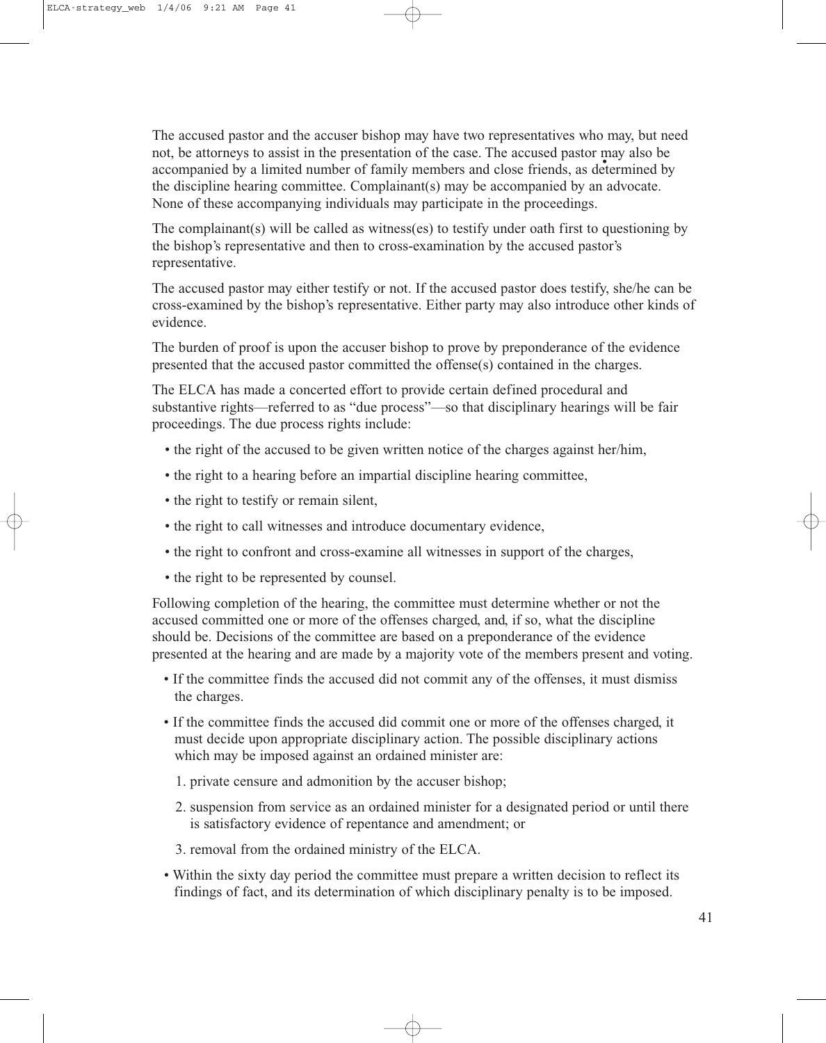The accused pastor and the accuser bishop may have two representatives who may, but need not, be attorneys to assist in the presentation of the case. The accused pastor may also be accompanied by a limited number of family members and close friends, as determined by the discipline hearing committee. Complainant(s) may be accompanied by an advocate. None of these accompanying individuals may participate in the proceedings.

The complainant(s) will be called as witness(es) to testify under oath first to questioning by the bishop's representative and then to cross-examination by the accused pastor's representative.

The accused pastor may either testify or not. If the accused pastor does testify, she/he can be cross-examined by the bishop's representative. Either party may also introduce other kinds of evidence.

The burden of proof is upon the accuser bishop to prove by preponderance of the evidence presented that the accused pastor committed the offense(s) contained in the charges.

The ELCA has made a concerted effort to provide certain defined procedural and substantive rights—referred to as "due process"—so that disciplinary hearings will be fair proceedings. The due process rights include:

- the right of the accused to be given written notice of the charges against her/him,
- the right to a hearing before an impartial discipline hearing committee,
- the right to testify or remain silent,
- the right to call witnesses and introduce documentary evidence,
- the right to confront and cross-examine all witnesses in support of the charges,
- the right to be represented by counsel.

Following completion of the hearing, the committee must determine whether or not the accused committed one or more of the offenses charged, and, if so, what the discipline should be. Decisions of the committee are based on a preponderance of the evidence presented at the hearing and are made by a majority vote of the members present and voting.

- If the committee finds the accused did not commit any of the offenses, it must dismiss the charges.
- If the committee finds the accused did commit one or more of the offenses charged, it must decide upon appropriate disciplinary action. The possible disciplinary actions which may be imposed against an ordained minister are:
  1. private censure and admonition by the accuser bishop;
  2. suspension from service as an ordained minister for a designated period or until there is satisfactory evidence of repentance and amendment; or
  3. removal from the ordained ministry of the ELCA.
- Within the sixty day period the committee must prepare a written decision to reflect its findings of fact, and its determination of which disciplinary penalty is to be imposed.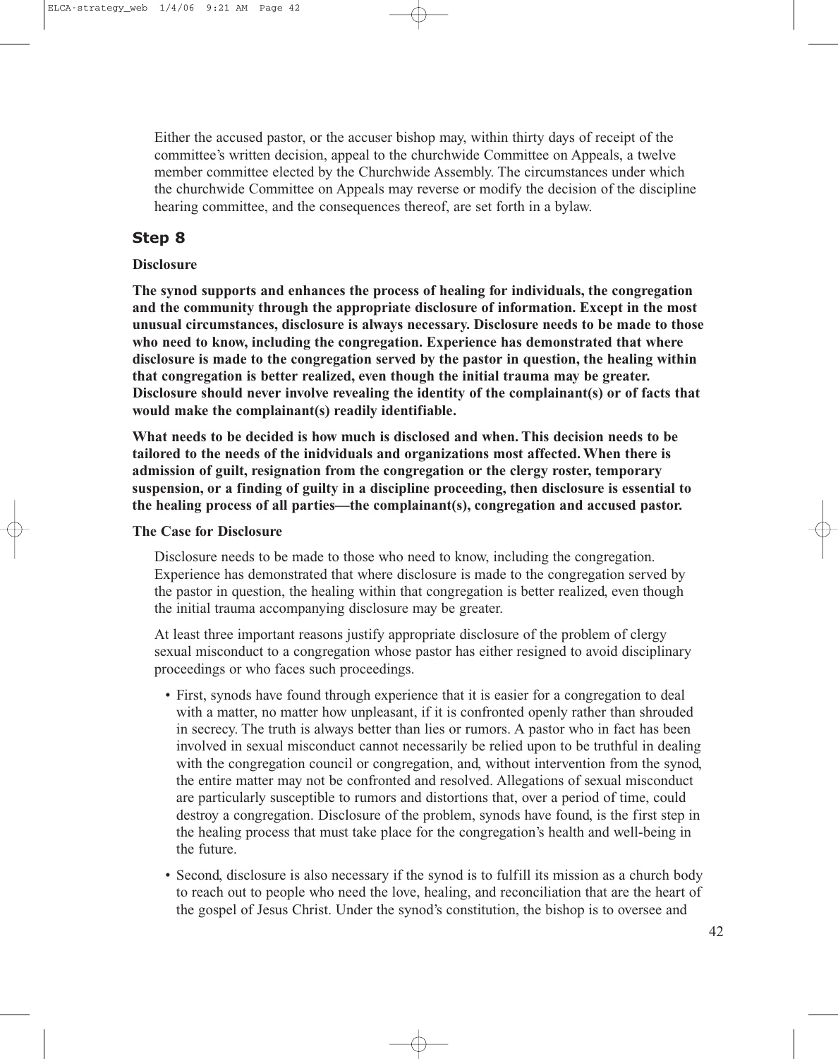Either the accused pastor, or the accuser bishop may, within thirty days of receipt of the committee's written decision, appeal to the churchwide Committee on Appeals, a twelve member committee elected by the Churchwide Assembly. The circumstances under which the churchwide Committee on Appeals may reverse or modify the decision of the discipline hearing committee, and the consequences thereof, are set forth in a bylaw.

## Step 8

**Disclosure**

**The synod supports and enhances the process of healing for individuals, the congregation and the community through the appropriate disclosure of information. Except in the most unusual circumstances, disclosure is always necessary. Disclosure needs to be made to those who need to know, including the congregation. Experience has demonstrated that where disclosure is made to the congregation served by the pastor in question, the healing within that congregation is better realized, even though the initial trauma may be greater. Disclosure should never involve revealing the identity of the complainant(s) or of facts that would make the complainant(s) readily identifiable.**

**What needs to be decided is how much is disclosed and when. This decision needs to be tailored to the needs of the inidviduals and organizations most affected. When there is admission of guilt, resignation from the congregation or the clergy roster, temporary suspension, or a finding of guilty in a discipline proceeding, then disclosure is essential to the healing process of all parties—the complainant(s), congregation and accused pastor.**

**The Case for Disclosure**

Disclosure needs to be made to those who need to know, including the congregation. Experience has demonstrated that where disclosure is made to the congregation served by the pastor in question, the healing within that congregation is better realized, even though the initial trauma accompanying disclosure may be greater.

At least three important reasons justify appropriate disclosure of the problem of clergy sexual misconduct to a congregation whose pastor has either resigned to avoid disciplinary proceedings or who faces such proceedings.

- First, synods have found through experience that it is easier for a congregation to deal with a matter, no matter how unpleasant, if it is confronted openly rather than shrouded in secrecy. The truth is always better than lies or rumors. A pastor who in fact has been involved in sexual misconduct cannot necessarily be relied upon to be truthful in dealing with the congregation council or congregation, and, without intervention from the synod, the entire matter may not be confronted and resolved. Allegations of sexual misconduct are particularly susceptible to rumors and distortions that, over a period of time, could destroy a congregation. Disclosure of the problem, synods have found, is the first step in the healing process that must take place for the congregation's health and well-being in the future.
- Second, disclosure is also necessary if the synod is to fulfill its mission as a church body to reach out to people who need the love, healing, and reconciliation that are the heart of the gospel of Jesus Christ. Under the synod's constitution, the bishop is to oversee and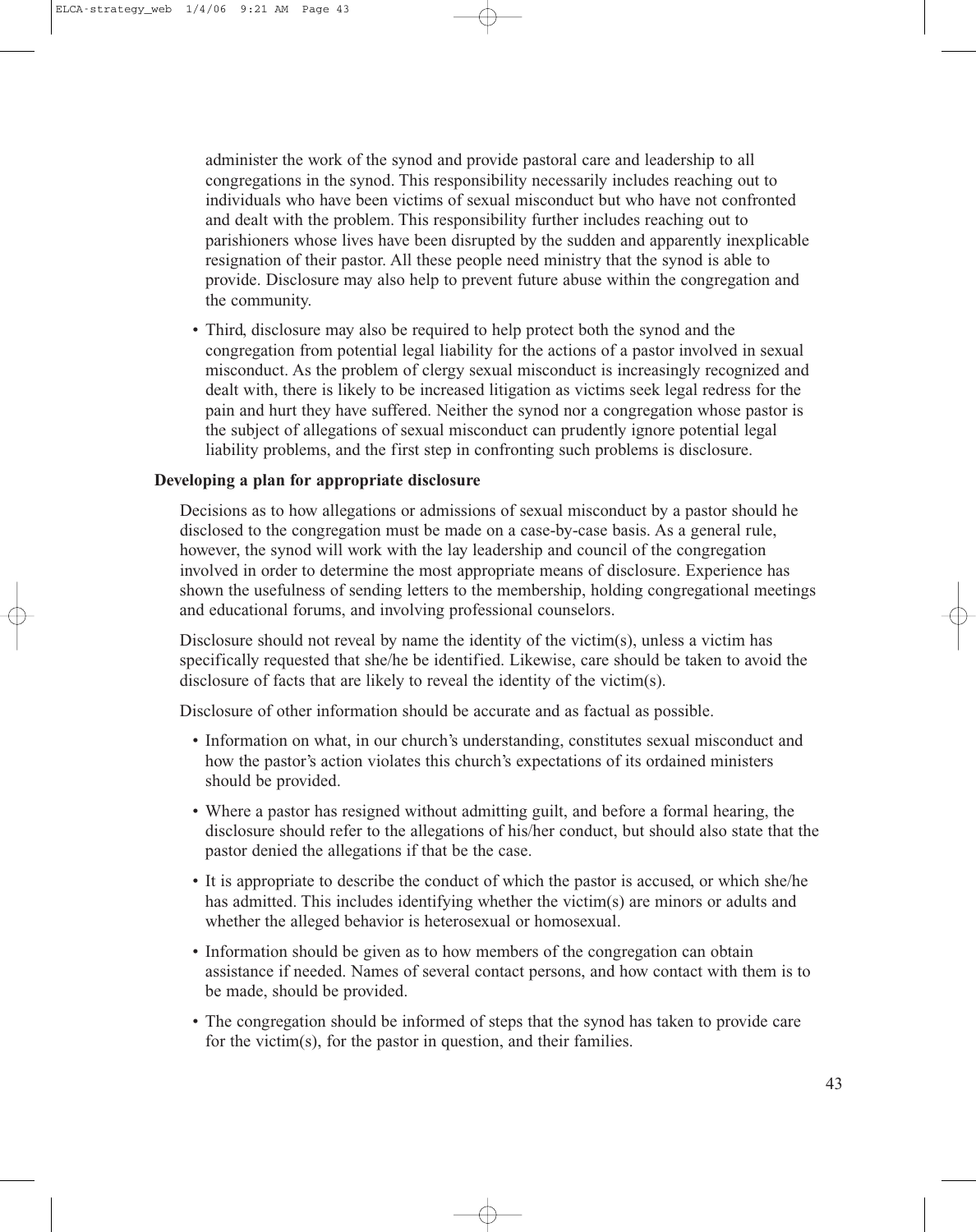administer the work of the synod and provide pastoral care and leadership to all congregations in the synod. This responsibility necessarily includes reaching out to individuals who have been victims of sexual misconduct but who have not confronted and dealt with the problem. This responsibility further includes reaching out to parishioners whose lives have been disrupted by the sudden and apparently inexplicable resignation of their pastor. All these people need ministry that the synod is able to provide. Disclosure may also help to prevent future abuse within the congregation and the community.

- Third, disclosure may also be required to help protect both the synod and the congregation from potential legal liability for the actions of a pastor involved in sexual misconduct. As the problem of clergy sexual misconduct is increasingly recognized and dealt with, there is likely to be increased litigation as victims seek legal redress for the pain and hurt they have suffered. Neither the synod nor a congregation whose pastor is the subject of allegations of sexual misconduct can prudently ignore potential legal liability problems, and the first step in confronting such problems is disclosure.

**Developing a plan for appropriate disclosure**

Decisions as to how allegations or admissions of sexual misconduct by a pastor should he disclosed to the congregation must be made on a case-by-case basis. As a general rule, however, the synod will work with the lay leadership and council of the congregation involved in order to determine the most appropriate means of disclosure. Experience has shown the usefulness of sending letters to the membership, holding congregational meetings and educational forums, and involving professional counselors.

Disclosure should not reveal by name the identity of the victim(s), unless a victim has specifically requested that she/he be identified. Likewise, care should be taken to avoid the disclosure of facts that are likely to reveal the identity of the victim(s).

Disclosure of other information should be accurate and as factual as possible.

- Information on what, in our church's understanding, constitutes sexual misconduct and how the pastor's action violates this church's expectations of its ordained ministers should be provided.
- Where a pastor has resigned without admitting guilt, and before a formal hearing, the disclosure should refer to the allegations of his/her conduct, but should also state that the pastor denied the allegations if that be the case.
- It is appropriate to describe the conduct of which the pastor is accused, or which she/he has admitted. This includes identifying whether the victim(s) are minors or adults and whether the alleged behavior is heterosexual or homosexual.
- Information should be given as to how members of the congregation can obtain assistance if needed. Names of several contact persons, and how contact with them is to be made, should be provided.
- The congregation should be informed of steps that the synod has taken to provide care for the victim(s), for the pastor in question, and their families.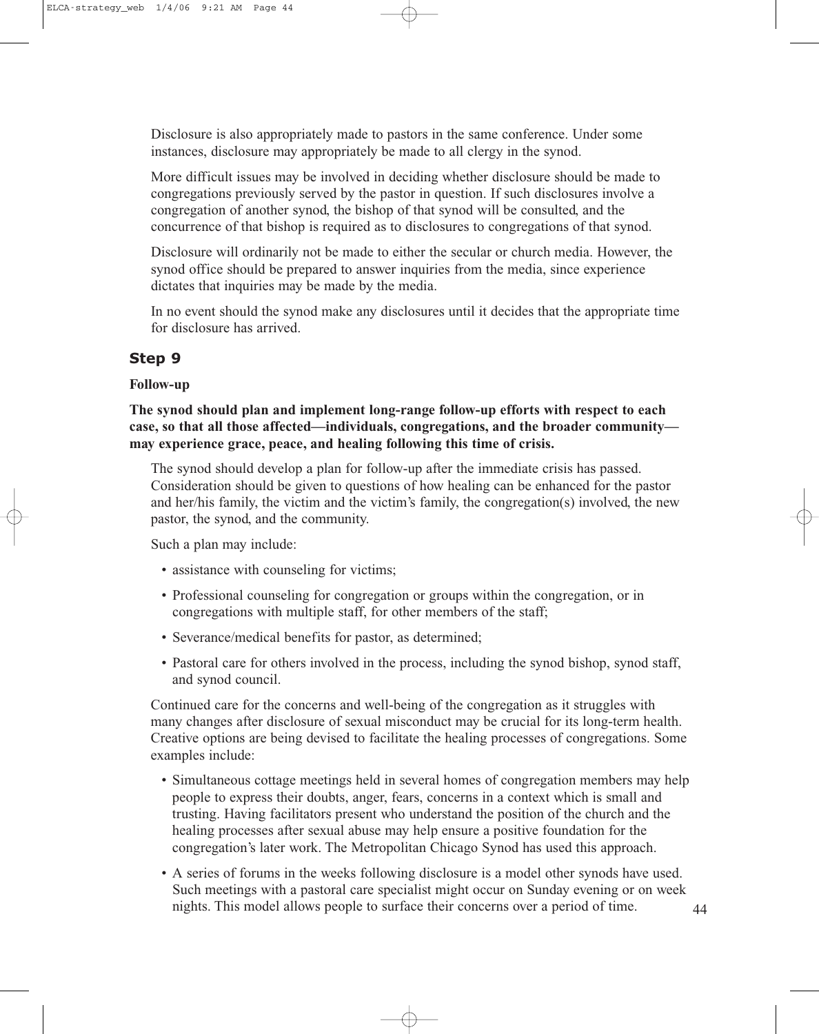Disclosure is also appropriately made to pastors in the same conference. Under some instances, disclosure may appropriately be made to all clergy in the synod.

More difficult issues may be involved in deciding whether disclosure should be made to congregations previously served by the pastor in question. If such disclosures involve a congregation of another synod, the bishop of that synod will be consulted, and the concurrence of that bishop is required as to disclosures to congregations of that synod.

Disclosure will ordinarily not be made to either the secular or church media. However, the synod office should be prepared to answer inquiries from the media, since experience dictates that inquiries may be made by the media.

In no event should the synod make any disclosures until it decides that the appropriate time for disclosure has arrived.

## Step 9

**Follow-up**

**The synod should plan and implement long-range follow-up efforts with respect to each case, so that all those affected—individuals, congregations, and the broader community—may experience grace, peace, and healing following this time of crisis.**

The synod should develop a plan for follow-up after the immediate crisis has passed. Consideration should be given to questions of how healing can be enhanced for the pastor and her/his family, the victim and the victim's family, the congregation(s) involved, the new pastor, the synod, and the community.

Such a plan may include:

- assistance with counseling for victims;
- Professional counseling for congregation or groups within the congregation, or in congregations with multiple staff, for other members of the staff;
- Severance/medical benefits for pastor, as determined;
- Pastoral care for others involved in the process, including the synod bishop, synod staff, and synod council.

Continued care for the concerns and well-being of the congregation as it struggles with many changes after disclosure of sexual misconduct may be crucial for its long-term health. Creative options are being devised to facilitate the healing processes of congregations. Some examples include:

- Simultaneous cottage meetings held in several homes of congregation members may help people to express their doubts, anger, fears, concerns in a context which is small and trusting. Having facilitators present who understand the position of the church and the healing processes after sexual abuse may help ensure a positive foundation for the congregation's later work. The Metropolitan Chicago Synod has used this approach.
- A series of forums in the weeks following disclosure is a model other synods have used. Such meetings with a pastoral care specialist might occur on Sunday evening or on week nights. This model allows people to surface their concerns over a period of time.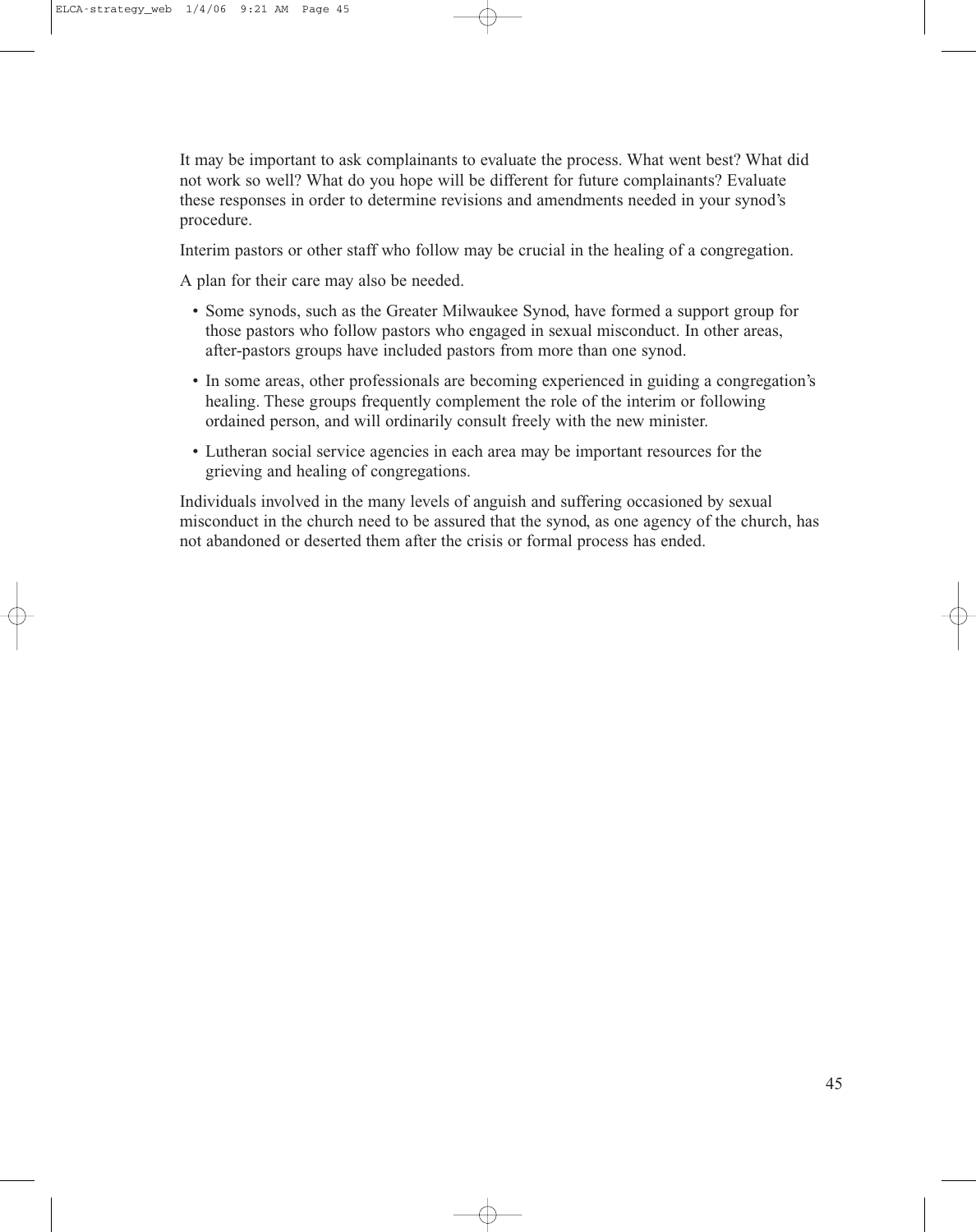It may be important to ask complainants to evaluate the process. What went best? What did not work so well? What do you hope will be different for future complainants? Evaluate these responses in order to determine revisions and amendments needed in your synod's procedure.

Interim pastors or other staff who follow may be crucial in the healing of a congregation.

A plan for their care may also be needed.

- Some synods, such as the Greater Milwaukee Synod, have formed a support group for those pastors who follow pastors who engaged in sexual misconduct. In other areas, after-pastors groups have included pastors from more than one synod.
- In some areas, other professionals are becoming experienced in guiding a congregation's healing. These groups frequently complement the role of the interim or following ordained person, and will ordinarily consult freely with the new minister.
- Lutheran social service agencies in each area may be important resources for the grieving and healing of congregations.

Individuals involved in the many levels of anguish and suffering occasioned by sexual misconduct in the church need to be assured that the synod, as one agency of the church, has not abandoned or deserted them after the crisis or formal process has ended.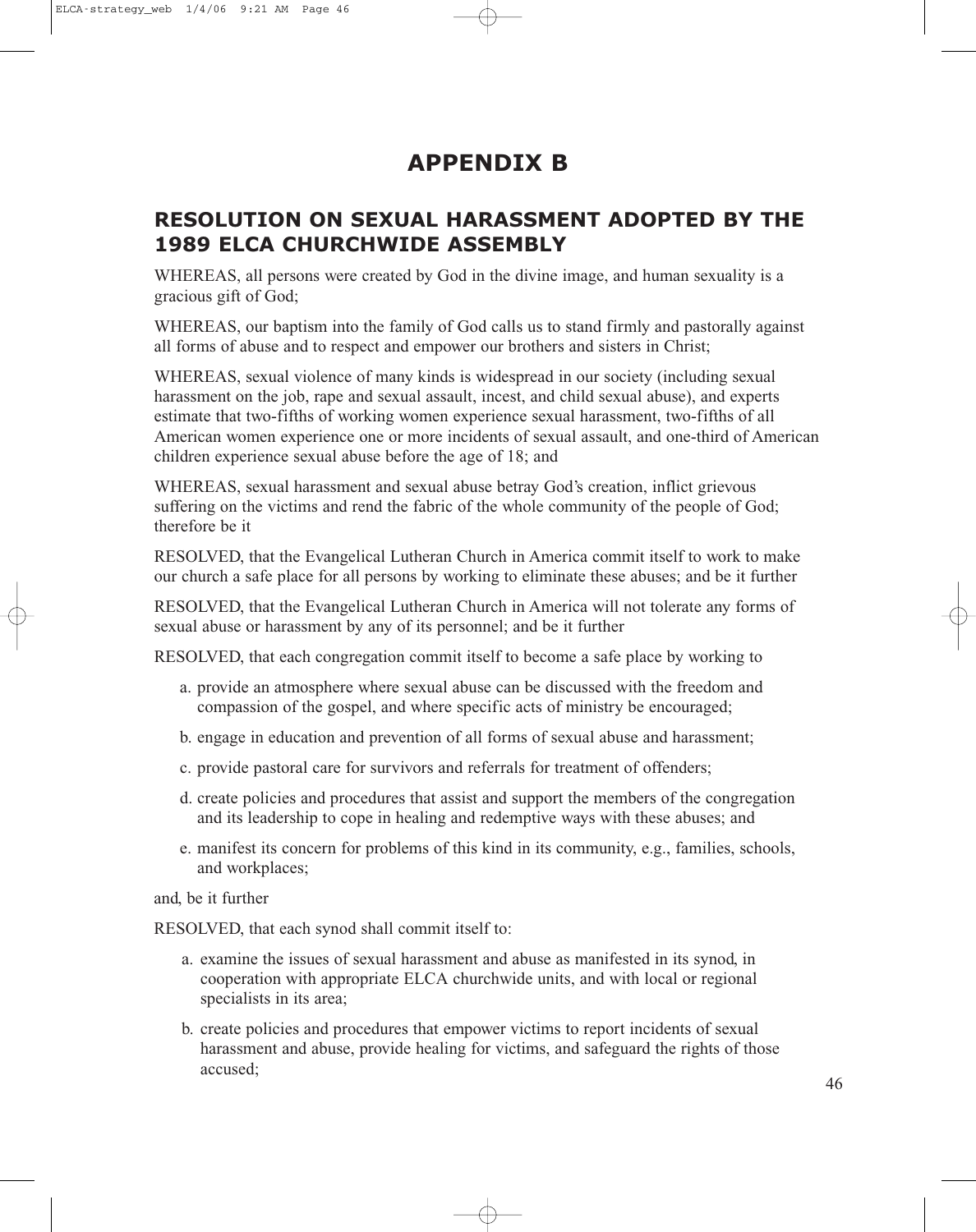# APPENDIX B

## RESOLUTION ON SEXUAL HARASSMENT ADOPTED BY THE 1989 ELCA CHURCHWIDE ASSEMBLY

WHEREAS, all persons were created by God in the divine image, and human sexuality is a gracious gift of God;

WHEREAS, our baptism into the family of God calls us to stand firmly and pastorally against all forms of abuse and to respect and empower our brothers and sisters in Christ;

WHEREAS, sexual violence of many kinds is widespread in our society (including sexual harassment on the job, rape and sexual assault, incest, and child sexual abuse), and experts estimate that two-fifths of working women experience sexual harassment, two-fifths of all American women experience one or more incidents of sexual assault, and one-third of American children experience sexual abuse before the age of 18; and

WHEREAS, sexual harassment and sexual abuse betray God's creation, inflict grievous suffering on the victims and rend the fabric of the whole community of the people of God; therefore be it

RESOLVED, that the Evangelical Lutheran Church in America commit itself to work to make our church a safe place for all persons by working to eliminate these abuses; and be it further

RESOLVED, that the Evangelical Lutheran Church in America will not tolerate any forms of sexual abuse or harassment by any of its personnel; and be it further

RESOLVED, that each congregation commit itself to become a safe place by working to

a. provide an atmosphere where sexual abuse can be discussed with the freedom and compassion of the gospel, and where specific acts of ministry be encouraged;

b. engage in education and prevention of all forms of sexual abuse and harassment;

c. provide pastoral care for survivors and referrals for treatment of offenders;

d. create policies and procedures that assist and support the members of the congregation and its leadership to cope in healing and redemptive ways with these abuses; and

e. manifest its concern for problems of this kind in its community, e.g., families, schools, and workplaces;

and, be it further

RESOLVED, that each synod shall commit itself to:

a. examine the issues of sexual harassment and abuse as manifested in its synod, in cooperation with appropriate ELCA churchwide units, and with local or regional specialists in its area;

b. create policies and procedures that empower victims to report incidents of sexual harassment and abuse, provide healing for victims, and safeguard the rights of those accused;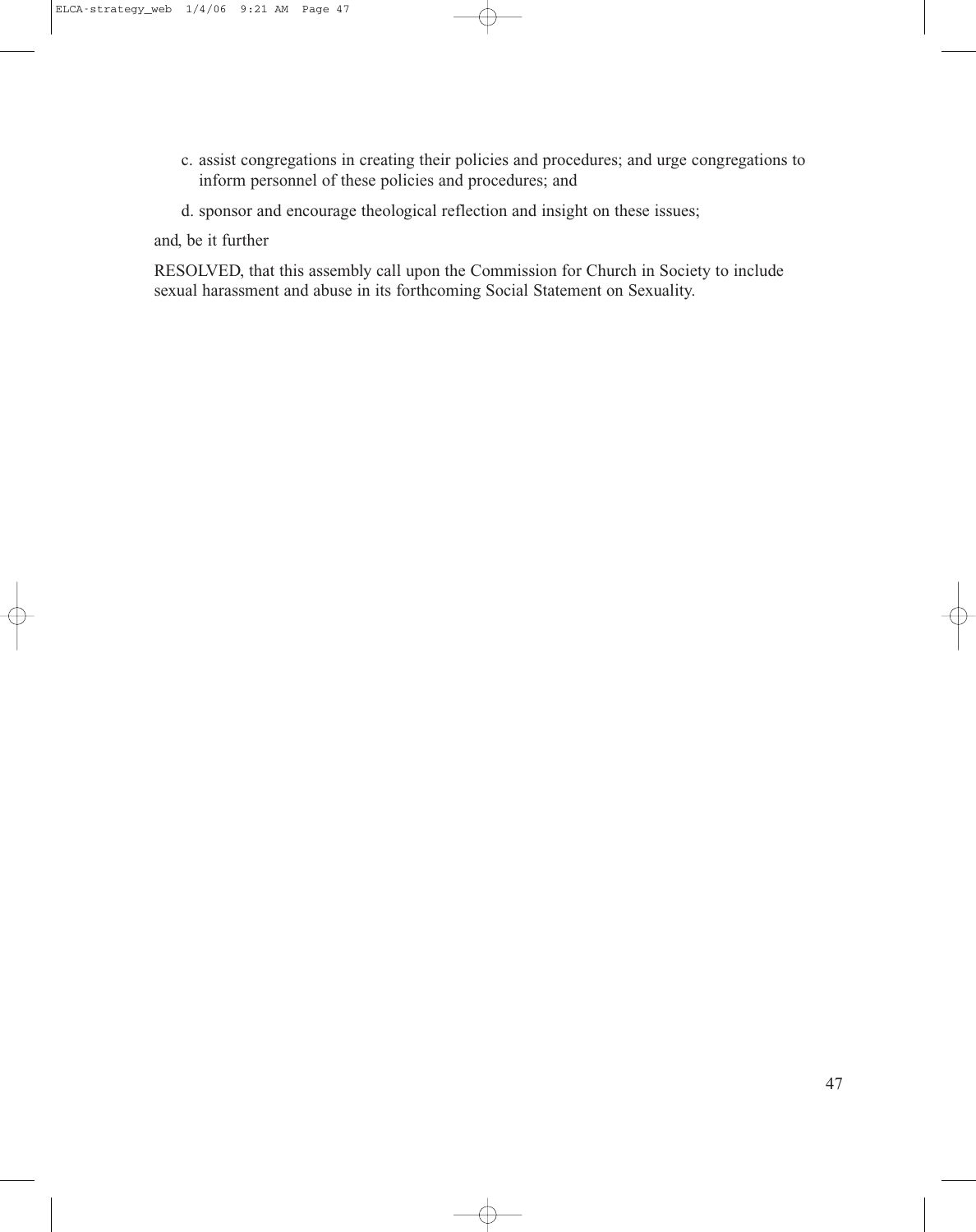c. assist congregations in creating their policies and procedures; and urge congregations to inform personnel of these policies and procedures; and

d. sponsor and encourage theological reflection and insight on these issues;

and, be it further

RESOLVED, that this assembly call upon the Commission for Church in Society to include sexual harassment and abuse in its forthcoming Social Statement on Sexuality.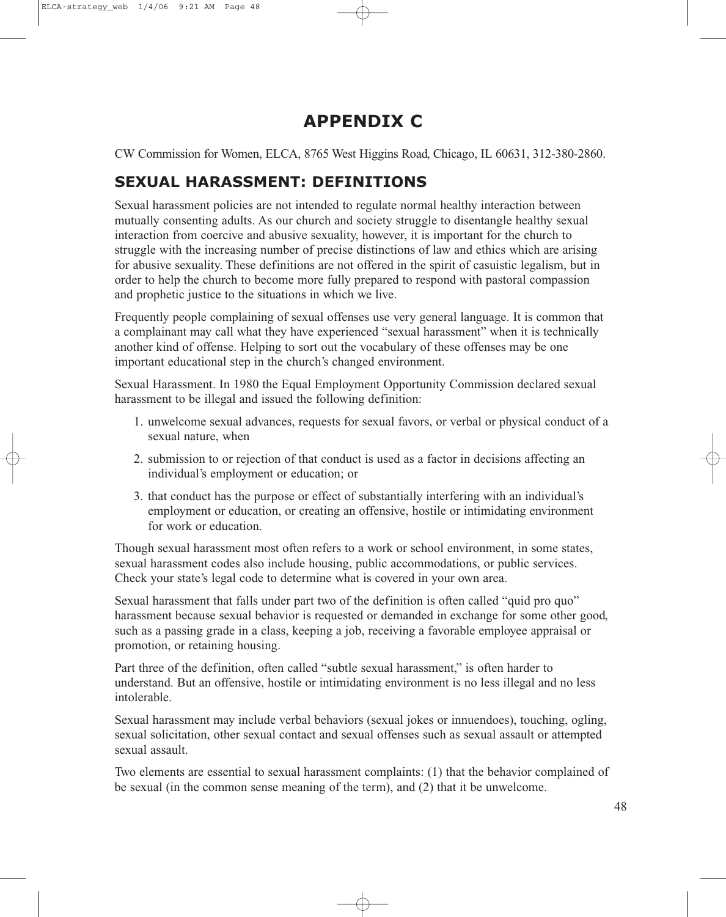# APPENDIX C

CW Commission for Women, ELCA, 8765 West Higgins Road, Chicago, IL 60631, 312-380-2860.

## SEXUAL HARASSMENT: DEFINITIONS

Sexual harassment policies are not intended to regulate normal healthy interaction between mutually consenting adults. As our church and society struggle to disentangle healthy sexual interaction from coercive and abusive sexuality, however, it is important for the church to struggle with the increasing number of precise distinctions of law and ethics which are arising for abusive sexuality. These definitions are not offered in the spirit of casuistic legalism, but in order to help the church to become more fully prepared to respond with pastoral compassion and prophetic justice to the situations in which we live.

Frequently people complaining of sexual offenses use very general language. It is common that a complainant may call what they have experienced "sexual harassment" when it is technically another kind of offense. Helping to sort out the vocabulary of these offenses may be one important educational step in the church's changed environment.

Sexual Harassment. In 1980 the Equal Employment Opportunity Commission declared sexual harassment to be illegal and issued the following definition:

1. unwelcome sexual advances, requests for sexual favors, or verbal or physical conduct of a sexual nature, when
2. submission to or rejection of that conduct is used as a factor in decisions affecting an individual's employment or education; or
3. that conduct has the purpose or effect of substantially interfering with an individual's employment or education, or creating an offensive, hostile or intimidating environment for work or education.

Though sexual harassment most often refers to a work or school environment, in some states, sexual harassment codes also include housing, public accommodations, or public services. Check your state's legal code to determine what is covered in your own area.

Sexual harassment that falls under part two of the definition is often called "quid pro quo" harassment because sexual behavior is requested or demanded in exchange for some other good, such as a passing grade in a class, keeping a job, receiving a favorable employee appraisal or promotion, or retaining housing.

Part three of the definition, often called "subtle sexual harassment," is often harder to understand. But an offensive, hostile or intimidating environment is no less illegal and no less intolerable.

Sexual harassment may include verbal behaviors (sexual jokes or innuendoes), touching, ogling, sexual solicitation, other sexual contact and sexual offenses such as sexual assault or attempted sexual assault.

Two elements are essential to sexual harassment complaints: (1) that the behavior complained of be sexual (in the common sense meaning of the term), and (2) that it be unwelcome.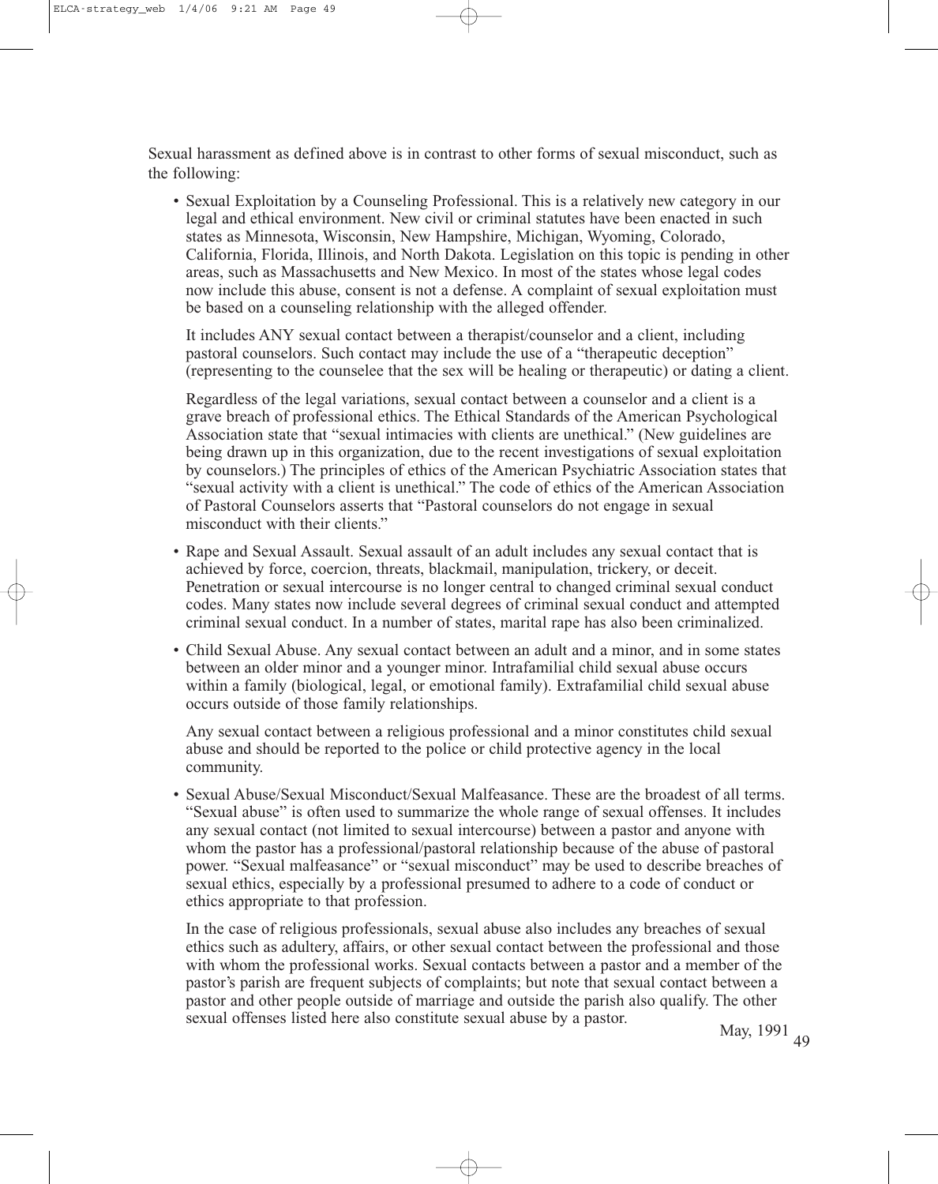Sexual harassment as defined above is in contrast to other forms of sexual misconduct, such as the following:

- Sexual Exploitation by a Counseling Professional. This is a relatively new category in our legal and ethical environment. New civil or criminal statutes have been enacted in such states as Minnesota, Wisconsin, New Hampshire, Michigan, Wyoming, Colorado, California, Florida, Illinois, and North Dakota. Legislation on this topic is pending in other areas, such as Massachusetts and New Mexico. In most of the states whose legal codes now include this abuse, consent is not a defense. A complaint of sexual exploitation must be based on a counseling relationship with the alleged offender.

  It includes ANY sexual contact between a therapist/counselor and a client, including pastoral counselors. Such contact may include the use of a "therapeutic deception" (representing to the counselee that the sex will be healing or therapeutic) or dating a client.

  Regardless of the legal variations, sexual contact between a counselor and a client is a grave breach of professional ethics. The Ethical Standards of the American Psychological Association state that "sexual intimacies with clients are unethical." (New guidelines are being drawn up in this organization, due to the recent investigations of sexual exploitation by counselors.) The principles of ethics of the American Psychiatric Association states that "sexual activity with a client is unethical." The code of ethics of the American Association of Pastoral Counselors asserts that "Pastoral counselors do not engage in sexual misconduct with their clients."

- Rape and Sexual Assault. Sexual assault of an adult includes any sexual contact that is achieved by force, coercion, threats, blackmail, manipulation, trickery, or deceit. Penetration or sexual intercourse is no longer central to changed criminal sexual conduct codes. Many states now include several degrees of criminal sexual conduct and attempted criminal sexual conduct. In a number of states, marital rape has also been criminalized.

- Child Sexual Abuse. Any sexual contact between an adult and a minor, and in some states between an older minor and a younger minor. Intrafamilial child sexual abuse occurs within a family (biological, legal, or emotional family). Extrafamilial child sexual abuse occurs outside of those family relationships.

  Any sexual contact between a religious professional and a minor constitutes child sexual abuse and should be reported to the police or child protective agency in the local community.

- Sexual Abuse/Sexual Misconduct/Sexual Malfeasance. These are the broadest of all terms. "Sexual abuse" is often used to summarize the whole range of sexual offenses. It includes any sexual contact (not limited to sexual intercourse) between a pastor and anyone with whom the pastor has a professional/pastoral relationship because of the abuse of pastoral power. "Sexual malfeasance" or "sexual misconduct" may be used to describe breaches of sexual ethics, especially by a professional presumed to adhere to a code of conduct or ethics appropriate to that profession.

  In the case of religious professionals, sexual abuse also includes any breaches of sexual ethics such as adultery, affairs, or other sexual contact between the professional and those with whom the professional works. Sexual contacts between a pastor and a member of the pastor's parish are frequent subjects of complaints; but note that sexual contact between a pastor and other people outside of marriage and outside the parish also qualify. The other sexual offenses listed here also constitute sexual abuse by a pastor.

May, 1991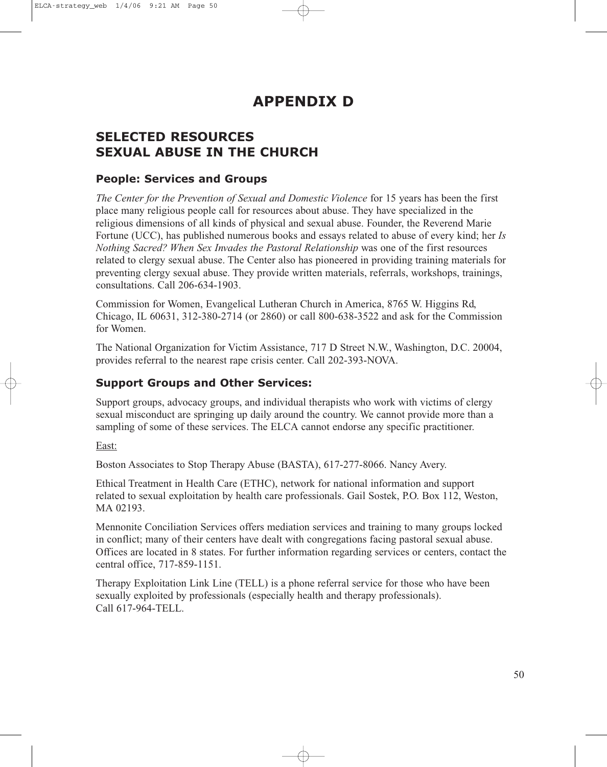# APPENDIX D

## SELECTED RESOURCES SEXUAL ABUSE IN THE CHURCH

### People: Services and Groups

*The Center for the Prevention of Sexual and Domestic Violence* for 15 years has been the first place many religious people call for resources about abuse. They have specialized in the religious dimensions of all kinds of physical and sexual abuse. Founder, the Reverend Marie Fortune (UCC), has published numerous books and essays related to abuse of every kind; her *Is Nothing Sacred? When Sex Invades the Pastoral Relationship* was one of the first resources related to clergy sexual abuse. The Center also has pioneered in providing training materials for preventing clergy sexual abuse. They provide written materials, referrals, workshops, trainings, consultations. Call 206-634-1903.

Commission for Women, Evangelical Lutheran Church in America, 8765 W. Higgins Rd, Chicago, IL 60631, 312-380-2714 (or 2860) or call 800-638-3522 and ask for the Commission for Women.

The National Organization for Victim Assistance, 717 D Street N.W., Washington, D.C. 20004, provides referral to the nearest rape crisis center. Call 202-393-NOVA.

### Support Groups and Other Services:

Support groups, advocacy groups, and individual therapists who work with victims of clergy sexual misconduct are springing up daily around the country. We cannot provide more than a sampling of some of these services. The ELCA cannot endorse any specific practitioner.

East:

Boston Associates to Stop Therapy Abuse (BASTA), 617-277-8066. Nancy Avery.

Ethical Treatment in Health Care (ETHC), network for national information and support related to sexual exploitation by health care professionals. Gail Sostek, P.O. Box 112, Weston, MA 02193.

Mennonite Conciliation Services offers mediation services and training to many groups locked in conflict; many of their centers have dealt with congregations facing pastoral sexual abuse. Offices are located in 8 states. For further information regarding services or centers, contact the central office, 717-859-1151.

Therapy Exploitation Link Line (TELL) is a phone referral service for those who have been sexually exploited by professionals (especially health and therapy professionals). Call 617-964-TELL.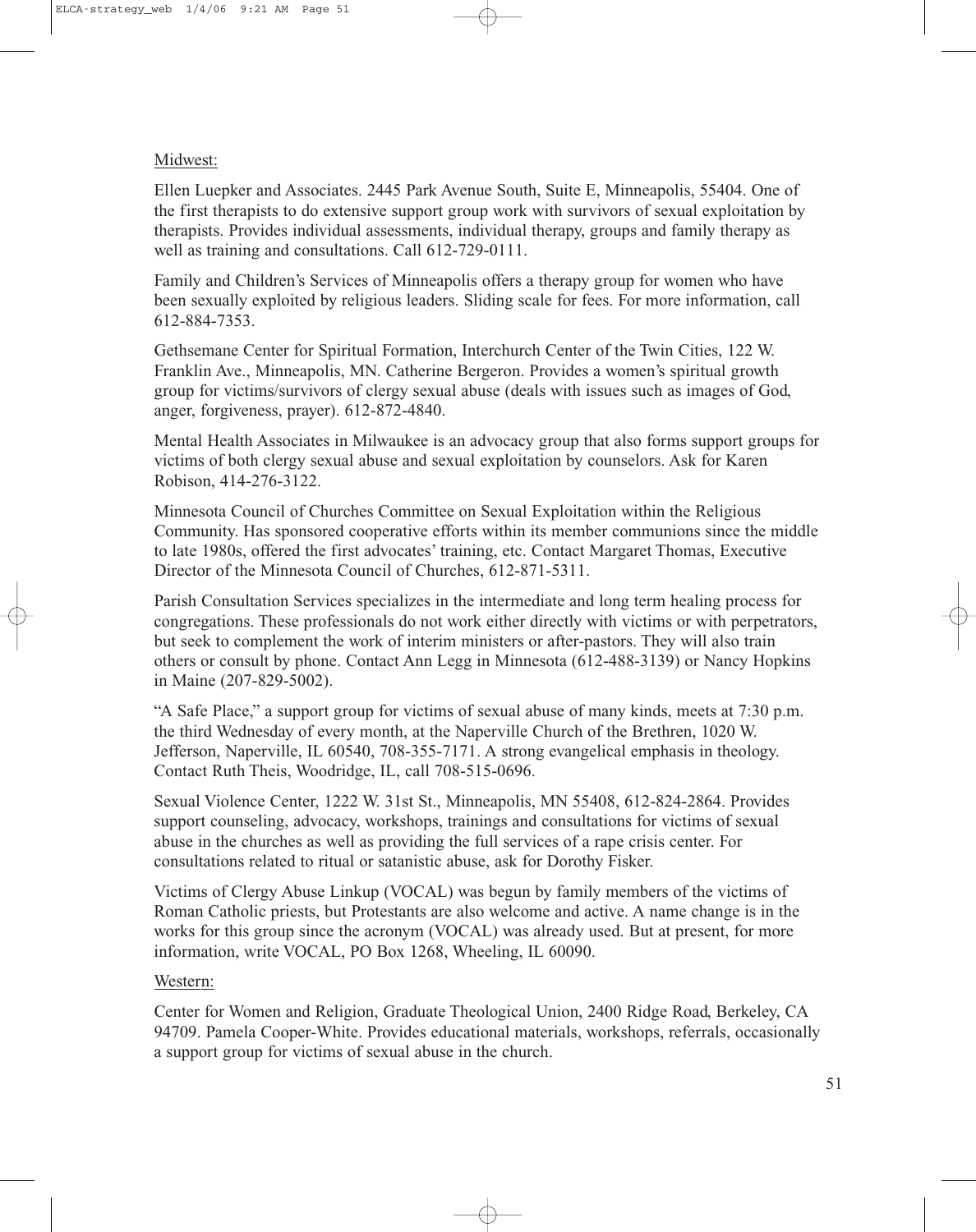Midwest:

Ellen Luepker and Associates. 2445 Park Avenue South, Suite E, Minneapolis, 55404. One of the first therapists to do extensive support group work with survivors of sexual exploitation by therapists. Provides individual assessments, individual therapy, groups and family therapy as well as training and consultations. Call 612-729-0111.

Family and Children's Services of Minneapolis offers a therapy group for women who have been sexually exploited by religious leaders. Sliding scale for fees. For more information, call 612-884-7353.

Gethsemane Center for Spiritual Formation, Interchurch Center of the Twin Cities, 122 W. Franklin Ave., Minneapolis, MN. Catherine Bergeron. Provides a women's spiritual growth group for victims/survivors of clergy sexual abuse (deals with issues such as images of God, anger, forgiveness, prayer). 612-872-4840.

Mental Health Associates in Milwaukee is an advocacy group that also forms support groups for victims of both clergy sexual abuse and sexual exploitation by counselors. Ask for Karen Robison, 414-276-3122.

Minnesota Council of Churches Committee on Sexual Exploitation within the Religious Community. Has sponsored cooperative efforts within its member communions since the middle to late 1980s, offered the first advocates' training, etc. Contact Margaret Thomas, Executive Director of the Minnesota Council of Churches, 612-871-5311.

Parish Consultation Services specializes in the intermediate and long term healing process for congregations. These professionals do not work either directly with victims or with perpetrators, but seek to complement the work of interim ministers or after-pastors. They will also train others or consult by phone. Contact Ann Legg in Minnesota (612-488-3139) or Nancy Hopkins in Maine (207-829-5002).

"A Safe Place," a support group for victims of sexual abuse of many kinds, meets at 7:30 p.m. the third Wednesday of every month, at the Naperville Church of the Brethren, 1020 W. Jefferson, Naperville, IL 60540, 708-355-7171. A strong evangelical emphasis in theology. Contact Ruth Theis, Woodridge, IL, call 708-515-0696.

Sexual Violence Center, 1222 W. 31st St., Minneapolis, MN 55408, 612-824-2864. Provides support counseling, advocacy, workshops, trainings and consultations for victims of sexual abuse in the churches as well as providing the full services of a rape crisis center. For consultations related to ritual or satanistic abuse, ask for Dorothy Fisker.

Victims of Clergy Abuse Linkup (VOCAL) was begun by family members of the victims of Roman Catholic priests, but Protestants are also welcome and active. A name change is in the works for this group since the acronym (VOCAL) was already used. But at present, for more information, write VOCAL, PO Box 1268, Wheeling, IL 60090.

Western:

Center for Women and Religion, Graduate Theological Union, 2400 Ridge Road, Berkeley, CA 94709. Pamela Cooper-White. Provides educational materials, workshops, referrals, occasionally a support group for victims of sexual abuse in the church.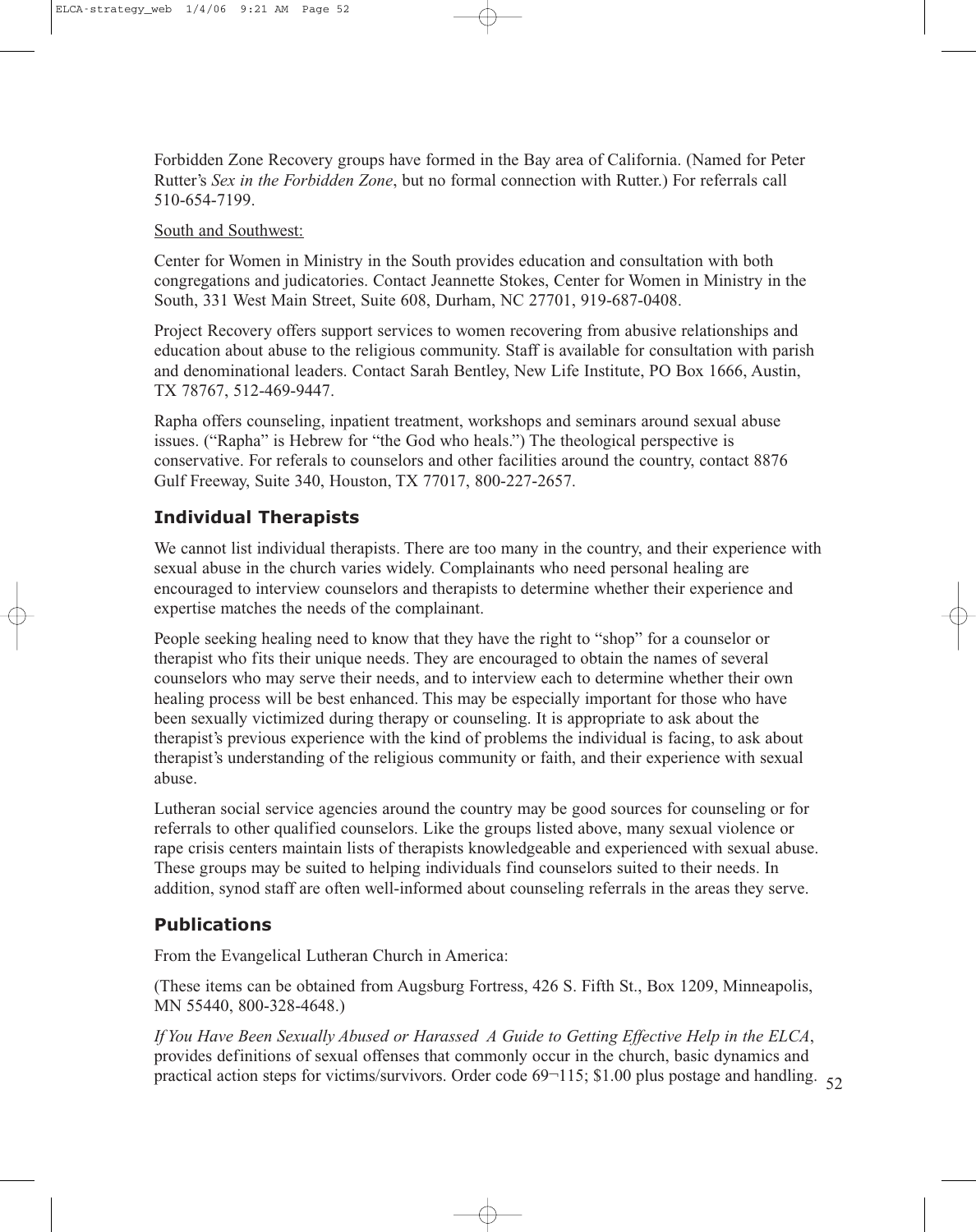Forbidden Zone Recovery groups have formed in the Bay area of California. (Named for Peter Rutter's *Sex in the Forbidden Zone*, but no formal connection with Rutter.) For referrals call 510-654-7199.

South and Southwest:

Center for Women in Ministry in the South provides education and consultation with both congregations and judicatories. Contact Jeannette Stokes, Center for Women in Ministry in the South, 331 West Main Street, Suite 608, Durham, NC 27701, 919-687-0408.

Project Recovery offers support services to women recovering from abusive relationships and education about abuse to the religious community. Staff is available for consultation with parish and denominational leaders. Contact Sarah Bentley, New Life Institute, PO Box 1666, Austin, TX 78767, 512-469-9447.

Rapha offers counseling, inpatient treatment, workshops and seminars around sexual abuse issues. ("Rapha" is Hebrew for "the God who heals.") The theological perspective is conservative. For referals to counselors and other facilities around the country, contact 8876 Gulf Freeway, Suite 340, Houston, TX 77017, 800-227-2657.

## Individual Therapists

We cannot list individual therapists. There are too many in the country, and their experience with sexual abuse in the church varies widely. Complainants who need personal healing are encouraged to interview counselors and therapists to determine whether their experience and expertise matches the needs of the complainant.

People seeking healing need to know that they have the right to "shop" for a counselor or therapist who fits their unique needs. They are encouraged to obtain the names of several counselors who may serve their needs, and to interview each to determine whether their own healing process will be best enhanced. This may be especially important for those who have been sexually victimized during therapy or counseling. It is appropriate to ask about the therapist's previous experience with the kind of problems the individual is facing, to ask about therapist's understanding of the religious community or faith, and their experience with sexual abuse.

Lutheran social service agencies around the country may be good sources for counseling or for referrals to other qualified counselors. Like the groups listed above, many sexual violence or rape crisis centers maintain lists of therapists knowledgeable and experienced with sexual abuse. These groups may be suited to helping individuals find counselors suited to their needs. In addition, synod staff are often well-informed about counseling referrals in the areas they serve.

## Publications

From the Evangelical Lutheran Church in America:

(These items can be obtained from Augsburg Fortress, 426 S. Fifth St., Box 1209, Minneapolis, MN 55440, 800-328-4648.)

*If You Have Been Sexually Abused or Harassed A Guide to Getting Effective Help in the ELCA*, provides definitions of sexual offenses that commonly occur in the church, basic dynamics and practical action steps for victims/survivors. Order code 69¬115; $1.00 plus postage and handling.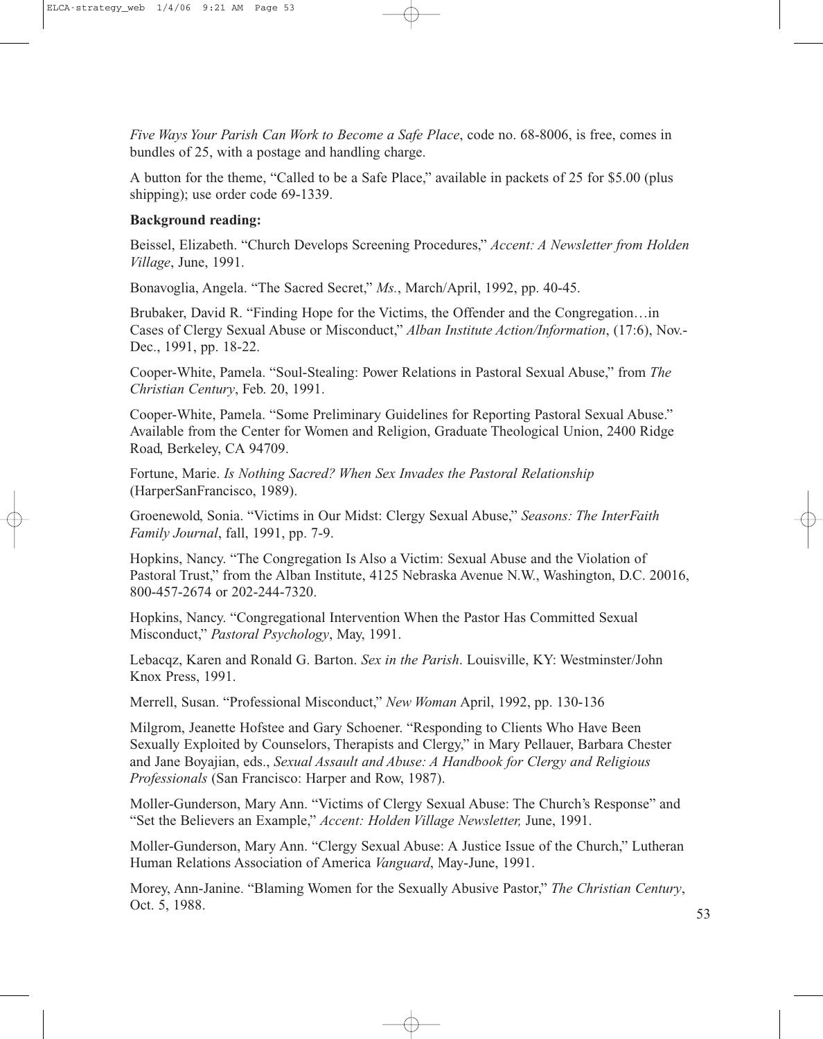*Five Ways Your Parish Can Work to Become a Safe Place*, code no. 68-8006, is free, comes in bundles of 25, with a postage and handling charge.

A button for the theme, "Called to be a Safe Place," available in packets of 25 for $5.00 (plus shipping); use order code 69-1339.

**Background reading:**

Beissel, Elizabeth. "Church Develops Screening Procedures," *Accent: A Newsletter from Holden Village*, June, 1991.

Bonavoglia, Angela. "The Sacred Secret," *Ms.*, March/April, 1992, pp. 40-45.

Brubaker, David R. "Finding Hope for the Victims, the Offender and the Congregation…in Cases of Clergy Sexual Abuse or Misconduct," *Alban Institute Action/Information*, (17:6), Nov.-Dec., 1991, pp. 18-22.

Cooper-White, Pamela. "Soul-Stealing: Power Relations in Pastoral Sexual Abuse," from *The Christian Century*, Feb. 20, 1991.

Cooper-White, Pamela. "Some Preliminary Guidelines for Reporting Pastoral Sexual Abuse." Available from the Center for Women and Religion, Graduate Theological Union, 2400 Ridge Road, Berkeley, CA 94709.

Fortune, Marie. *Is Nothing Sacred? When Sex Invades the Pastoral Relationship* (HarperSanFrancisco, 1989).

Groenewold, Sonia. "Victims in Our Midst: Clergy Sexual Abuse," *Seasons: The InterFaith Family Journal*, fall, 1991, pp. 7-9.

Hopkins, Nancy. "The Congregation Is Also a Victim: Sexual Abuse and the Violation of Pastoral Trust," from the Alban Institute, 4125 Nebraska Avenue N.W., Washington, D.C. 20016, 800-457-2674 or 202-244-7320.

Hopkins, Nancy. "Congregational Intervention When the Pastor Has Committed Sexual Misconduct," *Pastoral Psychology*, May, 1991.

Lebacqz, Karen and Ronald G. Barton. *Sex in the Parish*. Louisville, KY: Westminster/John Knox Press, 1991.

Merrell, Susan. "Professional Misconduct," *New Woman* April, 1992, pp. 130-136

Milgrom, Jeanette Hofstee and Gary Schoener. "Responding to Clients Who Have Been Sexually Exploited by Counselors, Therapists and Clergy," in Mary Pellauer, Barbara Chester and Jane Boyajian, eds., *Sexual Assault and Abuse: A Handbook for Clergy and Religious Professionals* (San Francisco: Harper and Row, 1987).

Moller-Gunderson, Mary Ann. "Victims of Clergy Sexual Abuse: The Church's Response" and "Set the Believers an Example," *Accent: Holden Village Newsletter,* June, 1991.

Moller-Gunderson, Mary Ann. "Clergy Sexual Abuse: A Justice Issue of the Church," Lutheran Human Relations Association of America *Vanguard*, May-June, 1991.

Morey, Ann-Janine. "Blaming Women for the Sexually Abusive Pastor," *The Christian Century*, Oct. 5, 1988.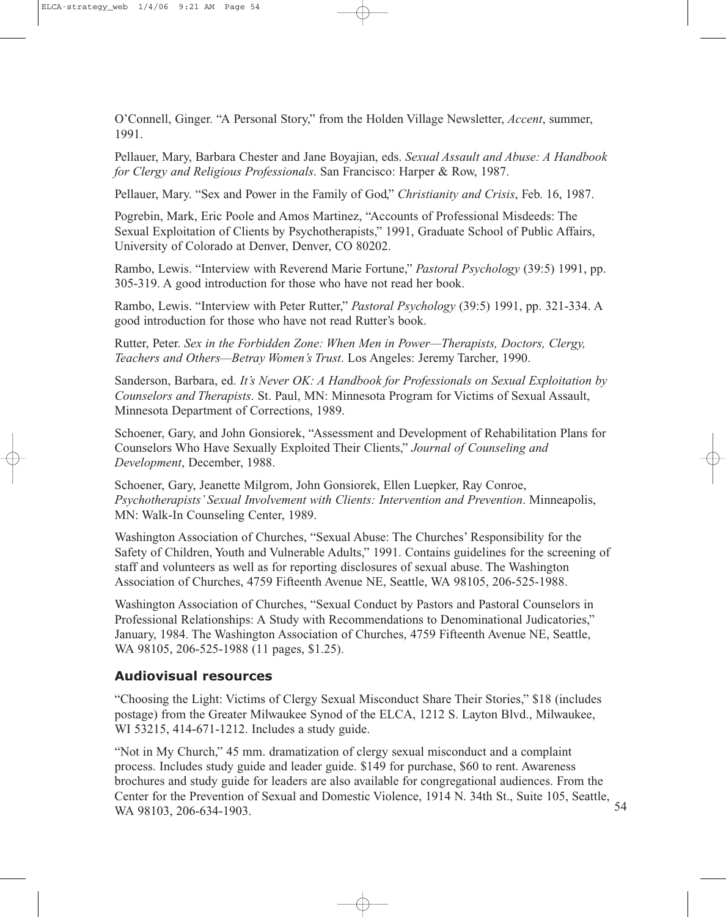O'Connell, Ginger. "A Personal Story," from the Holden Village Newsletter, *Accent*, summer, 1991.

Pellauer, Mary, Barbara Chester and Jane Boyajian, eds. *Sexual Assault and Abuse: A Handbook for Clergy and Religious Professionals*. San Francisco: Harper & Row, 1987.

Pellauer, Mary. "Sex and Power in the Family of God," *Christianity and Crisis*, Feb. 16, 1987.

Pogrebin, Mark, Eric Poole and Amos Martinez, "Accounts of Professional Misdeeds: The Sexual Exploitation of Clients by Psychotherapists," 1991, Graduate School of Public Affairs, University of Colorado at Denver, Denver, CO 80202.

Rambo, Lewis. "Interview with Reverend Marie Fortune," *Pastoral Psychology* (39:5) 1991, pp. 305-319. A good introduction for those who have not read her book.

Rambo, Lewis. "Interview with Peter Rutter," *Pastoral Psychology* (39:5) 1991, pp. 321-334. A good introduction for those who have not read Rutter's book.

Rutter, Peter. *Sex in the Forbidden Zone: When Men in Power—Therapists, Doctors, Clergy, Teachers and Others—Betray Women's Trust*. Los Angeles: Jeremy Tarcher, 1990.

Sanderson, Barbara, ed. *It's Never OK: A Handbook for Professionals on Sexual Exploitation by Counselors and Therapists*. St. Paul, MN: Minnesota Program for Victims of Sexual Assault, Minnesota Department of Corrections, 1989.

Schoener, Gary, and John Gonsiorek, "Assessment and Development of Rehabilitation Plans for Counselors Who Have Sexually Exploited Their Clients," *Journal of Counseling and Development*, December, 1988.

Schoener, Gary, Jeanette Milgrom, John Gonsiorek, Ellen Luepker, Ray Conroe, *Psychotherapists' Sexual Involvement with Clients: Intervention and Prevention*. Minneapolis, MN: Walk-In Counseling Center, 1989.

Washington Association of Churches, "Sexual Abuse: The Churches' Responsibility for the Safety of Children, Youth and Vulnerable Adults," 1991. Contains guidelines for the screening of staff and volunteers as well as for reporting disclosures of sexual abuse. The Washington Association of Churches, 4759 Fifteenth Avenue NE, Seattle, WA 98105, 206-525-1988.

Washington Association of Churches, "Sexual Conduct by Pastors and Pastoral Counselors in Professional Relationships: A Study with Recommendations to Denominational Judicatories," January, 1984. The Washington Association of Churches, 4759 Fifteenth Avenue NE, Seattle, WA 98105, 206-525-1988 (11 pages, $1.25).

### Audiovisual resources

"Choosing the Light: Victims of Clergy Sexual Misconduct Share Their Stories," $18 (includes postage) from the Greater Milwaukee Synod of the ELCA, 1212 S. Layton Blvd., Milwaukee, WI 53215, 414-671-1212. Includes a study guide.

"Not in My Church," 45 mm. dramatization of clergy sexual misconduct and a complaint process. Includes study guide and leader guide. $149 for purchase, $60 to rent. Awareness brochures and study guide for leaders are also available for congregational audiences. From the Center for the Prevention of Sexual and Domestic Violence, 1914 N. 34th St., Suite 105, Seattle, WA 98103, 206-634-1903.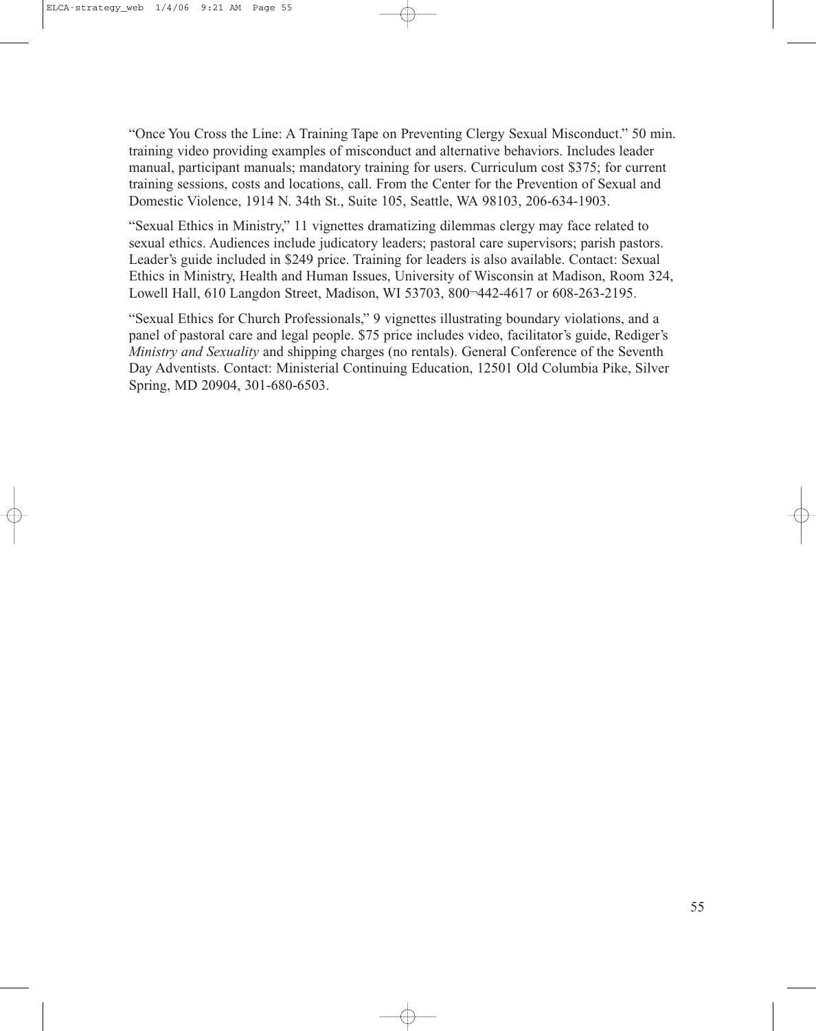"Once You Cross the Line: A Training Tape on Preventing Clergy Sexual Misconduct." 50 min. training video providing examples of misconduct and alternative behaviors. Includes leader manual, participant manuals; mandatory training for users. Curriculum cost $375; for current training sessions, costs and locations, call. From the Center for the Prevention of Sexual and Domestic Violence, 1914 N. 34th St., Suite 105, Seattle, WA 98103, 206-634-1903.

"Sexual Ethics in Ministry," 11 vignettes dramatizing dilemmas clergy may face related to sexual ethics. Audiences include judicatory leaders; pastoral care supervisors; parish pastors. Leader's guide included in $249 price. Training for leaders is also available. Contact: Sexual Ethics in Ministry, Health and Human Issues, University of Wisconsin at Madison, Room 324, Lowell Hall, 610 Langdon Street, Madison, WI 53703, 800-442-4617 or 608-263-2195.

"Sexual Ethics for Church Professionals," 9 vignettes illustrating boundary violations, and a panel of pastoral care and legal people. $75 price includes video, facilitator's guide, Rediger's *Ministry and Sexuality* and shipping charges (no rentals). General Conference of the Seventh Day Adventists. Contact: Ministerial Continuing Education, 12501 Old Columbia Pike, Silver Spring, MD 20904, 301-680-6503.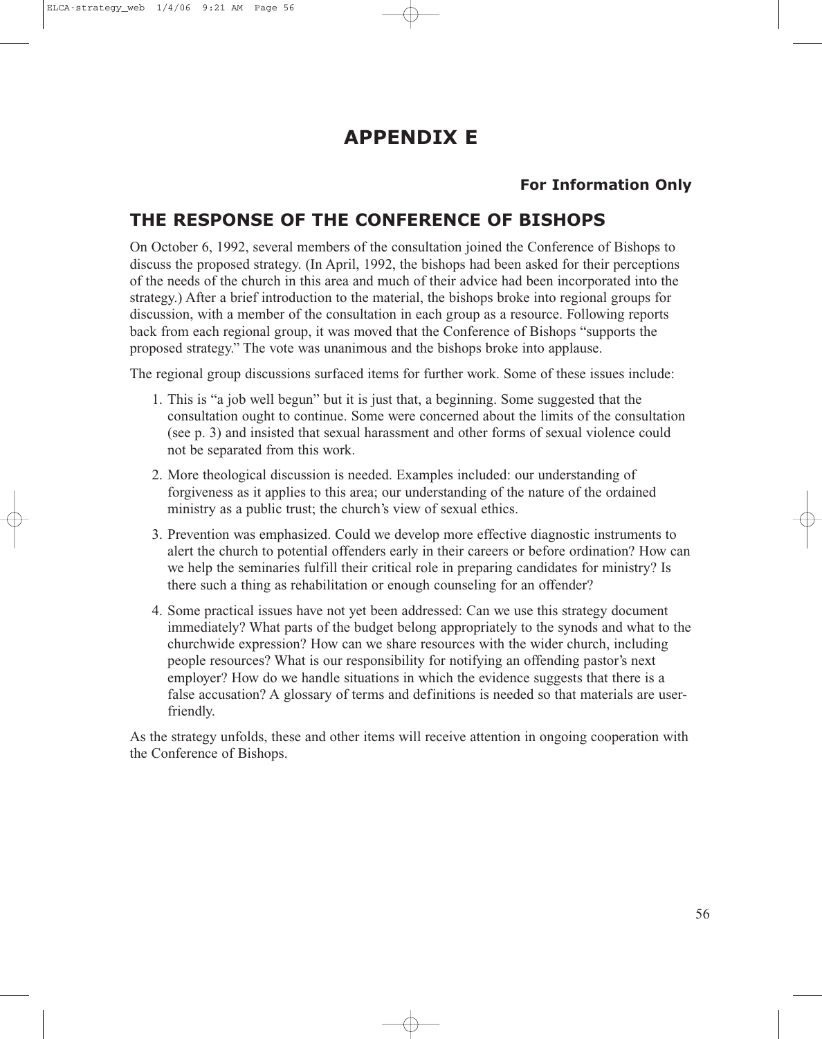# APPENDIX E

**For Information Only**

## THE RESPONSE OF THE CONFERENCE OF BISHOPS

On October 6, 1992, several members of the consultation joined the Conference of Bishops to discuss the proposed strategy. (In April, 1992, the bishops had been asked for their perceptions of the needs of the church in this area and much of their advice had been incorporated into the strategy.) After a brief introduction to the material, the bishops broke into regional groups for discussion, with a member of the consultation in each group as a resource. Following reports back from each regional group, it was moved that the Conference of Bishops "supports the proposed strategy." The vote was unanimous and the bishops broke into applause.

The regional group discussions surfaced items for further work. Some of these issues include:

1. This is "a job well begun" but it is just that, a beginning. Some suggested that the consultation ought to continue. Some were concerned about the limits of the consultation (see p. 3) and insisted that sexual harassment and other forms of sexual violence could not be separated from this work.

2. More theological discussion is needed. Examples included: our understanding of forgiveness as it applies to this area; our understanding of the nature of the ordained ministry as a public trust; the church's view of sexual ethics.

3. Prevention was emphasized. Could we develop more effective diagnostic instruments to alert the church to potential offenders early in their careers or before ordination? How can we help the seminaries fulfill their critical role in preparing candidates for ministry? Is there such a thing as rehabilitation or enough counseling for an offender?

4. Some practical issues have not yet been addressed: Can we use this strategy document immediately? What parts of the budget belong appropriately to the synods and what to the churchwide expression? How can we share resources with the wider church, including people resources? What is our responsibility for notifying an offending pastor's next employer? How do we handle situations in which the evidence suggests that there is a false accusation? A glossary of terms and definitions is needed so that materials are user-friendly.

As the strategy unfolds, these and other items will receive attention in ongoing cooperation with the Conference of Bishops.